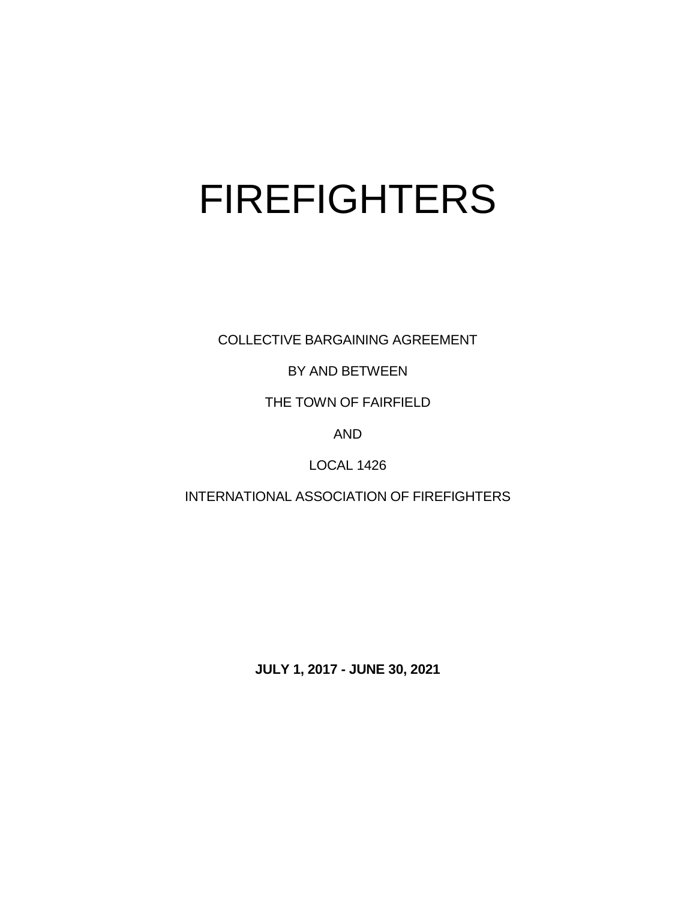# FIREFIGHTERS

COLLECTIVE BARGAINING AGREEMENT

BY AND BETWEEN

THE TOWN OF FAIRFIELD

AND

LOCAL 1426

INTERNATIONAL ASSOCIATION OF FIREFIGHTERS

**JULY 1, 2017 - JUNE 30, 2021**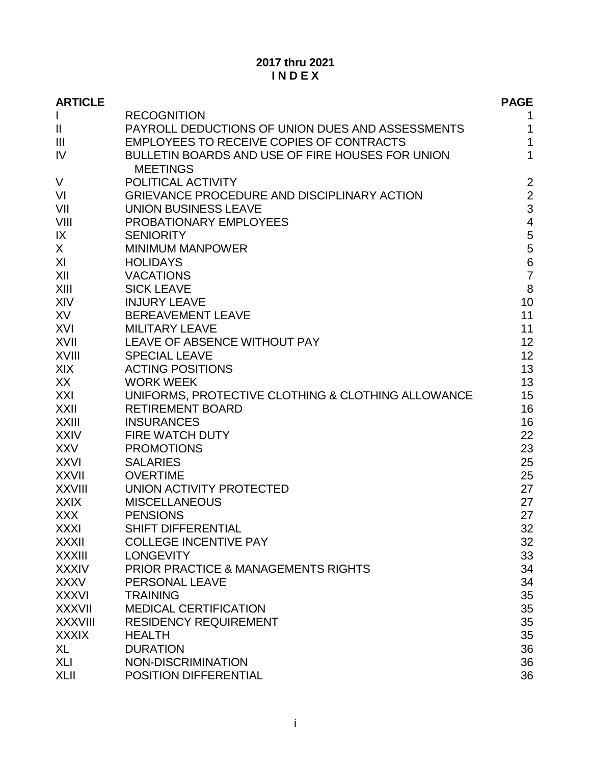**2017 thru 2021**

# I N D E X

| ARTICLE | | PAGE |
|---|---|---|
| I | RECOGNITION | 1 |
| II | PAYROLL DEDUCTIONS OF UNION DUES AND ASSESSMENTS | 1 |
| III | EMPLOYEES TO RECEIVE COPIES OF CONTRACTS | 1 |
| IV | BULLETIN BOARDS AND USE OF FIRE HOUSES FOR UNION MEETINGS | 1 |
| V | POLITICAL ACTIVITY | 2 |
| VI | GRIEVANCE PROCEDURE AND DISCIPLINARY ACTION | 2 |
| VII | UNION BUSINESS LEAVE | 3 |
| VIII | PROBATIONARY EMPLOYEES | 4 |
| IX | SENIORITY | 5 |
| X | MINIMUM MANPOWER | 5 |
| XI | HOLIDAYS | 6 |
| XII | VACATIONS | 7 |
| XIII | SICK LEAVE | 8 |
| XIV | INJURY LEAVE | 10 |
| XV | BEREAVEMENT LEAVE | 11 |
| XVI | MILITARY LEAVE | 11 |
| XVII | LEAVE OF ABSENCE WITHOUT PAY | 12 |
| XVIII | SPECIAL LEAVE | 12 |
| XIX | ACTING POSITIONS | 13 |
| XX | WORK WEEK | 13 |
| XXI | UNIFORMS, PROTECTIVE CLOTHING & CLOTHING ALLOWANCE | 15 |
| XXII | RETIREMENT BOARD | 16 |
| XXIII | INSURANCES | 16 |
| XXIV | FIRE WATCH DUTY | 22 |
| XXV | PROMOTIONS | 23 |
| XXVI | SALARIES | 25 |
| XXVII | OVERTIME | 25 |
| XXVIII | UNION ACTIVITY PROTECTED | 27 |
| XXIX | MISCELLANEOUS | 27 |
| XXX | PENSIONS | 27 |
| XXXI | SHIFT DIFFERENTIAL | 32 |
| XXXII | COLLEGE INCENTIVE PAY | 32 |
| XXXIII | LONGEVITY | 33 |
| XXXIV | PRIOR PRACTICE & MANAGEMENTS RIGHTS | 34 |
| XXXV | PERSONAL LEAVE | 34 |
| XXXVI | TRAINING | 35 |
| XXXVII | MEDICAL CERTIFICATION | 35 |
| XXXVIII | RESIDENCY REQUIREMENT | 35 |
| XXXIX | HEALTH | 35 |
| XL | DURATION | 36 |
| XLI | NON-DISCRIMINATION | 36 |
| XLII | POSITION DIFFERENTIAL | 36 |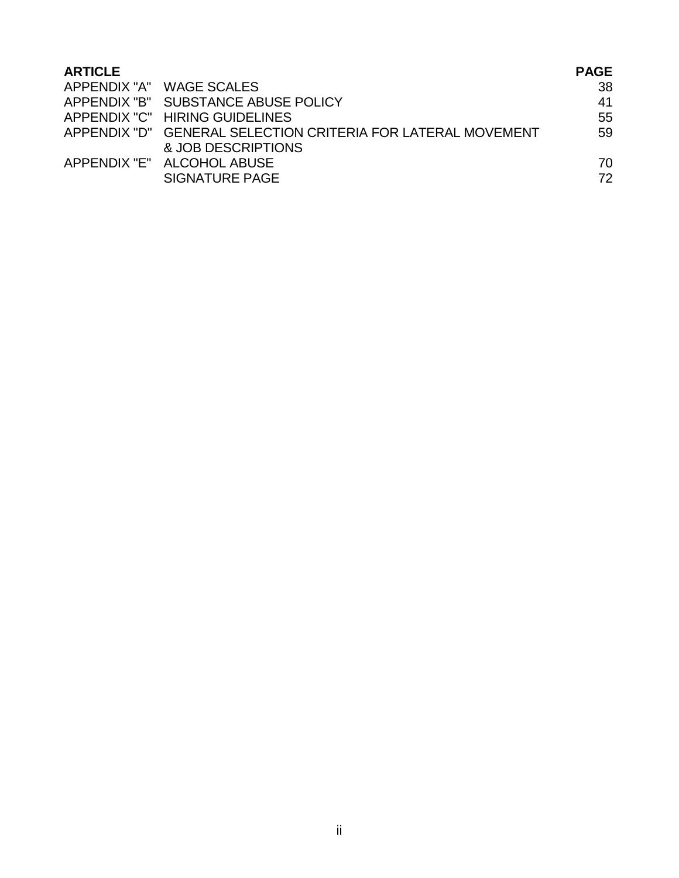| ARTICLE | | PAGE |
| --- | --- | --- |
| APPENDIX "A" | WAGE SCALES | 38 |
| APPENDIX "B" | SUBSTANCE ABUSE POLICY | 41 |
| APPENDIX "C" | HIRING GUIDELINES | 55 |
| APPENDIX "D" | GENERAL SELECTION CRITERIA FOR LATERAL MOVEMENT & JOB DESCRIPTIONS | 59 |
| APPENDIX "E" | ALCOHOL ABUSE | 70 |
| | SIGNATURE PAGE | 72 |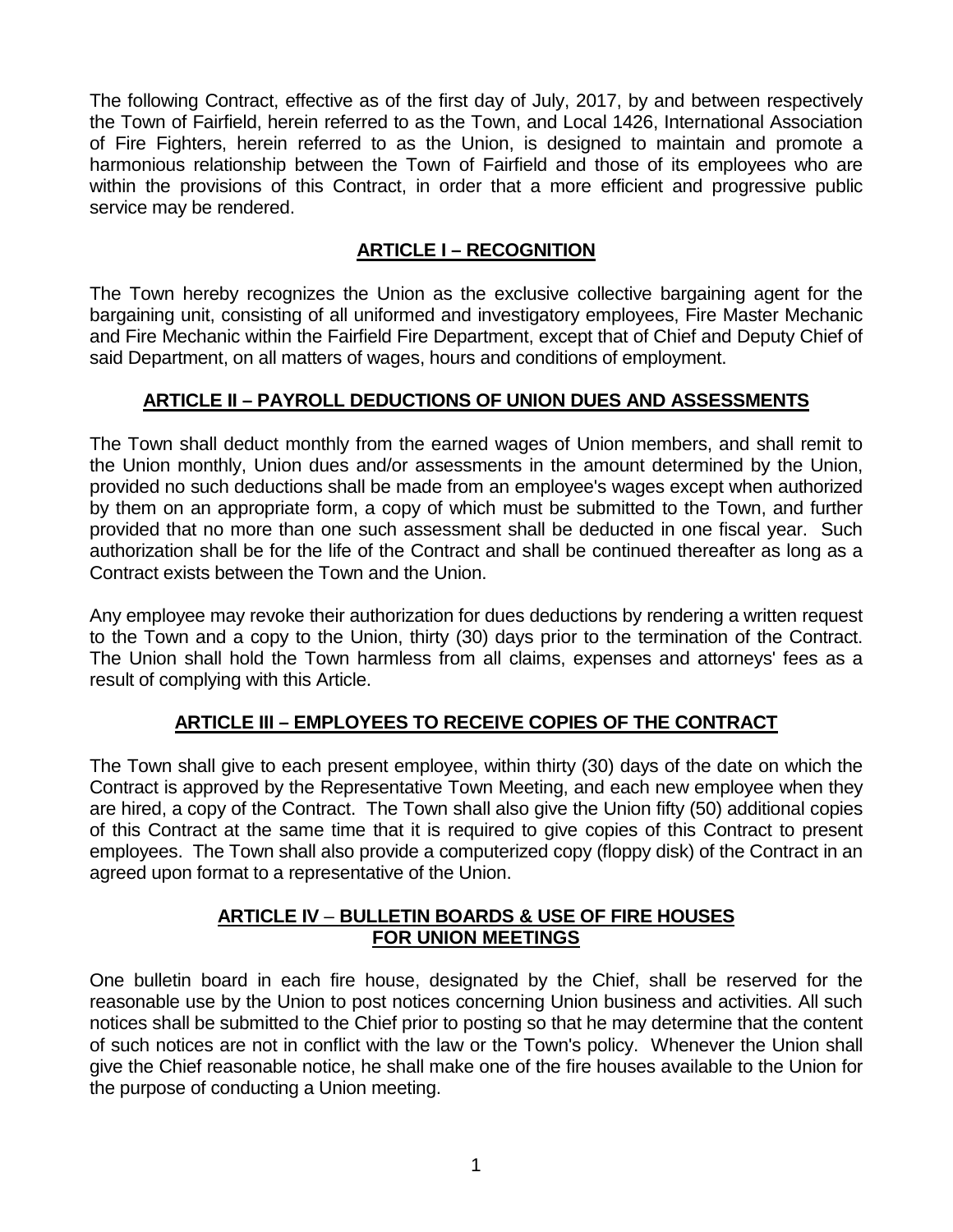The following Contract, effective as of the first day of July, 2017, by and between respectively the Town of Fairfield, herein referred to as the Town, and Local 1426, International Association of Fire Fighters, herein referred to as the Union, is designed to maintain and promote a harmonious relationship between the Town of Fairfield and those of its employees who are within the provisions of this Contract, in order that a more efficient and progressive public service may be rendered.

## ARTICLE I – RECOGNITION

The Town hereby recognizes the Union as the exclusive collective bargaining agent for the bargaining unit, consisting of all uniformed and investigatory employees, Fire Master Mechanic and Fire Mechanic within the Fairfield Fire Department, except that of Chief and Deputy Chief of said Department, on all matters of wages, hours and conditions of employment.

## ARTICLE II – PAYROLL DEDUCTIONS OF UNION DUES AND ASSESSMENTS

The Town shall deduct monthly from the earned wages of Union members, and shall remit to the Union monthly, Union dues and/or assessments in the amount determined by the Union, provided no such deductions shall be made from an employee's wages except when authorized by them on an appropriate form, a copy of which must be submitted to the Town, and further provided that no more than one such assessment shall be deducted in one fiscal year. Such authorization shall be for the life of the Contract and shall be continued thereafter as long as a Contract exists between the Town and the Union.

Any employee may revoke their authorization for dues deductions by rendering a written request to the Town and a copy to the Union, thirty (30) days prior to the termination of the Contract. The Union shall hold the Town harmless from all claims, expenses and attorneys' fees as a result of complying with this Article.

## ARTICLE III – EMPLOYEES TO RECEIVE COPIES OF THE CONTRACT

The Town shall give to each present employee, within thirty (30) days of the date on which the Contract is approved by the Representative Town Meeting, and each new employee when they are hired, a copy of the Contract. The Town shall also give the Union fifty (50) additional copies of this Contract at the same time that it is required to give copies of this Contract to present employees. The Town shall also provide a computerized copy (floppy disk) of the Contract in an agreed upon format to a representative of the Union.

## ARTICLE IV – BULLETIN BOARDS & USE OF FIRE HOUSES FOR UNION MEETINGS

One bulletin board in each fire house, designated by the Chief, shall be reserved for the reasonable use by the Union to post notices concerning Union business and activities. All such notices shall be submitted to the Chief prior to posting so that he may determine that the content of such notices are not in conflict with the law or the Town's policy. Whenever the Union shall give the Chief reasonable notice, he shall make one of the fire houses available to the Union for the purpose of conducting a Union meeting.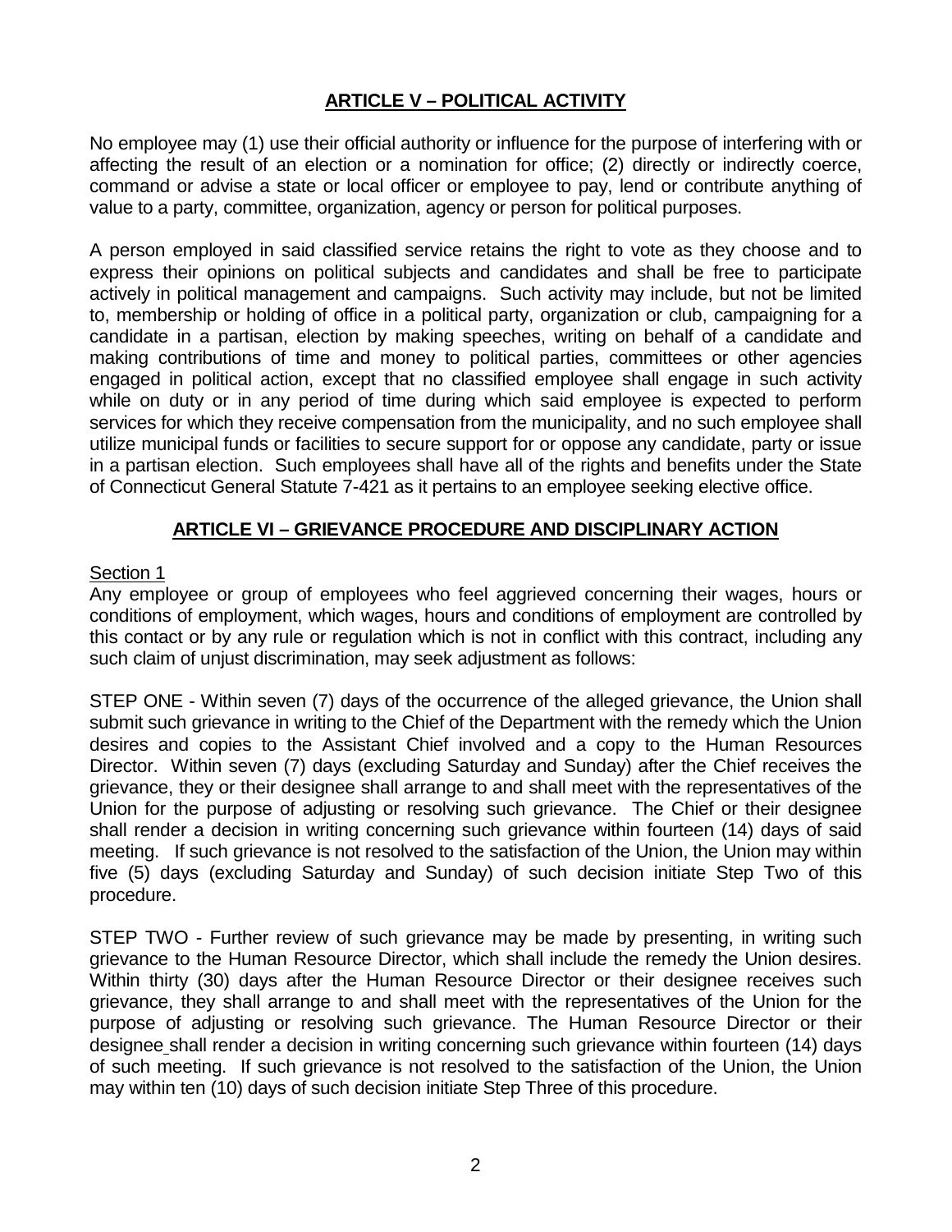## ARTICLE V – POLITICAL ACTIVITY

No employee may (1) use their official authority or influence for the purpose of interfering with or affecting the result of an election or a nomination for office; (2) directly or indirectly coerce, command or advise a state or local officer or employee to pay, lend or contribute anything of value to a party, committee, organization, agency or person for political purposes.

A person employed in said classified service retains the right to vote as they choose and to express their opinions on political subjects and candidates and shall be free to participate actively in political management and campaigns. Such activity may include, but not be limited to, membership or holding of office in a political party, organization or club, campaigning for a candidate in a partisan, election by making speeches, writing on behalf of a candidate and making contributions of time and money to political parties, committees or other agencies engaged in political action, except that no classified employee shall engage in such activity while on duty or in any period of time during which said employee is expected to perform services for which they receive compensation from the municipality, and no such employee shall utilize municipal funds or facilities to secure support for or oppose any candidate, party or issue in a partisan election. Such employees shall have all of the rights and benefits under the State of Connecticut General Statute 7-421 as it pertains to an employee seeking elective office.

## ARTICLE VI – GRIEVANCE PROCEDURE AND DISCIPLINARY ACTION

Section 1

Any employee or group of employees who feel aggrieved concerning their wages, hours or conditions of employment, which wages, hours and conditions of employment are controlled by this contact or by any rule or regulation which is not in conflict with this contract, including any such claim of unjust discrimination, may seek adjustment as follows:

STEP ONE - Within seven (7) days of the occurrence of the alleged grievance, the Union shall submit such grievance in writing to the Chief of the Department with the remedy which the Union desires and copies to the Assistant Chief involved and a copy to the Human Resources Director. Within seven (7) days (excluding Saturday and Sunday) after the Chief receives the grievance, they or their designee shall arrange to and shall meet with the representatives of the Union for the purpose of adjusting or resolving such grievance. The Chief or their designee shall render a decision in writing concerning such grievance within fourteen (14) days of said meeting. If such grievance is not resolved to the satisfaction of the Union, the Union may within five (5) days (excluding Saturday and Sunday) of such decision initiate Step Two of this procedure.

STEP TWO - Further review of such grievance may be made by presenting, in writing such grievance to the Human Resource Director, which shall include the remedy the Union desires. Within thirty (30) days after the Human Resource Director or their designee receives such grievance, they shall arrange to and shall meet with the representatives of the Union for the purpose of adjusting or resolving such grievance. The Human Resource Director or their designee shall render a decision in writing concerning such grievance within fourteen (14) days of such meeting. If such grievance is not resolved to the satisfaction of the Union, the Union may within ten (10) days of such decision initiate Step Three of this procedure.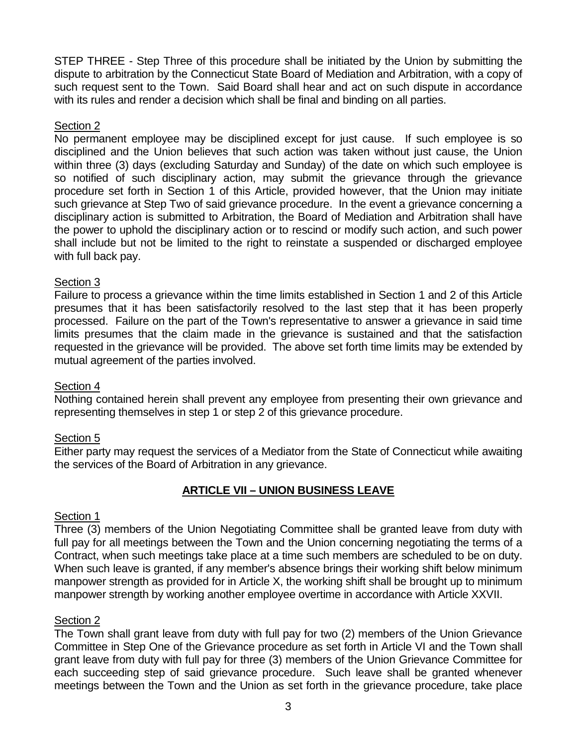STEP THREE - Step Three of this procedure shall be initiated by the Union by submitting the dispute to arbitration by the Connecticut State Board of Mediation and Arbitration, with a copy of such request sent to the Town. Said Board shall hear and act on such dispute in accordance with its rules and render a decision which shall be final and binding on all parties.

Section 2

No permanent employee may be disciplined except for just cause. If such employee is so disciplined and the Union believes that such action was taken without just cause, the Union within three (3) days (excluding Saturday and Sunday) of the date on which such employee is so notified of such disciplinary action, may submit the grievance through the grievance procedure set forth in Section 1 of this Article, provided however, that the Union may initiate such grievance at Step Two of said grievance procedure. In the event a grievance concerning a disciplinary action is submitted to Arbitration, the Board of Mediation and Arbitration shall have the power to uphold the disciplinary action or to rescind or modify such action, and such power shall include but not be limited to the right to reinstate a suspended or discharged employee with full back pay.

Section 3

Failure to process a grievance within the time limits established in Section 1 and 2 of this Article presumes that it has been satisfactorily resolved to the last step that it has been properly processed. Failure on the part of the Town's representative to answer a grievance in said time limits presumes that the claim made in the grievance is sustained and that the satisfaction requested in the grievance will be provided. The above set forth time limits may be extended by mutual agreement of the parties involved.

Section 4

Nothing contained herein shall prevent any employee from presenting their own grievance and representing themselves in step 1 or step 2 of this grievance procedure.

Section 5

Either party may request the services of a Mediator from the State of Connecticut while awaiting the services of the Board of Arbitration in any grievance.

## ARTICLE VII – UNION BUSINESS LEAVE

Section 1

Three (3) members of the Union Negotiating Committee shall be granted leave from duty with full pay for all meetings between the Town and the Union concerning negotiating the terms of a Contract, when such meetings take place at a time such members are scheduled to be on duty. When such leave is granted, if any member's absence brings their working shift below minimum manpower strength as provided for in Article X, the working shift shall be brought up to minimum manpower strength by working another employee overtime in accordance with Article XXVII.

Section 2

The Town shall grant leave from duty with full pay for two (2) members of the Union Grievance Committee in Step One of the Grievance procedure as set forth in Article VI and the Town shall grant leave from duty with full pay for three (3) members of the Union Grievance Committee for each succeeding step of said grievance procedure. Such leave shall be granted whenever meetings between the Town and the Union as set forth in the grievance procedure, take place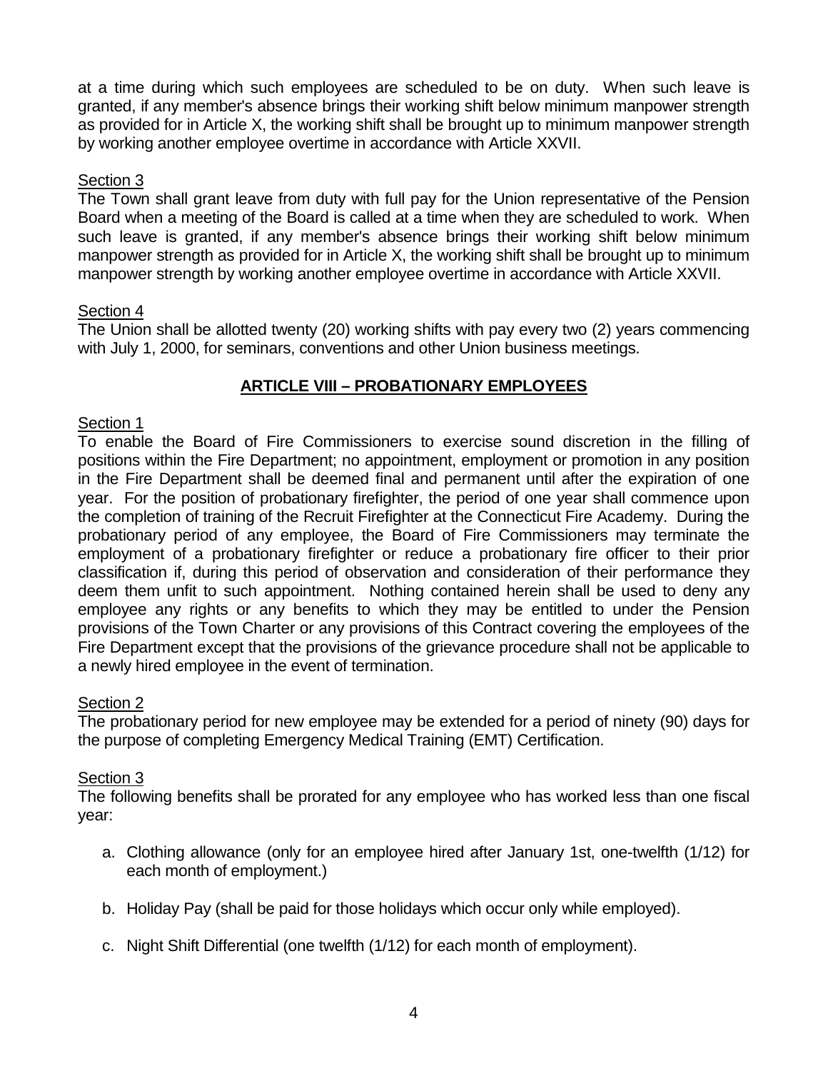at a time during which such employees are scheduled to be on duty. When such leave is granted, if any member's absence brings their working shift below minimum manpower strength as provided for in Article X, the working shift shall be brought up to minimum manpower strength by working another employee overtime in accordance with Article XXVII.

Section 3

The Town shall grant leave from duty with full pay for the Union representative of the Pension Board when a meeting of the Board is called at a time when they are scheduled to work. When such leave is granted, if any member's absence brings their working shift below minimum manpower strength as provided for in Article X, the working shift shall be brought up to minimum manpower strength by working another employee overtime in accordance with Article XXVII.

Section 4

The Union shall be allotted twenty (20) working shifts with pay every two (2) years commencing with July 1, 2000, for seminars, conventions and other Union business meetings.

## ARTICLE VIII – PROBATIONARY EMPLOYEES

Section 1

To enable the Board of Fire Commissioners to exercise sound discretion in the filling of positions within the Fire Department; no appointment, employment or promotion in any position in the Fire Department shall be deemed final and permanent until after the expiration of one year. For the position of probationary firefighter, the period of one year shall commence upon the completion of training of the Recruit Firefighter at the Connecticut Fire Academy. During the probationary period of any employee, the Board of Fire Commissioners may terminate the employment of a probationary firefighter or reduce a probationary fire officer to their prior classification if, during this period of observation and consideration of their performance they deem them unfit to such appointment. Nothing contained herein shall be used to deny any employee any rights or any benefits to which they may be entitled to under the Pension provisions of the Town Charter or any provisions of this Contract covering the employees of the Fire Department except that the provisions of the grievance procedure shall not be applicable to a newly hired employee in the event of termination.

Section 2

The probationary period for new employee may be extended for a period of ninety (90) days for the purpose of completing Emergency Medical Training (EMT) Certification.

Section 3

The following benefits shall be prorated for any employee who has worked less than one fiscal year:

a. Clothing allowance (only for an employee hired after January 1st, one-twelfth (1/12) for each month of employment.)

b. Holiday Pay (shall be paid for those holidays which occur only while employed).

c. Night Shift Differential (one twelfth (1/12) for each month of employment).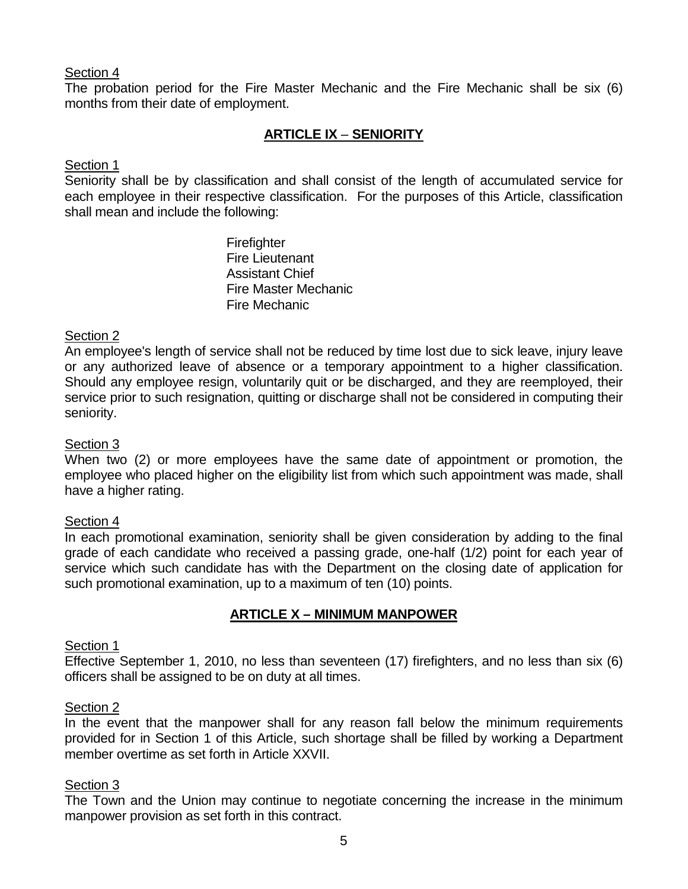Section 4

The probation period for the Fire Master Mechanic and the Fire Mechanic shall be six (6) months from their date of employment.

## ARTICLE IX – SENIORITY

Section 1

Seniority shall be by classification and shall consist of the length of accumulated service for each employee in their respective classification. For the purposes of this Article, classification shall mean and include the following:

- Firefighter
- Fire Lieutenant
- Assistant Chief
- Fire Master Mechanic
- Fire Mechanic

Section 2

An employee's length of service shall not be reduced by time lost due to sick leave, injury leave or any authorized leave of absence or a temporary appointment to a higher classification. Should any employee resign, voluntarily quit or be discharged, and they are reemployed, their service prior to such resignation, quitting or discharge shall not be considered in computing their seniority.

Section 3

When two (2) or more employees have the same date of appointment or promotion, the employee who placed higher on the eligibility list from which such appointment was made, shall have a higher rating.

Section 4

In each promotional examination, seniority shall be given consideration by adding to the final grade of each candidate who received a passing grade, one-half (1/2) point for each year of service which such candidate has with the Department on the closing date of application for such promotional examination, up to a maximum of ten (10) points.

## ARTICLE X – MINIMUM MANPOWER

Section 1

Effective September 1, 2010, no less than seventeen (17) firefighters, and no less than six (6) officers shall be assigned to be on duty at all times.

Section 2

In the event that the manpower shall for any reason fall below the minimum requirements provided for in Section 1 of this Article, such shortage shall be filled by working a Department member overtime as set forth in Article XXVII.

Section 3

The Town and the Union may continue to negotiate concerning the increase in the minimum manpower provision as set forth in this contract.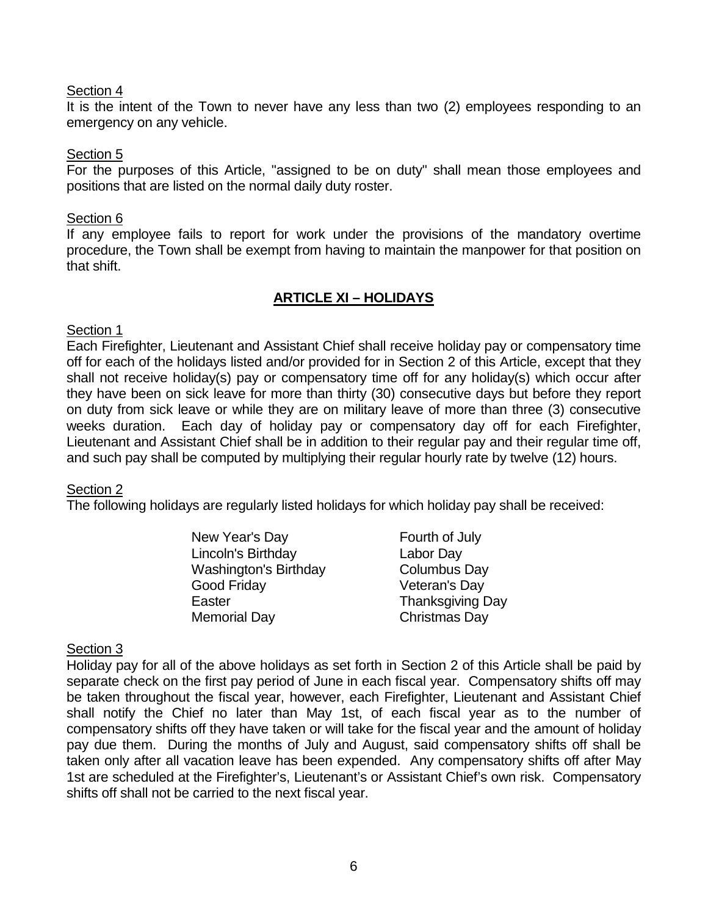Section 4

It is the intent of the Town to never have any less than two (2) employees responding to an emergency on any vehicle.

Section 5

For the purposes of this Article, "assigned to be on duty" shall mean those employees and positions that are listed on the normal daily duty roster.

Section 6

If any employee fails to report for work under the provisions of the mandatory overtime procedure, the Town shall be exempt from having to maintain the manpower for that position on that shift.

## ARTICLE XI – HOLIDAYS

Section 1

Each Firefighter, Lieutenant and Assistant Chief shall receive holiday pay or compensatory time off for each of the holidays listed and/or provided for in Section 2 of this Article, except that they shall not receive holiday(s) pay or compensatory time off for any holiday(s) which occur after they have been on sick leave for more than thirty (30) consecutive days but before they report on duty from sick leave or while they are on military leave of more than three (3) consecutive weeks duration. Each day of holiday pay or compensatory day off for each Firefighter, Lieutenant and Assistant Chief shall be in addition to their regular pay and their regular time off, and such pay shall be computed by multiplying their regular hourly rate by twelve (12) hours.

Section 2

The following holidays are regularly listed holidays for which holiday pay shall be received:

- New Year's Day
- Lincoln's Birthday
- Washington's Birthday
- Good Friday
- Easter
- Memorial Day
- Fourth of July
- Labor Day
- Columbus Day
- Veteran's Day
- Thanksgiving Day
- Christmas Day

Section 3

Holiday pay for all of the above holidays as set forth in Section 2 of this Article shall be paid by separate check on the first pay period of June in each fiscal year. Compensatory shifts off may be taken throughout the fiscal year, however, each Firefighter, Lieutenant and Assistant Chief shall notify the Chief no later than May 1st, of each fiscal year as to the number of compensatory shifts off they have taken or will take for the fiscal year and the amount of holiday pay due them. During the months of July and August, said compensatory shifts off shall be taken only after all vacation leave has been expended. Any compensatory shifts off after May 1st are scheduled at the Firefighter's, Lieutenant's or Assistant Chief's own risk. Compensatory shifts off shall not be carried to the next fiscal year.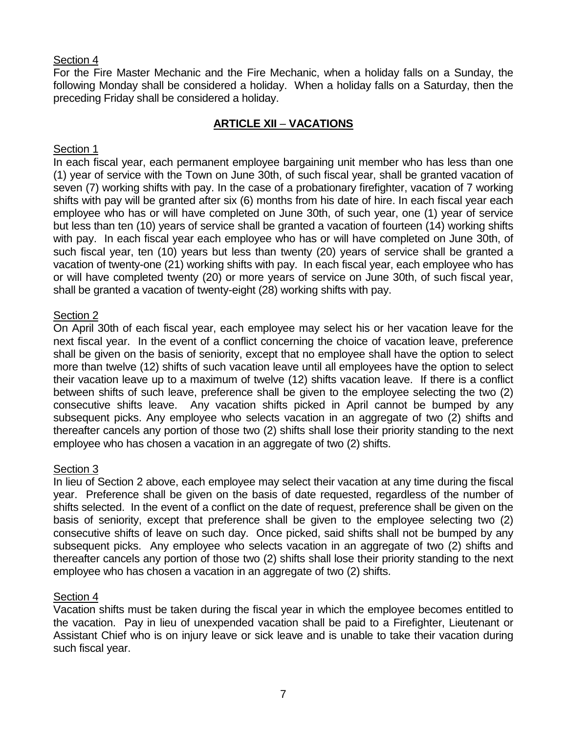Section 4

For the Fire Master Mechanic and the Fire Mechanic, when a holiday falls on a Sunday, the following Monday shall be considered a holiday. When a holiday falls on a Saturday, then the preceding Friday shall be considered a holiday.

## ARTICLE XII – VACATIONS

Section 1

In each fiscal year, each permanent employee bargaining unit member who has less than one (1) year of service with the Town on June 30th, of such fiscal year, shall be granted vacation of seven (7) working shifts with pay. In the case of a probationary firefighter, vacation of 7 working shifts with pay will be granted after six (6) months from his date of hire. In each fiscal year each employee who has or will have completed on June 30th, of such year, one (1) year of service but less than ten (10) years of service shall be granted a vacation of fourteen (14) working shifts with pay. In each fiscal year each employee who has or will have completed on June 30th, of such fiscal year, ten (10) years but less than twenty (20) years of service shall be granted a vacation of twenty-one (21) working shifts with pay. In each fiscal year, each employee who has or will have completed twenty (20) or more years of service on June 30th, of such fiscal year, shall be granted a vacation of twenty-eight (28) working shifts with pay.

Section 2

On April 30th of each fiscal year, each employee may select his or her vacation leave for the next fiscal year. In the event of a conflict concerning the choice of vacation leave, preference shall be given on the basis of seniority, except that no employee shall have the option to select more than twelve (12) shifts of such vacation leave until all employees have the option to select their vacation leave up to a maximum of twelve (12) shifts vacation leave. If there is a conflict between shifts of such leave, preference shall be given to the employee selecting the two (2) consecutive shifts leave. Any vacation shifts picked in April cannot be bumped by any subsequent picks. Any employee who selects vacation in an aggregate of two (2) shifts and thereafter cancels any portion of those two (2) shifts shall lose their priority standing to the next employee who has chosen a vacation in an aggregate of two (2) shifts.

Section 3

In lieu of Section 2 above, each employee may select their vacation at any time during the fiscal year. Preference shall be given on the basis of date requested, regardless of the number of shifts selected. In the event of a conflict on the date of request, preference shall be given on the basis of seniority, except that preference shall be given to the employee selecting two (2) consecutive shifts of leave on such day. Once picked, said shifts shall not be bumped by any subsequent picks. Any employee who selects vacation in an aggregate of two (2) shifts and thereafter cancels any portion of those two (2) shifts shall lose their priority standing to the next employee who has chosen a vacation in an aggregate of two (2) shifts.

Section 4

Vacation shifts must be taken during the fiscal year in which the employee becomes entitled to the vacation. Pay in lieu of unexpended vacation shall be paid to a Firefighter, Lieutenant or Assistant Chief who is on injury leave or sick leave and is unable to take their vacation during such fiscal year.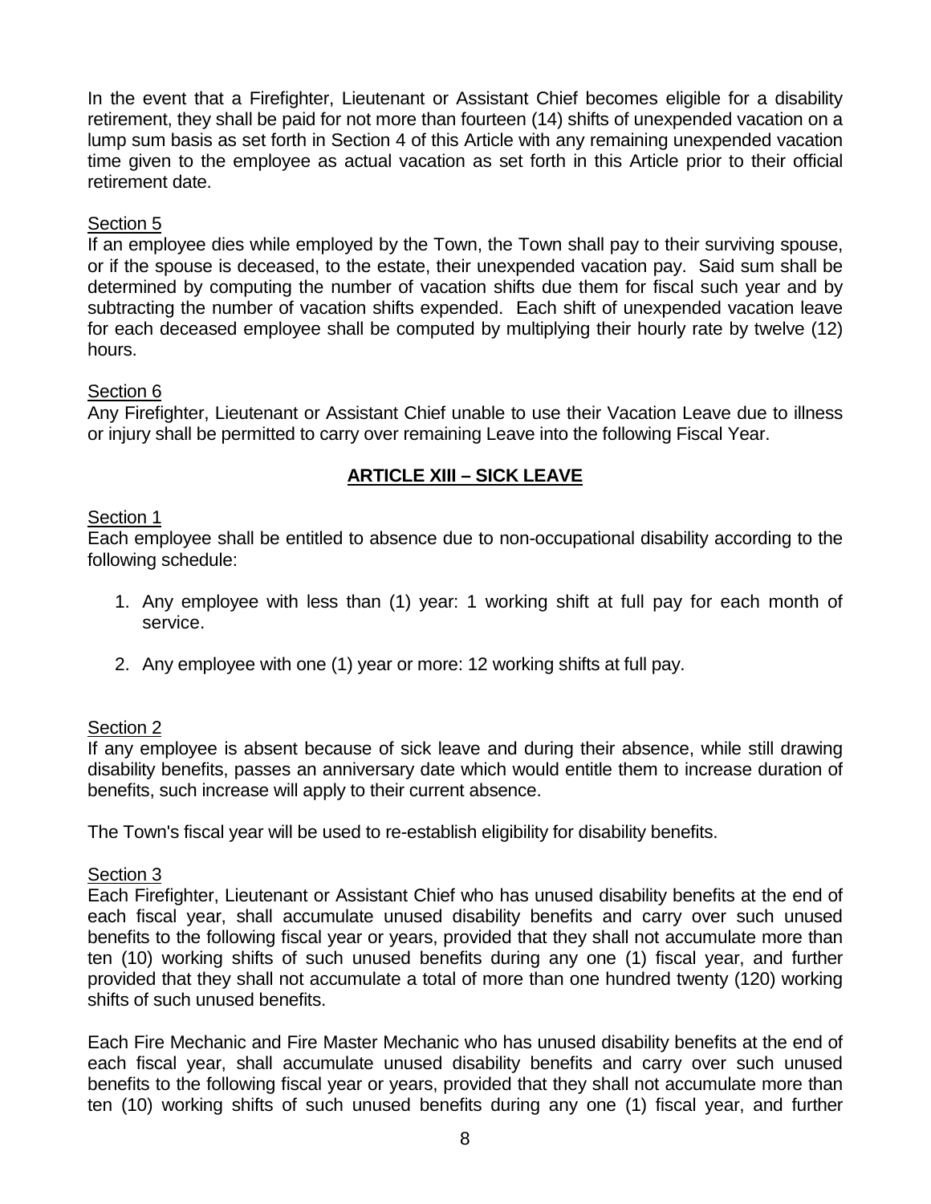In the event that a Firefighter, Lieutenant or Assistant Chief becomes eligible for a disability retirement, they shall be paid for not more than fourteen (14) shifts of unexpended vacation on a lump sum basis as set forth in Section 4 of this Article with any remaining unexpended vacation time given to the employee as actual vacation as set forth in this Article prior to their official retirement date.

Section 5

If an employee dies while employed by the Town, the Town shall pay to their surviving spouse, or if the spouse is deceased, to the estate, their unexpended vacation pay. Said sum shall be determined by computing the number of vacation shifts due them for fiscal such year and by subtracting the number of vacation shifts expended. Each shift of unexpended vacation leave for each deceased employee shall be computed by multiplying their hourly rate by twelve (12) hours.

Section 6

Any Firefighter, Lieutenant or Assistant Chief unable to use their Vacation Leave due to illness or injury shall be permitted to carry over remaining Leave into the following Fiscal Year.

## ARTICLE XIII – SICK LEAVE

Section 1

Each employee shall be entitled to absence due to non-occupational disability according to the following schedule:

1. Any employee with less than (1) year: 1 working shift at full pay for each month of service.
2. Any employee with one (1) year or more: 12 working shifts at full pay.

Section 2

If any employee is absent because of sick leave and during their absence, while still drawing disability benefits, passes an anniversary date which would entitle them to increase duration of benefits, such increase will apply to their current absence.

The Town's fiscal year will be used to re-establish eligibility for disability benefits.

Section 3

Each Firefighter, Lieutenant or Assistant Chief who has unused disability benefits at the end of each fiscal year, shall accumulate unused disability benefits and carry over such unused benefits to the following fiscal year or years, provided that they shall not accumulate more than ten (10) working shifts of such unused benefits during any one (1) fiscal year, and further provided that they shall not accumulate a total of more than one hundred twenty (120) working shifts of such unused benefits.

Each Fire Mechanic and Fire Master Mechanic who has unused disability benefits at the end of each fiscal year, shall accumulate unused disability benefits and carry over such unused benefits to the following fiscal year or years, provided that they shall not accumulate more than ten (10) working shifts of such unused benefits during any one (1) fiscal year, and further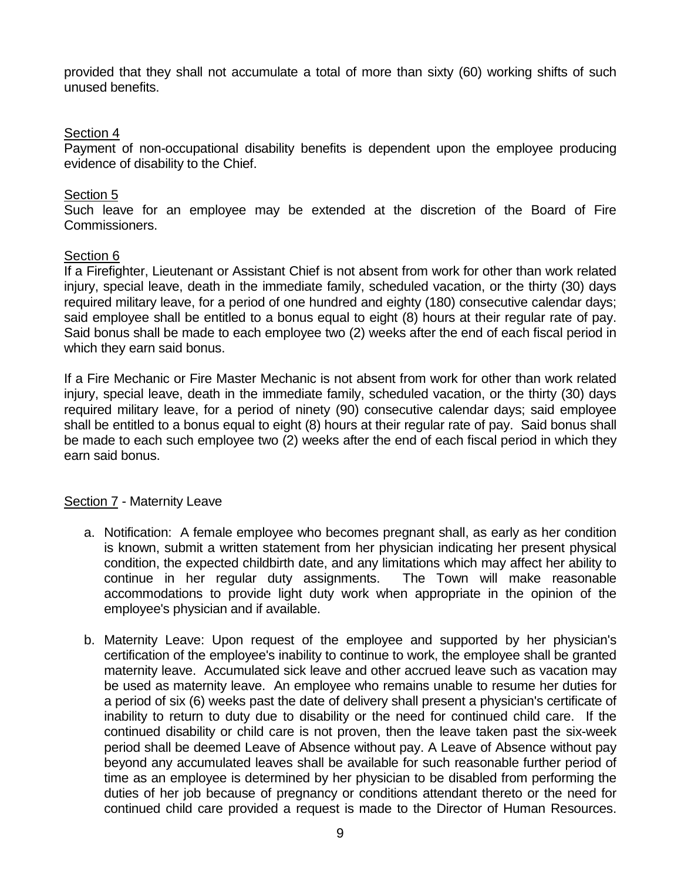provided that they shall not accumulate a total of more than sixty (60) working shifts of such unused benefits.

Section 4

Payment of non-occupational disability benefits is dependent upon the employee producing evidence of disability to the Chief.

Section 5

Such leave for an employee may be extended at the discretion of the Board of Fire Commissioners.

Section 6

If a Firefighter, Lieutenant or Assistant Chief is not absent from work for other than work related injury, special leave, death in the immediate family, scheduled vacation, or the thirty (30) days required military leave, for a period of one hundred and eighty (180) consecutive calendar days; said employee shall be entitled to a bonus equal to eight (8) hours at their regular rate of pay. Said bonus shall be made to each employee two (2) weeks after the end of each fiscal period in which they earn said bonus.

If a Fire Mechanic or Fire Master Mechanic is not absent from work for other than work related injury, special leave, death in the immediate family, scheduled vacation, or the thirty (30) days required military leave, for a period of ninety (90) consecutive calendar days; said employee shall be entitled to a bonus equal to eight (8) hours at their regular rate of pay. Said bonus shall be made to each such employee two (2) weeks after the end of each fiscal period in which they earn said bonus.

Section 7 - Maternity Leave

a. Notification: A female employee who becomes pregnant shall, as early as her condition is known, submit a written statement from her physician indicating her present physical condition, the expected childbirth date, and any limitations which may affect her ability to continue in her regular duty assignments. The Town will make reasonable accommodations to provide light duty work when appropriate in the opinion of the employee's physician and if available.

b. Maternity Leave: Upon request of the employee and supported by her physician's certification of the employee's inability to continue to work, the employee shall be granted maternity leave. Accumulated sick leave and other accrued leave such as vacation may be used as maternity leave. An employee who remains unable to resume her duties for a period of six (6) weeks past the date of delivery shall present a physician's certificate of inability to return to duty due to disability or the need for continued child care. If the continued disability or child care is not proven, then the leave taken past the six-week period shall be deemed Leave of Absence without pay. A Leave of Absence without pay beyond any accumulated leaves shall be available for such reasonable further period of time as an employee is determined by her physician to be disabled from performing the duties of her job because of pregnancy or conditions attendant thereto or the need for continued child care provided a request is made to the Director of Human Resources.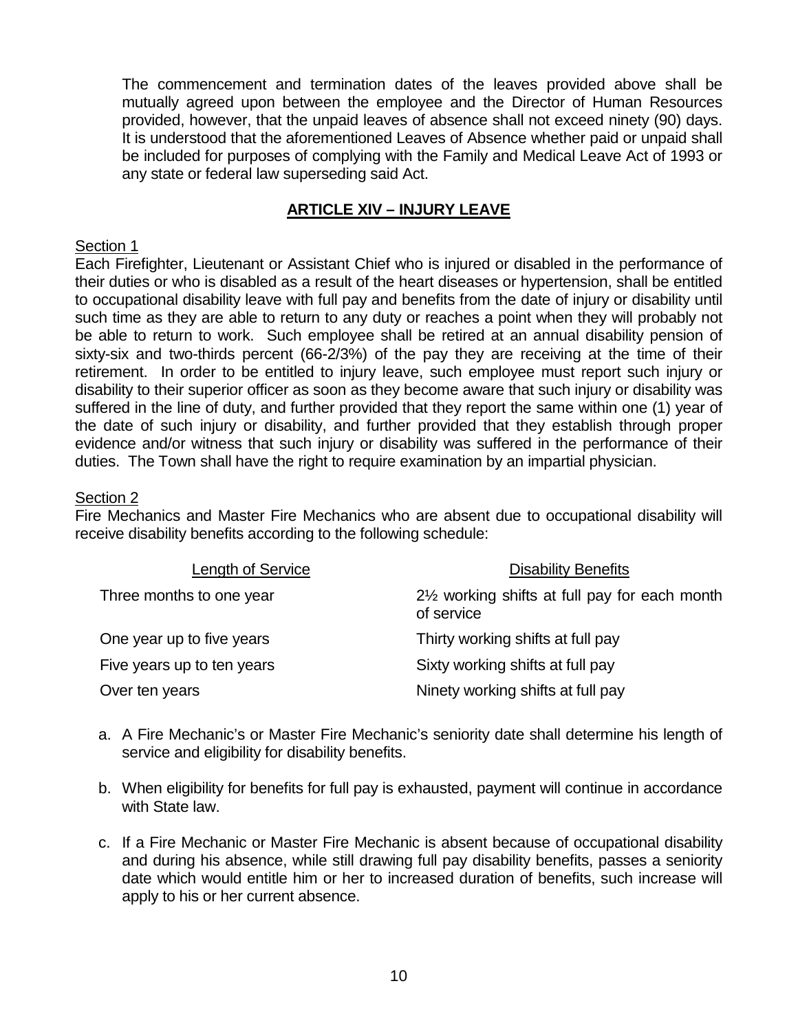The commencement and termination dates of the leaves provided above shall be mutually agreed upon between the employee and the Director of Human Resources provided, however, that the unpaid leaves of absence shall not exceed ninety (90) days. It is understood that the aforementioned Leaves of Absence whether paid or unpaid shall be included for purposes of complying with the Family and Medical Leave Act of 1993 or any state or federal law superseding said Act.

## ARTICLE XIV – INJURY LEAVE

Section 1

Each Firefighter, Lieutenant or Assistant Chief who is injured or disabled in the performance of their duties or who is disabled as a result of the heart diseases or hypertension, shall be entitled to occupational disability leave with full pay and benefits from the date of injury or disability until such time as they are able to return to any duty or reaches a point when they will probably not be able to return to work. Such employee shall be retired at an annual disability pension of sixty-six and two-thirds percent (66-2/3%) of the pay they are receiving at the time of their retirement. In order to be entitled to injury leave, such employee must report such injury or disability to their superior officer as soon as they become aware that such injury or disability was suffered in the line of duty, and further provided that they report the same within one (1) year of the date of such injury or disability, and further provided that they establish through proper evidence and/or witness that such injury or disability was suffered in the performance of their duties. The Town shall have the right to require examination by an impartial physician.

Section 2

Fire Mechanics and Master Fire Mechanics who are absent due to occupational disability will receive disability benefits according to the following schedule:

| Length of Service | Disability Benefits |
|---|---|
| Three months to one year | 2½ working shifts at full pay for each month of service |
| One year up to five years | Thirty working shifts at full pay |
| Five years up to ten years | Sixty working shifts at full pay |
| Over ten years | Ninety working shifts at full pay |

a. A Fire Mechanic's or Master Fire Mechanic's seniority date shall determine his length of service and eligibility for disability benefits.

b. When eligibility for benefits for full pay is exhausted, payment will continue in accordance with State law.

c. If a Fire Mechanic or Master Fire Mechanic is absent because of occupational disability and during his absence, while still drawing full pay disability benefits, passes a seniority date which would entitle him or her to increased duration of benefits, such increase will apply to his or her current absence.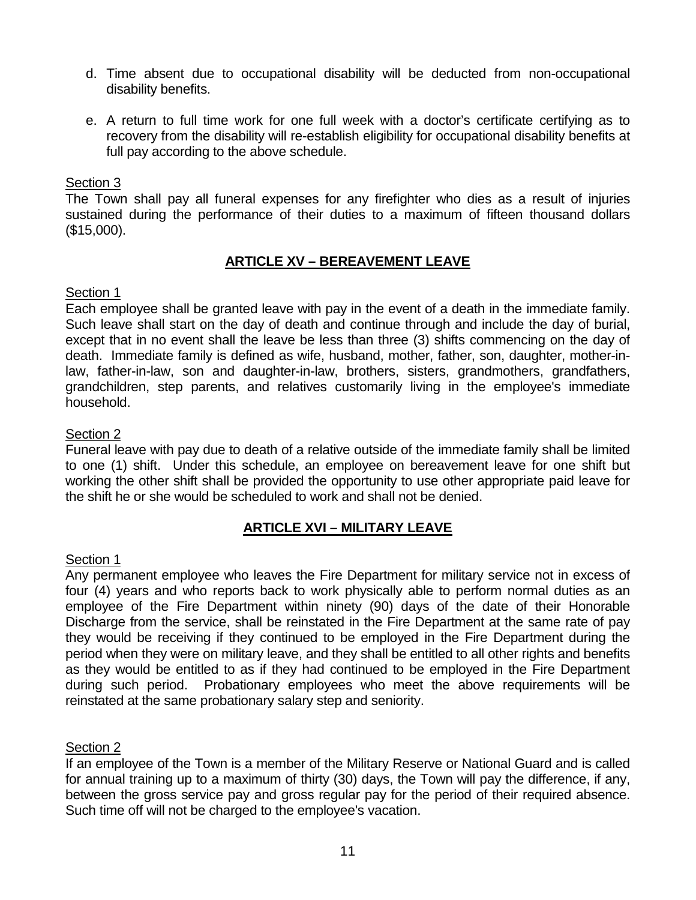d. Time absent due to occupational disability will be deducted from non-occupational disability benefits.

e. A return to full time work for one full week with a doctor's certificate certifying as to recovery from the disability will re-establish eligibility for occupational disability benefits at full pay according to the above schedule.

Section 3

The Town shall pay all funeral expenses for any firefighter who dies as a result of injuries sustained during the performance of their duties to a maximum of fifteen thousand dollars ($15,000).

## ARTICLE XV – BEREAVEMENT LEAVE

Section 1

Each employee shall be granted leave with pay in the event of a death in the immediate family. Such leave shall start on the day of death and continue through and include the day of burial, except that in no event shall the leave be less than three (3) shifts commencing on the day of death. Immediate family is defined as wife, husband, mother, father, son, daughter, mother-in-law, father-in-law, son and daughter-in-law, brothers, sisters, grandmothers, grandfathers, grandchildren, step parents, and relatives customarily living in the employee's immediate household.

Section 2

Funeral leave with pay due to death of a relative outside of the immediate family shall be limited to one (1) shift. Under this schedule, an employee on bereavement leave for one shift but working the other shift shall be provided the opportunity to use other appropriate paid leave for the shift he or she would be scheduled to work and shall not be denied.

## ARTICLE XVI – MILITARY LEAVE

Section 1

Any permanent employee who leaves the Fire Department for military service not in excess of four (4) years and who reports back to work physically able to perform normal duties as an employee of the Fire Department within ninety (90) days of the date of their Honorable Discharge from the service, shall be reinstated in the Fire Department at the same rate of pay they would be receiving if they continued to be employed in the Fire Department during the period when they were on military leave, and they shall be entitled to all other rights and benefits as they would be entitled to as if they had continued to be employed in the Fire Department during such period. Probationary employees who meet the above requirements will be reinstated at the same probationary salary step and seniority.

Section 2

If an employee of the Town is a member of the Military Reserve or National Guard and is called for annual training up to a maximum of thirty (30) days, the Town will pay the difference, if any, between the gross service pay and gross regular pay for the period of their required absence. Such time off will not be charged to the employee's vacation.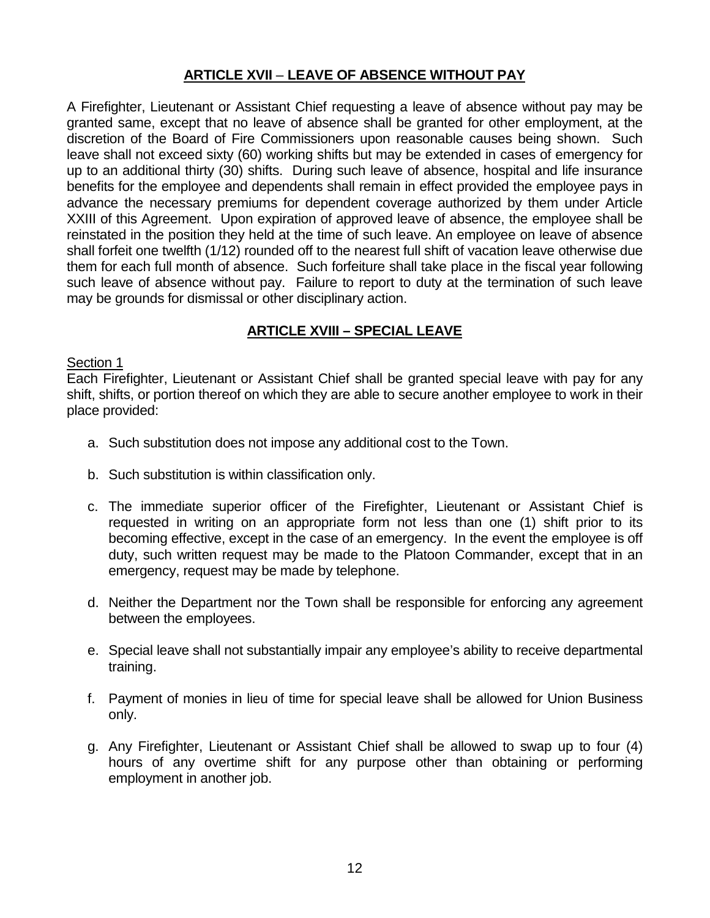## ARTICLE XVII – LEAVE OF ABSENCE WITHOUT PAY

A Firefighter, Lieutenant or Assistant Chief requesting a leave of absence without pay may be granted same, except that no leave of absence shall be granted for other employment, at the discretion of the Board of Fire Commissioners upon reasonable causes being shown. Such leave shall not exceed sixty (60) working shifts but may be extended in cases of emergency for up to an additional thirty (30) shifts. During such leave of absence, hospital and life insurance benefits for the employee and dependents shall remain in effect provided the employee pays in advance the necessary premiums for dependent coverage authorized by them under Article XXIII of this Agreement. Upon expiration of approved leave of absence, the employee shall be reinstated in the position they held at the time of such leave. An employee on leave of absence shall forfeit one twelfth (1/12) rounded off to the nearest full shift of vacation leave otherwise due them for each full month of absence. Such forfeiture shall take place in the fiscal year following such leave of absence without pay. Failure to report to duty at the termination of such leave may be grounds for dismissal or other disciplinary action.

## ARTICLE XVIII – SPECIAL LEAVE

Section 1

Each Firefighter, Lieutenant or Assistant Chief shall be granted special leave with pay for any shift, shifts, or portion thereof on which they are able to secure another employee to work in their place provided:

a. Such substitution does not impose any additional cost to the Town.

b. Such substitution is within classification only.

c. The immediate superior officer of the Firefighter, Lieutenant or Assistant Chief is requested in writing on an appropriate form not less than one (1) shift prior to its becoming effective, except in the case of an emergency. In the event the employee is off duty, such written request may be made to the Platoon Commander, except that in an emergency, request may be made by telephone.

d. Neither the Department nor the Town shall be responsible for enforcing any agreement between the employees.

e. Special leave shall not substantially impair any employee's ability to receive departmental training.

f. Payment of monies in lieu of time for special leave shall be allowed for Union Business only.

g. Any Firefighter, Lieutenant or Assistant Chief shall be allowed to swap up to four (4) hours of any overtime shift for any purpose other than obtaining or performing employment in another job.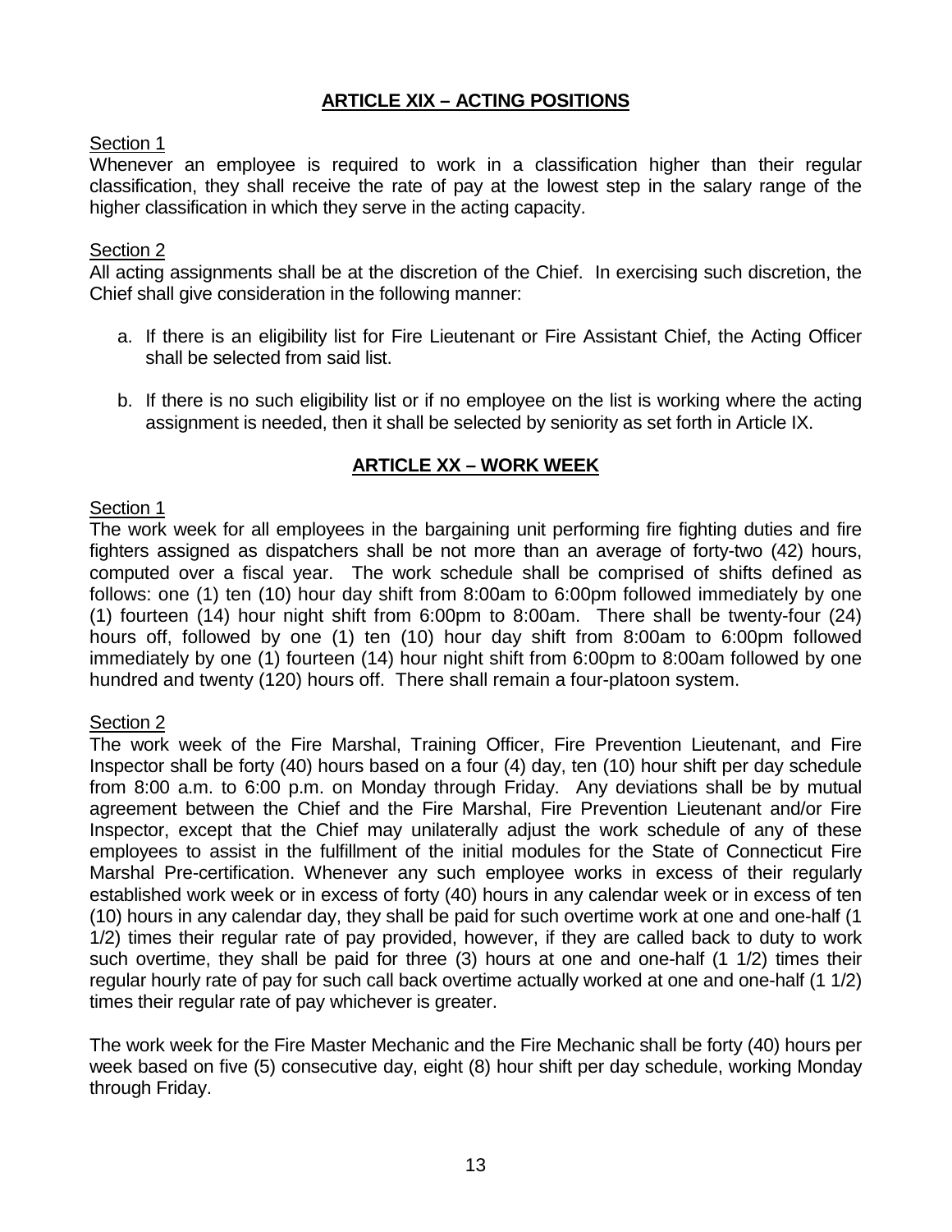## ARTICLE XIX – ACTING POSITIONS

Section 1

Whenever an employee is required to work in a classification higher than their regular classification, they shall receive the rate of pay at the lowest step in the salary range of the higher classification in which they serve in the acting capacity.

Section 2

All acting assignments shall be at the discretion of the Chief. In exercising such discretion, the Chief shall give consideration in the following manner:

a. If there is an eligibility list for Fire Lieutenant or Fire Assistant Chief, the Acting Officer shall be selected from said list.

b. If there is no such eligibility list or if no employee on the list is working where the acting assignment is needed, then it shall be selected by seniority as set forth in Article IX.

## ARTICLE XX – WORK WEEK

Section 1

The work week for all employees in the bargaining unit performing fire fighting duties and fire fighters assigned as dispatchers shall be not more than an average of forty-two (42) hours, computed over a fiscal year. The work schedule shall be comprised of shifts defined as follows: one (1) ten (10) hour day shift from 8:00am to 6:00pm followed immediately by one (1) fourteen (14) hour night shift from 6:00pm to 8:00am. There shall be twenty-four (24) hours off, followed by one (1) ten (10) hour day shift from 8:00am to 6:00pm followed immediately by one (1) fourteen (14) hour night shift from 6:00pm to 8:00am followed by one hundred and twenty (120) hours off. There shall remain a four-platoon system.

Section 2

The work week of the Fire Marshal, Training Officer, Fire Prevention Lieutenant, and Fire Inspector shall be forty (40) hours based on a four (4) day, ten (10) hour shift per day schedule from 8:00 a.m. to 6:00 p.m. on Monday through Friday. Any deviations shall be by mutual agreement between the Chief and the Fire Marshal, Fire Prevention Lieutenant and/or Fire Inspector, except that the Chief may unilaterally adjust the work schedule of any of these employees to assist in the fulfillment of the initial modules for the State of Connecticut Fire Marshal Pre-certification. Whenever any such employee works in excess of their regularly established work week or in excess of forty (40) hours in any calendar week or in excess of ten (10) hours in any calendar day, they shall be paid for such overtime work at one and one-half (1 1/2) times their regular rate of pay provided, however, if they are called back to duty to work such overtime, they shall be paid for three (3) hours at one and one-half (1 1/2) times their regular hourly rate of pay for such call back overtime actually worked at one and one-half (1 1/2) times their regular rate of pay whichever is greater.

The work week for the Fire Master Mechanic and the Fire Mechanic shall be forty (40) hours per week based on five (5) consecutive day, eight (8) hour shift per day schedule, working Monday through Friday.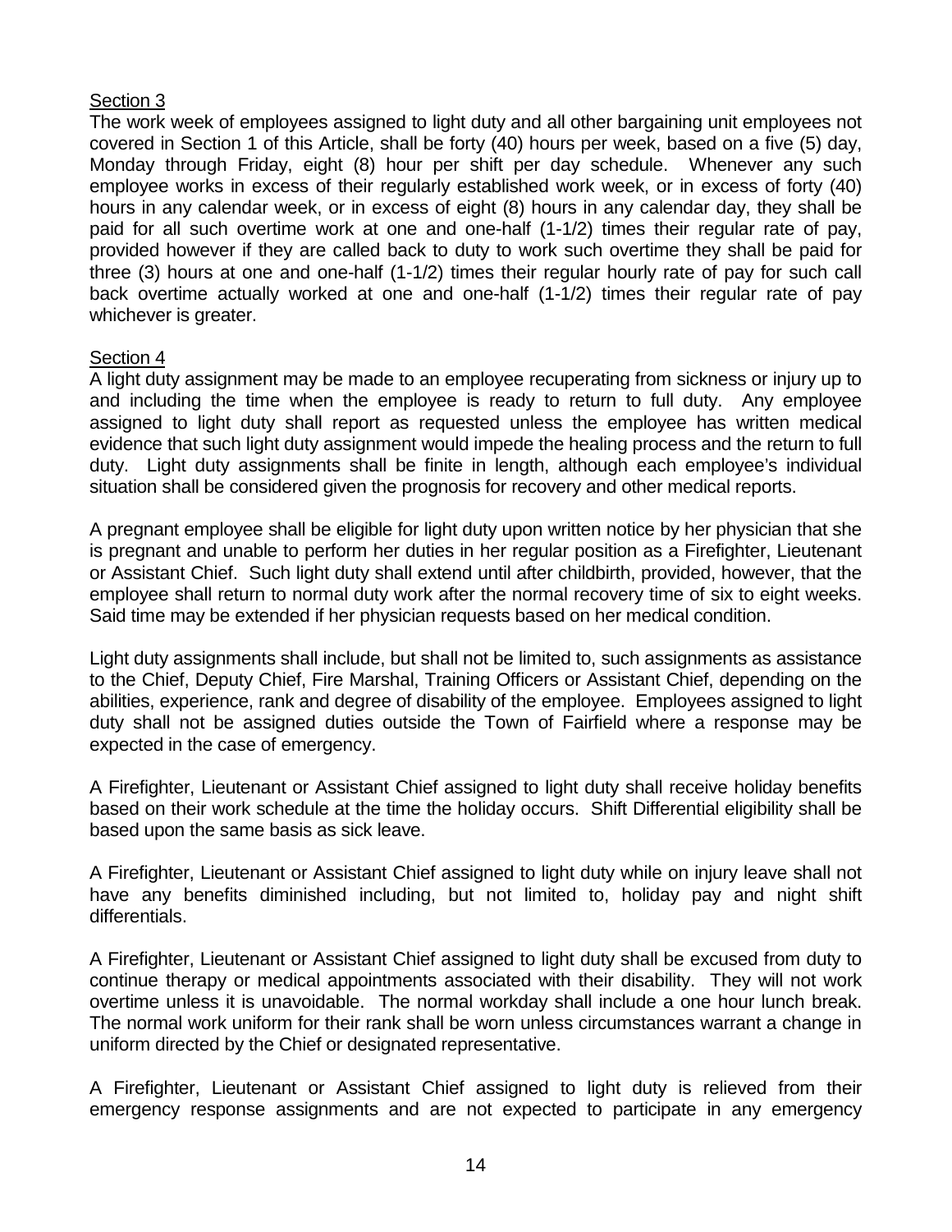Section 3

The work week of employees assigned to light duty and all other bargaining unit employees not covered in Section 1 of this Article, shall be forty (40) hours per week, based on a five (5) day, Monday through Friday, eight (8) hour per shift per day schedule. Whenever any such employee works in excess of their regularly established work week, or in excess of forty (40) hours in any calendar week, or in excess of eight (8) hours in any calendar day, they shall be paid for all such overtime work at one and one-half (1-1/2) times their regular rate of pay, provided however if they are called back to duty to work such overtime they shall be paid for three (3) hours at one and one-half (1-1/2) times their regular hourly rate of pay for such call back overtime actually worked at one and one-half (1-1/2) times their regular rate of pay whichever is greater.

Section 4

A light duty assignment may be made to an employee recuperating from sickness or injury up to and including the time when the employee is ready to return to full duty. Any employee assigned to light duty shall report as requested unless the employee has written medical evidence that such light duty assignment would impede the healing process and the return to full duty. Light duty assignments shall be finite in length, although each employee's individual situation shall be considered given the prognosis for recovery and other medical reports.

A pregnant employee shall be eligible for light duty upon written notice by her physician that she is pregnant and unable to perform her duties in her regular position as a Firefighter, Lieutenant or Assistant Chief. Such light duty shall extend until after childbirth, provided, however, that the employee shall return to normal duty work after the normal recovery time of six to eight weeks. Said time may be extended if her physician requests based on her medical condition.

Light duty assignments shall include, but shall not be limited to, such assignments as assistance to the Chief, Deputy Chief, Fire Marshal, Training Officers or Assistant Chief, depending on the abilities, experience, rank and degree of disability of the employee. Employees assigned to light duty shall not be assigned duties outside the Town of Fairfield where a response may be expected in the case of emergency.

A Firefighter, Lieutenant or Assistant Chief assigned to light duty shall receive holiday benefits based on their work schedule at the time the holiday occurs. Shift Differential eligibility shall be based upon the same basis as sick leave.

A Firefighter, Lieutenant or Assistant Chief assigned to light duty while on injury leave shall not have any benefits diminished including, but not limited to, holiday pay and night shift differentials.

A Firefighter, Lieutenant or Assistant Chief assigned to light duty shall be excused from duty to continue therapy or medical appointments associated with their disability. They will not work overtime unless it is unavoidable. The normal workday shall include a one hour lunch break. The normal work uniform for their rank shall be worn unless circumstances warrant a change in uniform directed by the Chief or designated representative.

A Firefighter, Lieutenant or Assistant Chief assigned to light duty is relieved from their emergency response assignments and are not expected to participate in any emergency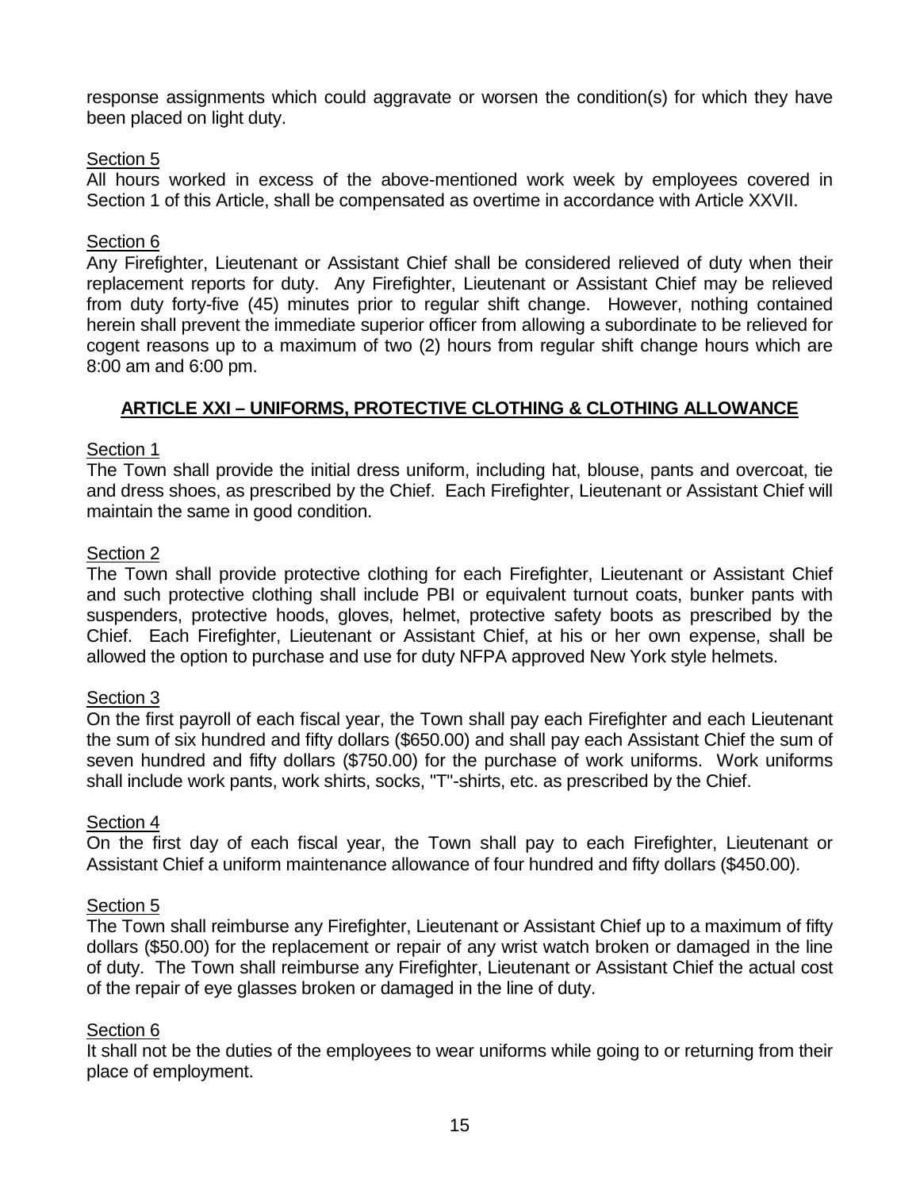response assignments which could aggravate or worsen the condition(s) for which they have been placed on light duty.

Section 5

All hours worked in excess of the above-mentioned work week by employees covered in Section 1 of this Article, shall be compensated as overtime in accordance with Article XXVII.

Section 6

Any Firefighter, Lieutenant or Assistant Chief shall be considered relieved of duty when their replacement reports for duty. Any Firefighter, Lieutenant or Assistant Chief may be relieved from duty forty-five (45) minutes prior to regular shift change. However, nothing contained herein shall prevent the immediate superior officer from allowing a subordinate to be relieved for cogent reasons up to a maximum of two (2) hours from regular shift change hours which are 8:00 am and 6:00 pm.

## ARTICLE XXI – UNIFORMS, PROTECTIVE CLOTHING & CLOTHING ALLOWANCE

Section 1

The Town shall provide the initial dress uniform, including hat, blouse, pants and overcoat, tie and dress shoes, as prescribed by the Chief. Each Firefighter, Lieutenant or Assistant Chief will maintain the same in good condition.

Section 2

The Town shall provide protective clothing for each Firefighter, Lieutenant or Assistant Chief and such protective clothing shall include PBI or equivalent turnout coats, bunker pants with suspenders, protective hoods, gloves, helmet, protective safety boots as prescribed by the Chief. Each Firefighter, Lieutenant or Assistant Chief, at his or her own expense, shall be allowed the option to purchase and use for duty NFPA approved New York style helmets.

Section 3

On the first payroll of each fiscal year, the Town shall pay each Firefighter and each Lieutenant the sum of six hundred and fifty dollars ($650.00) and shall pay each Assistant Chief the sum of seven hundred and fifty dollars ($750.00) for the purchase of work uniforms. Work uniforms shall include work pants, work shirts, socks, "T"-shirts, etc. as prescribed by the Chief.

Section 4

On the first day of each fiscal year, the Town shall pay to each Firefighter, Lieutenant or Assistant Chief a uniform maintenance allowance of four hundred and fifty dollars ($450.00).

Section 5

The Town shall reimburse any Firefighter, Lieutenant or Assistant Chief up to a maximum of fifty dollars ($50.00) for the replacement or repair of any wrist watch broken or damaged in the line of duty. The Town shall reimburse any Firefighter, Lieutenant or Assistant Chief the actual cost of the repair of eye glasses broken or damaged in the line of duty.

Section 6

It shall not be the duties of the employees to wear uniforms while going to or returning from their place of employment.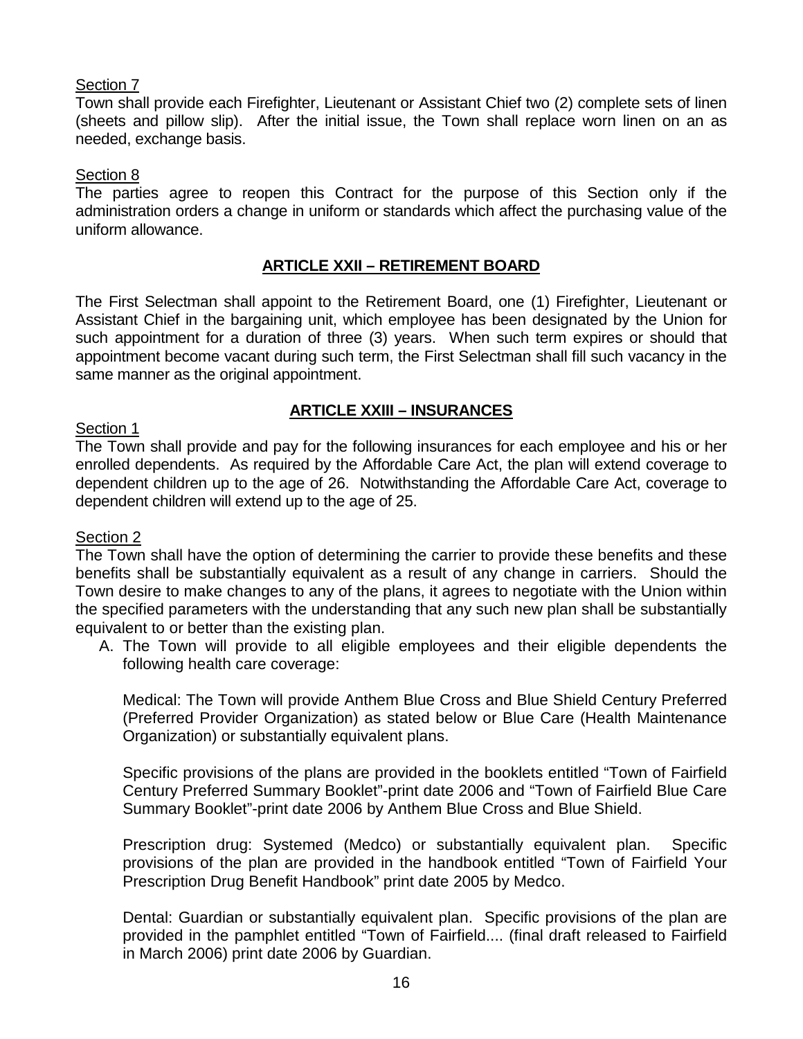Section 7

Town shall provide each Firefighter, Lieutenant or Assistant Chief two (2) complete sets of linen (sheets and pillow slip). After the initial issue, the Town shall replace worn linen on an as needed, exchange basis.

Section 8

The parties agree to reopen this Contract for the purpose of this Section only if the administration orders a change in uniform or standards which affect the purchasing value of the uniform allowance.

## ARTICLE XXII – RETIREMENT BOARD

The First Selectman shall appoint to the Retirement Board, one (1) Firefighter, Lieutenant or Assistant Chief in the bargaining unit, which employee has been designated by the Union for such appointment for a duration of three (3) years. When such term expires or should that appointment become vacant during such term, the First Selectman shall fill such vacancy in the same manner as the original appointment.

## ARTICLE XXIII – INSURANCES

Section 1

The Town shall provide and pay for the following insurances for each employee and his or her enrolled dependents. As required by the Affordable Care Act, the plan will extend coverage to dependent children up to the age of 26. Notwithstanding the Affordable Care Act, coverage to dependent children will extend up to the age of 25.

Section 2

The Town shall have the option of determining the carrier to provide these benefits and these benefits shall be substantially equivalent as a result of any change in carriers. Should the Town desire to make changes to any of the plans, it agrees to negotiate with the Union within the specified parameters with the understanding that any such new plan shall be substantially equivalent to or better than the existing plan.

A. The Town will provide to all eligible employees and their eligible dependents the following health care coverage:

   Medical: The Town will provide Anthem Blue Cross and Blue Shield Century Preferred (Preferred Provider Organization) as stated below or Blue Care (Health Maintenance Organization) or substantially equivalent plans.

   Specific provisions of the plans are provided in the booklets entitled "Town of Fairfield Century Preferred Summary Booklet"-print date 2006 and "Town of Fairfield Blue Care Summary Booklet"-print date 2006 by Anthem Blue Cross and Blue Shield.

   Prescription drug: Systemed (Medco) or substantially equivalent plan. Specific provisions of the plan are provided in the handbook entitled "Town of Fairfield Your Prescription Drug Benefit Handbook" print date 2005 by Medco.

   Dental: Guardian or substantially equivalent plan. Specific provisions of the plan are provided in the pamphlet entitled "Town of Fairfield.... (final draft released to Fairfield in March 2006) print date 2006 by Guardian.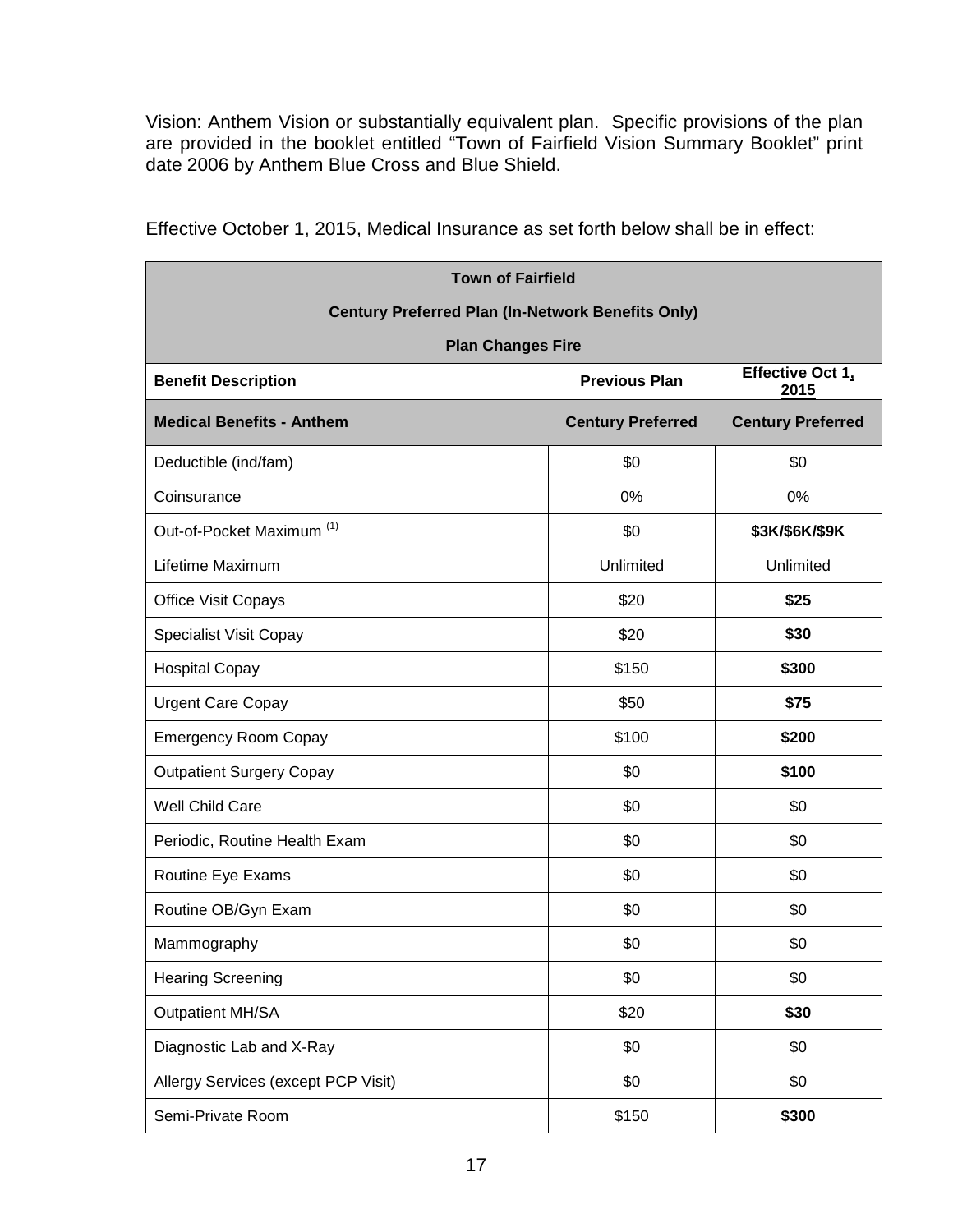Vision: Anthem Vision or substantially equivalent plan. Specific provisions of the plan are provided in the booklet entitled "Town of Fairfield Vision Summary Booklet" print date 2006 by Anthem Blue Cross and Blue Shield.

Effective October 1, 2015, Medical Insurance as set forth below shall be in effect:

| **Town of Fairfield<br>Century Preferred Plan (In-Network Benefits Only)<br>Plan Changes Fire** | | |
|---|---|---|
| **Benefit Description** | **Previous Plan** | **Effective Oct 1, 2015** |
| **Medical Benefits - Anthem** | **Century Preferred** | **Century Preferred** |
| Deductible (ind/fam) | $0 | $0 |
| Coinsurance | 0% | 0% |
| Out-of-Pocket Maximum (1) | $0 | **$3K/$6K/$9K** |
| Lifetime Maximum | Unlimited | Unlimited |
| Office Visit Copays | $20 | **$25** |
| Specialist Visit Copay | $20 | **$30** |
| Hospital Copay | $150 | **$300** |
| Urgent Care Copay | $50 | **$75** |
| Emergency Room Copay | $100 | **$200** |
| Outpatient Surgery Copay | $0 | **$100** |
| Well Child Care | $0 | $0 |
| Periodic, Routine Health Exam | $0 | $0 |
| Routine Eye Exams | $0 | $0 |
| Routine OB/Gyn Exam | $0 | $0 |
| Mammography | $0 | $0 |
| Hearing Screening | $0 | $0 |
| Outpatient MH/SA | $20 | **$30** |
| Diagnostic Lab and X-Ray | $0 | $0 |
| Allergy Services (except PCP Visit) | $0 | $0 |
| Semi-Private Room | $150 | **$300** |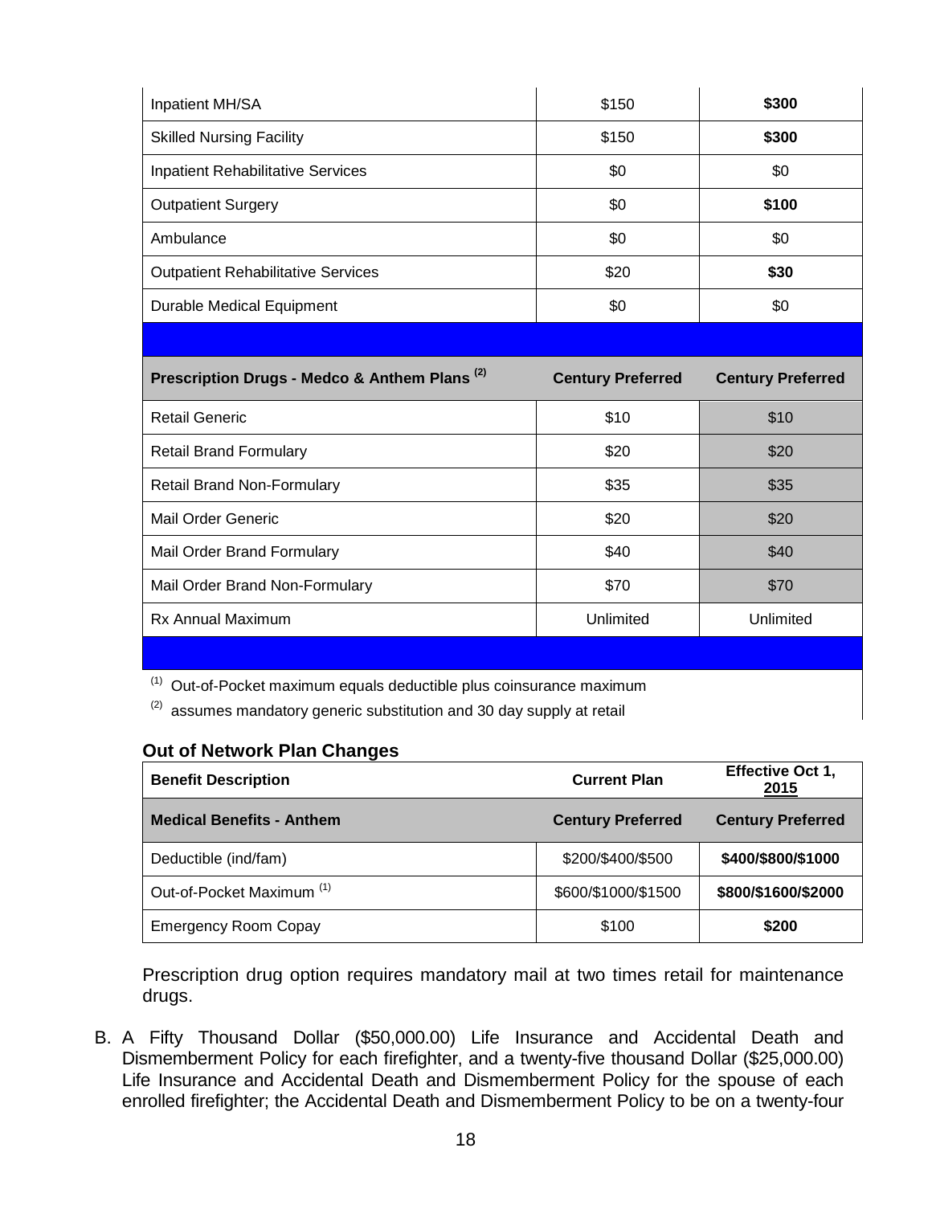| Inpatient MH/SA | $150 | **$300** |
|---|---|---|
| Skilled Nursing Facility | $150 | **$300** |
| Inpatient Rehabilitative Services | $0 | $0 |
| Outpatient Surgery | $0 | **$100** |
| Ambulance | $0 | $0 |
| Outpatient Rehabilitative Services | $20 | **$30** |
| Durable Medical Equipment | $0 | $0 |
| | | |
| **Prescription Drugs - Medco & Anthem Plans [2]** | **Century Preferred** | **Century Preferred** |
| Retail Generic | $10 | $10 |
| Retail Brand Formulary | $20 | $20 |
| Retail Brand Non-Formulary | $35 | $35 |
| Mail Order Generic | $20 | $20 |
| Mail Order Brand Formulary | $40 | $40 |
| Mail Order Brand Non-Formulary | $70 | $70 |
| Rx Annual Maximum | Unlimited | Unlimited |

[1] Out-of-Pocket maximum equals deductible plus coinsurance maximum

[2] assumes mandatory generic substitution and 30 day supply at retail

**Out of Network Plan Changes**

| **Benefit Description** | **Current Plan** | **Effective Oct 1, 2015** |
|---|---|---|
| **Medical Benefits - Anthem** | **Century Preferred** | **Century Preferred** |
| Deductible (ind/fam) | $200/$400/$500 | **$400/$800/$1000** |
| Out-of-Pocket Maximum [1] | $600/$1000/$1500 | **$800/$1600/$2000** |
| Emergency Room Copay | $100 | **$200** |

Prescription drug option requires mandatory mail at two times retail for maintenance drugs.

B. A Fifty Thousand Dollar ($50,000.00) Life Insurance and Accidental Death and Dismemberment Policy for each firefighter, and a twenty-five thousand Dollar ($25,000.00) Life Insurance and Accidental Death and Dismemberment Policy for the spouse of each enrolled firefighter; the Accidental Death and Dismemberment Policy to be on a twenty-four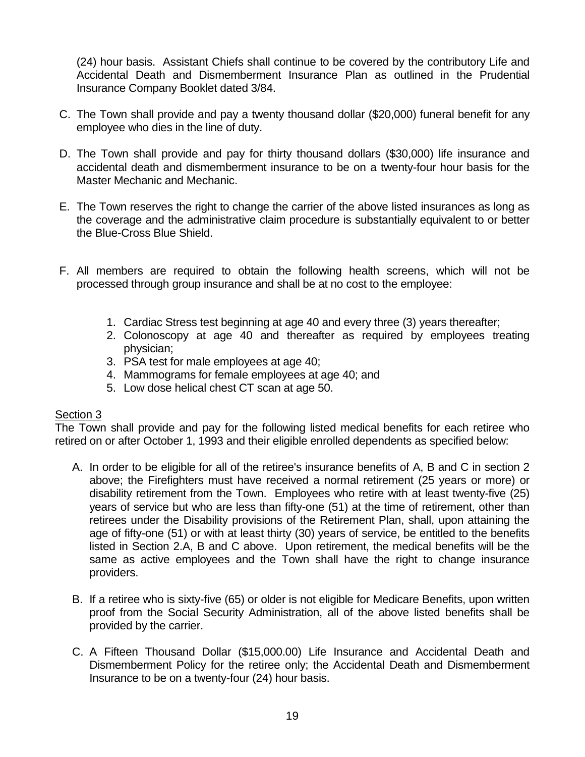(24) hour basis. Assistant Chiefs shall continue to be covered by the contributory Life and Accidental Death and Dismemberment Insurance Plan as outlined in the Prudential Insurance Company Booklet dated 3/84.

C. The Town shall provide and pay a twenty thousand dollar ($20,000) funeral benefit for any employee who dies in the line of duty.

D. The Town shall provide and pay for thirty thousand dollars ($30,000) life insurance and accidental death and dismemberment insurance to be on a twenty-four hour basis for the Master Mechanic and Mechanic.

E. The Town reserves the right to change the carrier of the above listed insurances as long as the coverage and the administrative claim procedure is substantially equivalent to or better the Blue-Cross Blue Shield.

F. All members are required to obtain the following health screens, which will not be processed through group insurance and shall be at no cost to the employee:

   1. Cardiac Stress test beginning at age 40 and every three (3) years thereafter;
   2. Colonoscopy at age 40 and thereafter as required by employees treating physician;
   3. PSA test for male employees at age 40;
   4. Mammograms for female employees at age 40; and
   5. Low dose helical chest CT scan at age 50.

Section 3

The Town shall provide and pay for the following listed medical benefits for each retiree who retired on or after October 1, 1993 and their eligible enrolled dependents as specified below:

A. In order to be eligible for all of the retiree's insurance benefits of A, B and C in section 2 above; the Firefighters must have received a normal retirement (25 years or more) or disability retirement from the Town. Employees who retire with at least twenty-five (25) years of service but who are less than fifty-one (51) at the time of retirement, other than retirees under the Disability provisions of the Retirement Plan, shall, upon attaining the age of fifty-one (51) or with at least thirty (30) years of service, be entitled to the benefits listed in Section 2.A, B and C above. Upon retirement, the medical benefits will be the same as active employees and the Town shall have the right to change insurance providers.

B. If a retiree who is sixty-five (65) or older is not eligible for Medicare Benefits, upon written proof from the Social Security Administration, all of the above listed benefits shall be provided by the carrier.

C. A Fifteen Thousand Dollar ($15,000.00) Life Insurance and Accidental Death and Dismemberment Policy for the retiree only; the Accidental Death and Dismemberment Insurance to be on a twenty-four (24) hour basis.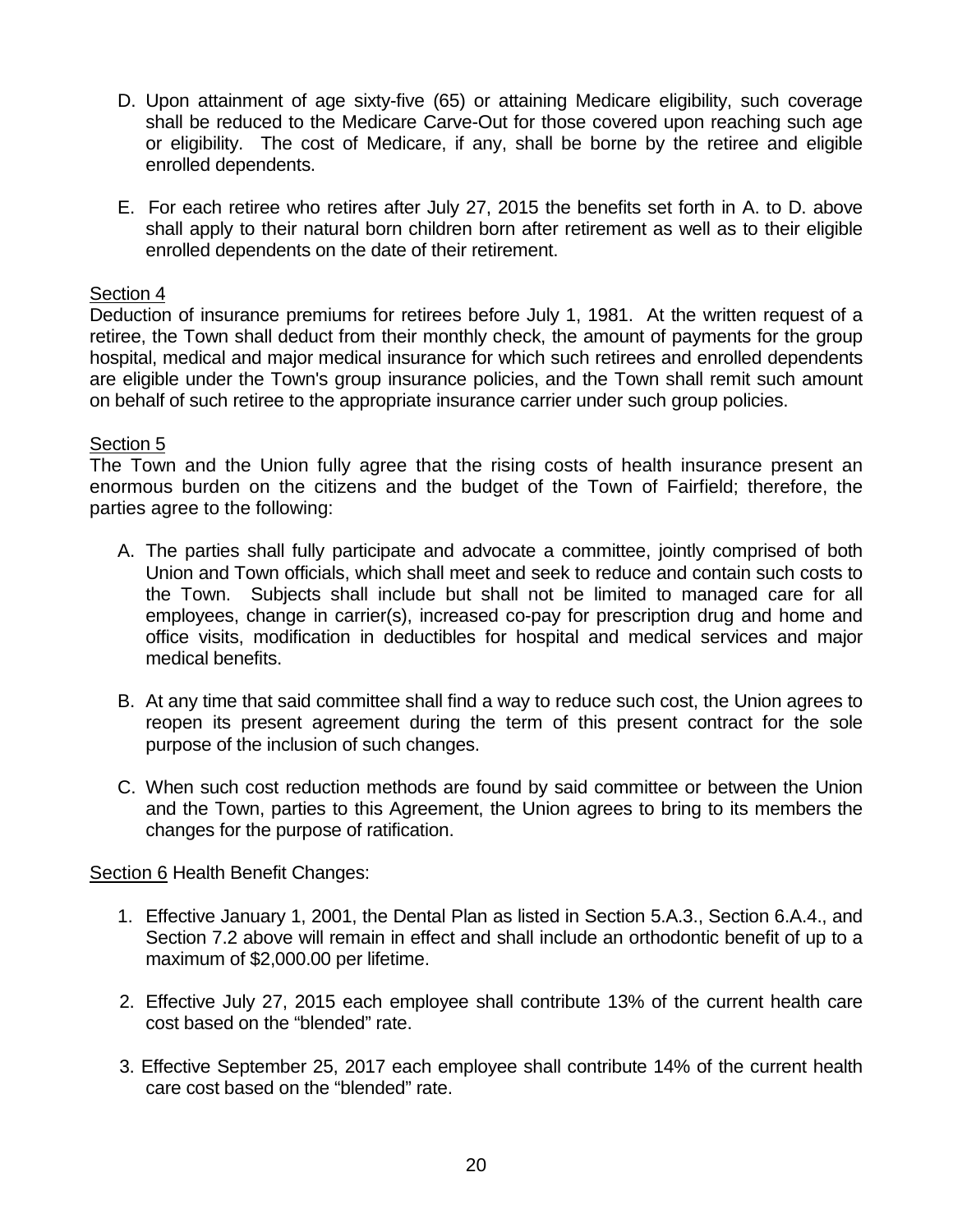D. Upon attainment of age sixty-five (65) or attaining Medicare eligibility, such coverage shall be reduced to the Medicare Carve-Out for those covered upon reaching such age or eligibility. The cost of Medicare, if any, shall be borne by the retiree and eligible enrolled dependents.

E. For each retiree who retires after July 27, 2015 the benefits set forth in A. to D. above shall apply to their natural born children born after retirement as well as to their eligible enrolled dependents on the date of their retirement.

<u>Section 4</u>

Deduction of insurance premiums for retirees before July 1, 1981. At the written request of a retiree, the Town shall deduct from their monthly check, the amount of payments for the group hospital, medical and major medical insurance for which such retirees and enrolled dependents are eligible under the Town's group insurance policies, and the Town shall remit such amount on behalf of such retiree to the appropriate insurance carrier under such group policies.

<u>Section 5</u>

The Town and the Union fully agree that the rising costs of health insurance present an enormous burden on the citizens and the budget of the Town of Fairfield; therefore, the parties agree to the following:

A. The parties shall fully participate and advocate a committee, jointly comprised of both Union and Town officials, which shall meet and seek to reduce and contain such costs to the Town. Subjects shall include but shall not be limited to managed care for all employees, change in carrier(s), increased co-pay for prescription drug and home and office visits, modification in deductibles for hospital and medical services and major medical benefits.

B. At any time that said committee shall find a way to reduce such cost, the Union agrees to reopen its present agreement during the term of this present contract for the sole purpose of the inclusion of such changes.

C. When such cost reduction methods are found by said committee or between the Union and the Town, parties to this Agreement, the Union agrees to bring to its members the changes for the purpose of ratification.

<u>Section 6</u> Health Benefit Changes:

1. Effective January 1, 2001, the Dental Plan as listed in Section 5.A.3., Section 6.A.4., and Section 7.2 above will remain in effect and shall include an orthodontic benefit of up to a maximum of $2,000.00 per lifetime.

2. Effective July 27, 2015 each employee shall contribute 13% of the current health care cost based on the "blended" rate.

3. Effective September 25, 2017 each employee shall contribute 14% of the current health care cost based on the "blended" rate.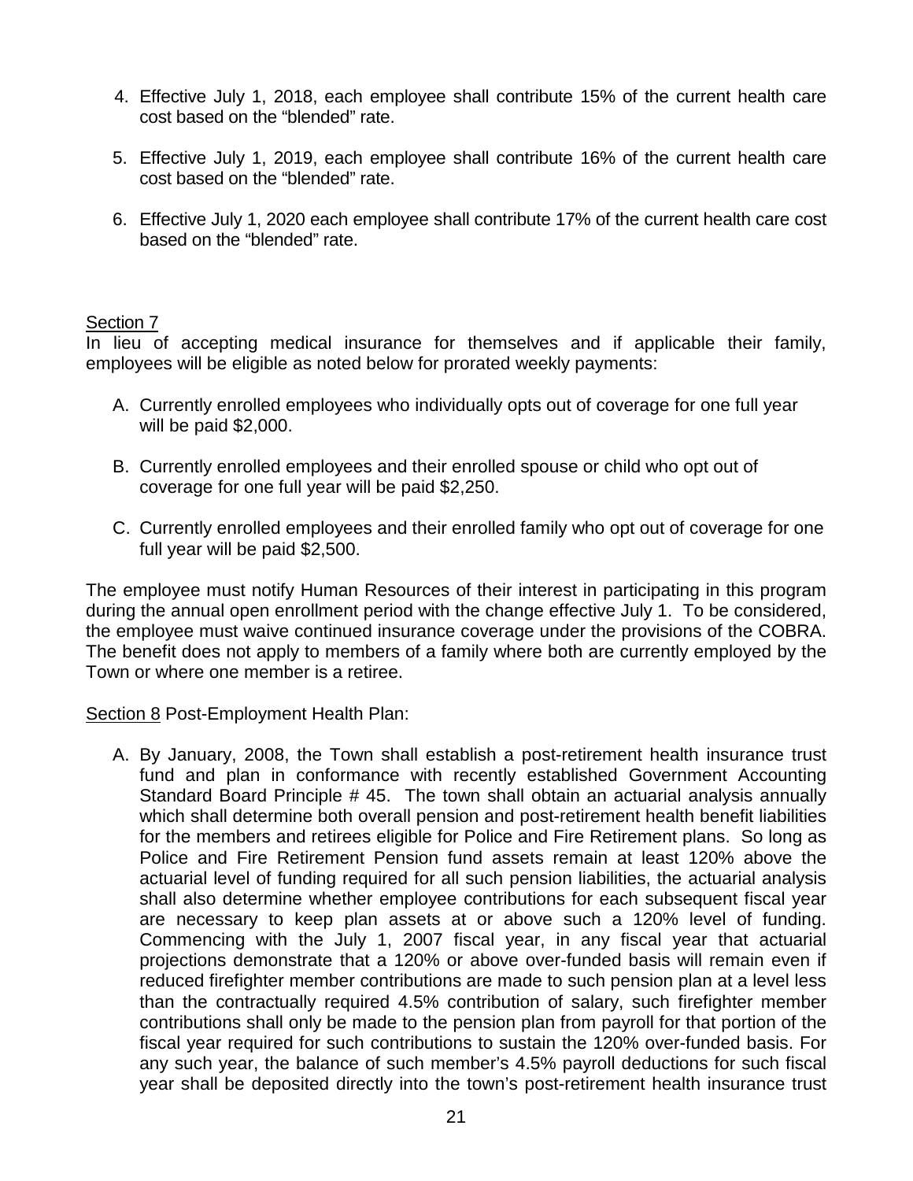4. Effective July 1, 2018, each employee shall contribute 15% of the current health care cost based on the "blended" rate.

5. Effective July 1, 2019, each employee shall contribute 16% of the current health care cost based on the "blended" rate.

6. Effective July 1, 2020 each employee shall contribute 17% of the current health care cost based on the "blended" rate.

Section 7

In lieu of accepting medical insurance for themselves and if applicable their family, employees will be eligible as noted below for prorated weekly payments:

A. Currently enrolled employees who individually opts out of coverage for one full year will be paid $2,000.

B. Currently enrolled employees and their enrolled spouse or child who opt out of coverage for one full year will be paid $2,250.

C. Currently enrolled employees and their enrolled family who opt out of coverage for one full year will be paid $2,500.

The employee must notify Human Resources of their interest in participating in this program during the annual open enrollment period with the change effective July 1. To be considered, the employee must waive continued insurance coverage under the provisions of the COBRA. The benefit does not apply to members of a family where both are currently employed by the Town or where one member is a retiree.

Section 8 Post-Employment Health Plan:

A. By January, 2008, the Town shall establish a post-retirement health insurance trust fund and plan in conformance with recently established Government Accounting Standard Board Principle # 45. The town shall obtain an actuarial analysis annually which shall determine both overall pension and post-retirement health benefit liabilities for the members and retirees eligible for Police and Fire Retirement plans. So long as Police and Fire Retirement Pension fund assets remain at least 120% above the actuarial level of funding required for all such pension liabilities, the actuarial analysis shall also determine whether employee contributions for each subsequent fiscal year are necessary to keep plan assets at or above such a 120% level of funding. Commencing with the July 1, 2007 fiscal year, in any fiscal year that actuarial projections demonstrate that a 120% or above over-funded basis will remain even if reduced firefighter member contributions are made to such pension plan at a level less than the contractually required 4.5% contribution of salary, such firefighter member contributions shall only be made to the pension plan from payroll for that portion of the fiscal year required for such contributions to sustain the 120% over-funded basis. For any such year, the balance of such member's 4.5% payroll deductions for such fiscal year shall be deposited directly into the town's post-retirement health insurance trust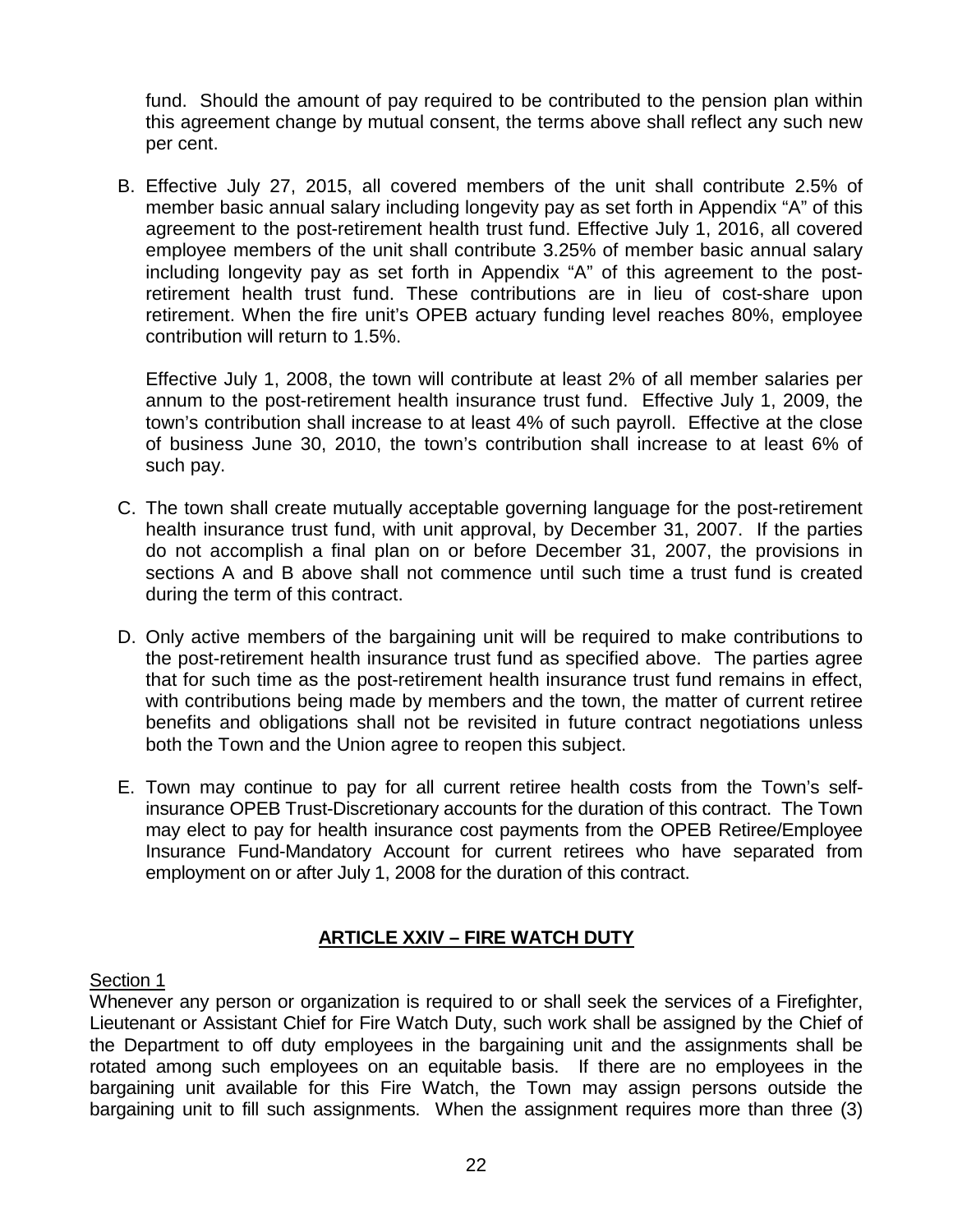fund. Should the amount of pay required to be contributed to the pension plan within this agreement change by mutual consent, the terms above shall reflect any such new per cent.

B. Effective July 27, 2015, all covered members of the unit shall contribute 2.5% of member basic annual salary including longevity pay as set forth in Appendix "A" of this agreement to the post-retirement health trust fund. Effective July 1, 2016, all covered employee members of the unit shall contribute 3.25% of member basic annual salary including longevity pay as set forth in Appendix "A" of this agreement to the post-retirement health trust fund. These contributions are in lieu of cost-share upon retirement. When the fire unit's OPEB actuary funding level reaches 80%, employee contribution will return to 1.5%.

   Effective July 1, 2008, the town will contribute at least 2% of all member salaries per annum to the post-retirement health insurance trust fund. Effective July 1, 2009, the town's contribution shall increase to at least 4% of such payroll. Effective at the close of business June 30, 2010, the town's contribution shall increase to at least 6% of such pay.

C. The town shall create mutually acceptable governing language for the post-retirement health insurance trust fund, with unit approval, by December 31, 2007. If the parties do not accomplish a final plan on or before December 31, 2007, the provisions in sections A and B above shall not commence until such time a trust fund is created during the term of this contract.

D. Only active members of the bargaining unit will be required to make contributions to the post-retirement health insurance trust fund as specified above. The parties agree that for such time as the post-retirement health insurance trust fund remains in effect, with contributions being made by members and the town, the matter of current retiree benefits and obligations shall not be revisited in future contract negotiations unless both the Town and the Union agree to reopen this subject.

E. Town may continue to pay for all current retiree health costs from the Town's self-insurance OPEB Trust-Discretionary accounts for the duration of this contract. The Town may elect to pay for health insurance cost payments from the OPEB Retiree/Employee Insurance Fund-Mandatory Account for current retirees who have separated from employment on or after July 1, 2008 for the duration of this contract.

## ARTICLE XXIV – FIRE WATCH DUTY

Section 1

Whenever any person or organization is required to or shall seek the services of a Firefighter, Lieutenant or Assistant Chief for Fire Watch Duty, such work shall be assigned by the Chief of the Department to off duty employees in the bargaining unit and the assignments shall be rotated among such employees on an equitable basis. If there are no employees in the bargaining unit available for this Fire Watch, the Town may assign persons outside the bargaining unit to fill such assignments. When the assignment requires more than three (3)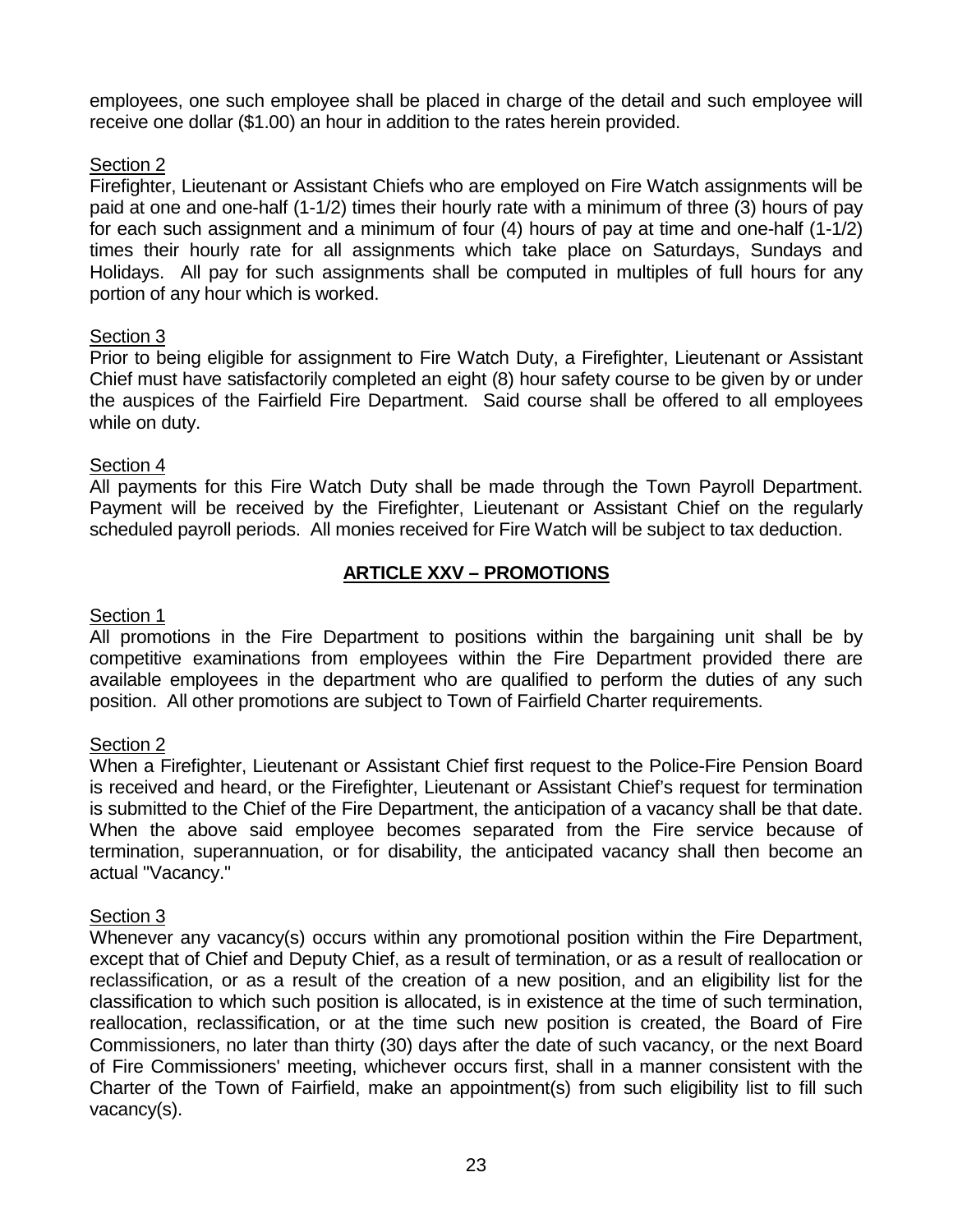employees, one such employee shall be placed in charge of the detail and such employee will receive one dollar ($1.00) an hour in addition to the rates herein provided.

Section 2

Firefighter, Lieutenant or Assistant Chiefs who are employed on Fire Watch assignments will be paid at one and one-half (1-1/2) times their hourly rate with a minimum of three (3) hours of pay for each such assignment and a minimum of four (4) hours of pay at time and one-half (1-1/2) times their hourly rate for all assignments which take place on Saturdays, Sundays and Holidays. All pay for such assignments shall be computed in multiples of full hours for any portion of any hour which is worked.

Section 3

Prior to being eligible for assignment to Fire Watch Duty, a Firefighter, Lieutenant or Assistant Chief must have satisfactorily completed an eight (8) hour safety course to be given by or under the auspices of the Fairfield Fire Department. Said course shall be offered to all employees while on duty.

Section 4

All payments for this Fire Watch Duty shall be made through the Town Payroll Department. Payment will be received by the Firefighter, Lieutenant or Assistant Chief on the regularly scheduled payroll periods. All monies received for Fire Watch will be subject to tax deduction.

## ARTICLE XXV – PROMOTIONS

Section 1

All promotions in the Fire Department to positions within the bargaining unit shall be by competitive examinations from employees within the Fire Department provided there are available employees in the department who are qualified to perform the duties of any such position. All other promotions are subject to Town of Fairfield Charter requirements.

Section 2

When a Firefighter, Lieutenant or Assistant Chief first request to the Police-Fire Pension Board is received and heard, or the Firefighter, Lieutenant or Assistant Chief's request for termination is submitted to the Chief of the Fire Department, the anticipation of a vacancy shall be that date. When the above said employee becomes separated from the Fire service because of termination, superannuation, or for disability, the anticipated vacancy shall then become an actual "Vacancy."

Section 3

Whenever any vacancy(s) occurs within any promotional position within the Fire Department, except that of Chief and Deputy Chief, as a result of termination, or as a result of reallocation or reclassification, or as a result of the creation of a new position, and an eligibility list for the classification to which such position is allocated, is in existence at the time of such termination, reallocation, reclassification, or at the time such new position is created, the Board of Fire Commissioners, no later than thirty (30) days after the date of such vacancy, or the next Board of Fire Commissioners' meeting, whichever occurs first, shall in a manner consistent with the Charter of the Town of Fairfield, make an appointment(s) from such eligibility list to fill such vacancy(s).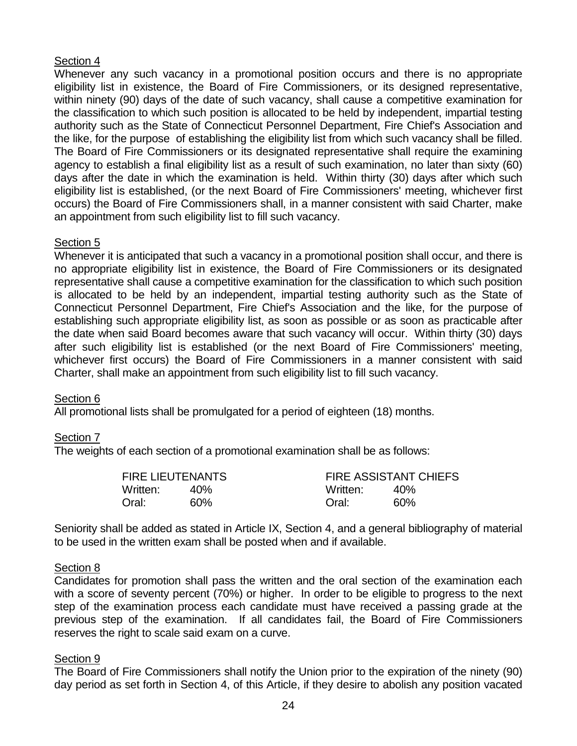Section 4

Whenever any such vacancy in a promotional position occurs and there is no appropriate eligibility list in existence, the Board of Fire Commissioners, or its designed representative, within ninety (90) days of the date of such vacancy, shall cause a competitive examination for the classification to which such position is allocated to be held by independent, impartial testing authority such as the State of Connecticut Personnel Department, Fire Chief's Association and the like, for the purpose of establishing the eligibility list from which such vacancy shall be filled. The Board of Fire Commissioners or its designated representative shall require the examining agency to establish a final eligibility list as a result of such examination, no later than sixty (60) days after the date in which the examination is held. Within thirty (30) days after which such eligibility list is established, (or the next Board of Fire Commissioners' meeting, whichever first occurs) the Board of Fire Commissioners shall, in a manner consistent with said Charter, make an appointment from such eligibility list to fill such vacancy.

Section 5

Whenever it is anticipated that such a vacancy in a promotional position shall occur, and there is no appropriate eligibility list in existence, the Board of Fire Commissioners or its designated representative shall cause a competitive examination for the classification to which such position is allocated to be held by an independent, impartial testing authority such as the State of Connecticut Personnel Department, Fire Chief's Association and the like, for the purpose of establishing such appropriate eligibility list, as soon as possible or as soon as practicable after the date when said Board becomes aware that such vacancy will occur. Within thirty (30) days after such eligibility list is established (or the next Board of Fire Commissioners' meeting, whichever first occurs) the Board of Fire Commissioners in a manner consistent with said Charter, shall make an appointment from such eligibility list to fill such vacancy.

Section 6

All promotional lists shall be promulgated for a period of eighteen (18) months.

Section 7

The weights of each section of a promotional examination shall be as follows:

| FIRE LIEUTENANTS | | FIRE ASSISTANT CHIEFS | |
|---|---|---|---|
| Written: | 40% | Written: | 40% |
| Oral: | 60% | Oral: | 60% |

Seniority shall be added as stated in Article IX, Section 4, and a general bibliography of material to be used in the written exam shall be posted when and if available.

Section 8

Candidates for promotion shall pass the written and the oral section of the examination each with a score of seventy percent (70%) or higher. In order to be eligible to progress to the next step of the examination process each candidate must have received a passing grade at the previous step of the examination. If all candidates fail, the Board of Fire Commissioners reserves the right to scale said exam on a curve.

Section 9

The Board of Fire Commissioners shall notify the Union prior to the expiration of the ninety (90) day period as set forth in Section 4, of this Article, if they desire to abolish any position vacated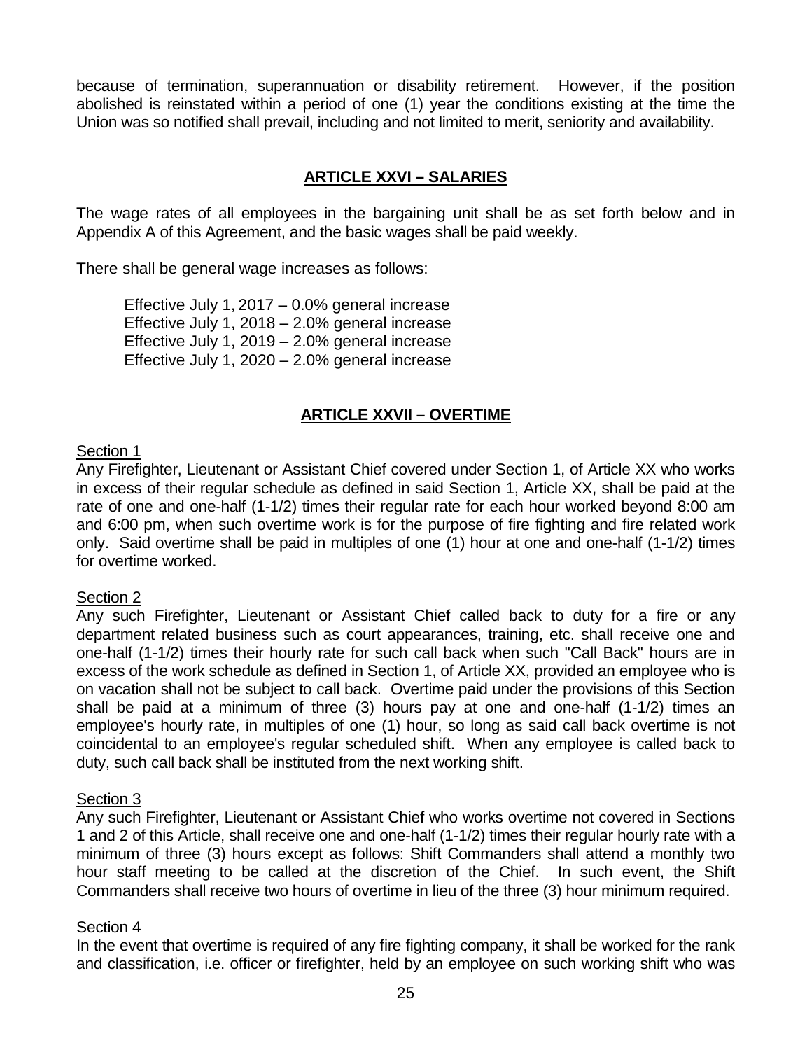because of termination, superannuation or disability retirement. However, if the position abolished is reinstated within a period of one (1) year the conditions existing at the time the Union was so notified shall prevail, including and not limited to merit, seniority and availability.

## ARTICLE XXVI – SALARIES

The wage rates of all employees in the bargaining unit shall be as set forth below and in Appendix A of this Agreement, and the basic wages shall be paid weekly.

There shall be general wage increases as follows:

Effective July 1, 2017 – 0.0% general increase
Effective July 1, 2018 – 2.0% general increase
Effective July 1, 2019 – 2.0% general increase
Effective July 1, 2020 – 2.0% general increase

## ARTICLE XXVII – OVERTIME

Section 1

Any Firefighter, Lieutenant or Assistant Chief covered under Section 1, of Article XX who works in excess of their regular schedule as defined in said Section 1, Article XX, shall be paid at the rate of one and one-half (1-1/2) times their regular rate for each hour worked beyond 8:00 am and 6:00 pm, when such overtime work is for the purpose of fire fighting and fire related work only. Said overtime shall be paid in multiples of one (1) hour at one and one-half (1-1/2) times for overtime worked.

Section 2

Any such Firefighter, Lieutenant or Assistant Chief called back to duty for a fire or any department related business such as court appearances, training, etc. shall receive one and one-half (1-1/2) times their hourly rate for such call back when such "Call Back" hours are in excess of the work schedule as defined in Section 1, of Article XX, provided an employee who is on vacation shall not be subject to call back. Overtime paid under the provisions of this Section shall be paid at a minimum of three (3) hours pay at one and one-half (1-1/2) times an employee's hourly rate, in multiples of one (1) hour, so long as said call back overtime is not coincidental to an employee's regular scheduled shift. When any employee is called back to duty, such call back shall be instituted from the next working shift.

Section 3

Any such Firefighter, Lieutenant or Assistant Chief who works overtime not covered in Sections 1 and 2 of this Article, shall receive one and one-half (1-1/2) times their regular hourly rate with a minimum of three (3) hours except as follows: Shift Commanders shall attend a monthly two hour staff meeting to be called at the discretion of the Chief. In such event, the Shift Commanders shall receive two hours of overtime in lieu of the three (3) hour minimum required.

Section 4

In the event that overtime is required of any fire fighting company, it shall be worked for the rank and classification, i.e. officer or firefighter, held by an employee on such working shift who was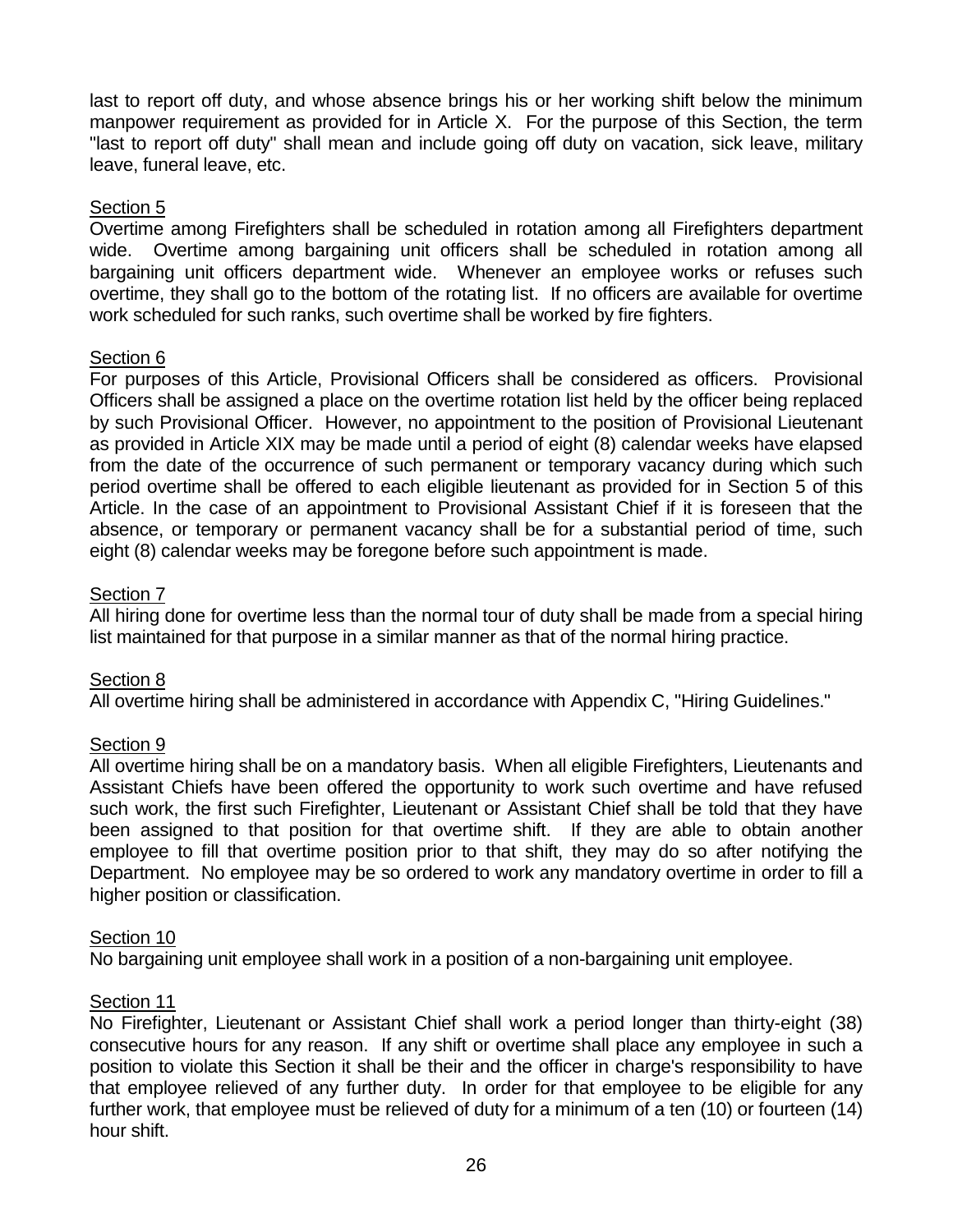last to report off duty, and whose absence brings his or her working shift below the minimum manpower requirement as provided for in Article X. For the purpose of this Section, the term "last to report off duty" shall mean and include going off duty on vacation, sick leave, military leave, funeral leave, etc.

Section 5

Overtime among Firefighters shall be scheduled in rotation among all Firefighters department wide. Overtime among bargaining unit officers shall be scheduled in rotation among all bargaining unit officers department wide. Whenever an employee works or refuses such overtime, they shall go to the bottom of the rotating list. If no officers are available for overtime work scheduled for such ranks, such overtime shall be worked by fire fighters.

Section 6

For purposes of this Article, Provisional Officers shall be considered as officers. Provisional Officers shall be assigned a place on the overtime rotation list held by the officer being replaced by such Provisional Officer. However, no appointment to the position of Provisional Lieutenant as provided in Article XIX may be made until a period of eight (8) calendar weeks have elapsed from the date of the occurrence of such permanent or temporary vacancy during which such period overtime shall be offered to each eligible lieutenant as provided for in Section 5 of this Article. In the case of an appointment to Provisional Assistant Chief if it is foreseen that the absence, or temporary or permanent vacancy shall be for a substantial period of time, such eight (8) calendar weeks may be foregone before such appointment is made.

Section 7

All hiring done for overtime less than the normal tour of duty shall be made from a special hiring list maintained for that purpose in a similar manner as that of the normal hiring practice.

Section 8

All overtime hiring shall be administered in accordance with Appendix C, "Hiring Guidelines."

Section 9

All overtime hiring shall be on a mandatory basis. When all eligible Firefighters, Lieutenants and Assistant Chiefs have been offered the opportunity to work such overtime and have refused such work, the first such Firefighter, Lieutenant or Assistant Chief shall be told that they have been assigned to that position for that overtime shift. If they are able to obtain another employee to fill that overtime position prior to that shift, they may do so after notifying the Department. No employee may be so ordered to work any mandatory overtime in order to fill a higher position or classification.

Section 10

No bargaining unit employee shall work in a position of a non-bargaining unit employee.

Section 11

No Firefighter, Lieutenant or Assistant Chief shall work a period longer than thirty-eight (38) consecutive hours for any reason. If any shift or overtime shall place any employee in such a position to violate this Section it shall be their and the officer in charge's responsibility to have that employee relieved of any further duty. In order for that employee to be eligible for any further work, that employee must be relieved of duty for a minimum of a ten (10) or fourteen (14) hour shift.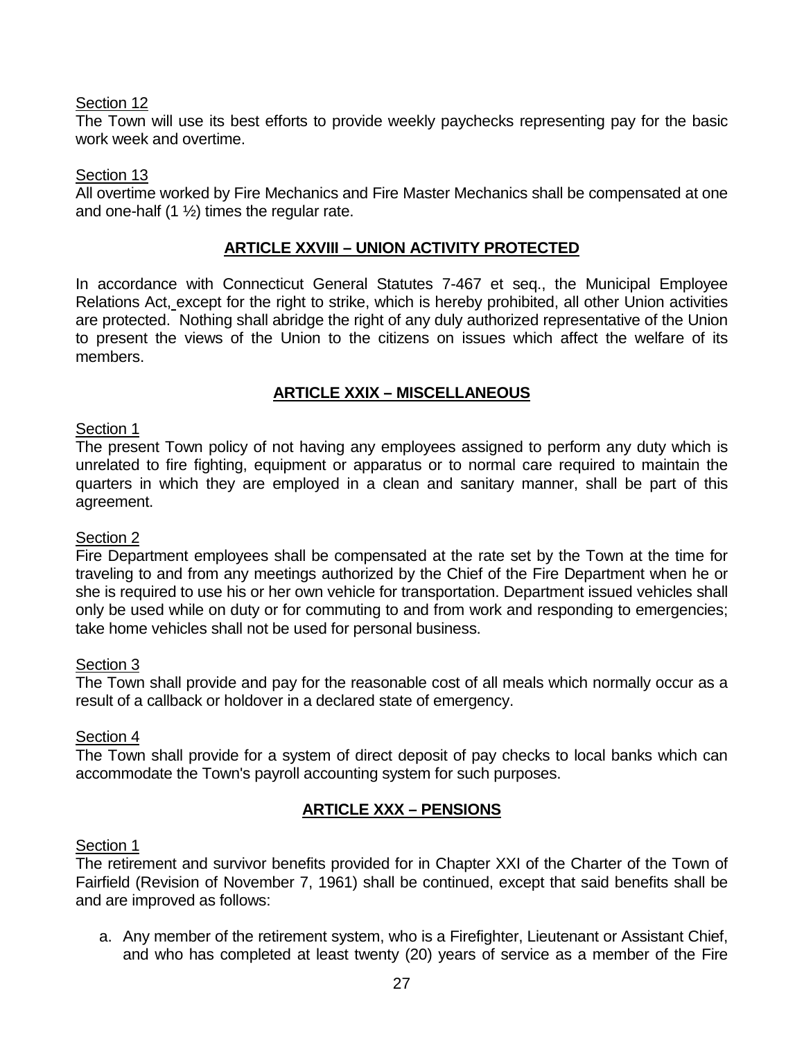Section 12

The Town will use its best efforts to provide weekly paychecks representing pay for the basic work week and overtime.

Section 13

All overtime worked by Fire Mechanics and Fire Master Mechanics shall be compensated at one and one-half (1 ½) times the regular rate.

## ARTICLE XXVIII – UNION ACTIVITY PROTECTED

In accordance with Connecticut General Statutes 7-467 et seq., the Municipal Employee Relations Act, except for the right to strike, which is hereby prohibited, all other Union activities are protected. Nothing shall abridge the right of any duly authorized representative of the Union to present the views of the Union to the citizens on issues which affect the welfare of its members.

## ARTICLE XXIX – MISCELLANEOUS

Section 1

The present Town policy of not having any employees assigned to perform any duty which is unrelated to fire fighting, equipment or apparatus or to normal care required to maintain the quarters in which they are employed in a clean and sanitary manner, shall be part of this agreement.

Section 2

Fire Department employees shall be compensated at the rate set by the Town at the time for traveling to and from any meetings authorized by the Chief of the Fire Department when he or she is required to use his or her own vehicle for transportation. Department issued vehicles shall only be used while on duty or for commuting to and from work and responding to emergencies; take home vehicles shall not be used for personal business.

Section 3

The Town shall provide and pay for the reasonable cost of all meals which normally occur as a result of a callback or holdover in a declared state of emergency.

Section 4

The Town shall provide for a system of direct deposit of pay checks to local banks which can accommodate the Town's payroll accounting system for such purposes.

## ARTICLE XXX – PENSIONS

Section 1

The retirement and survivor benefits provided for in Chapter XXI of the Charter of the Town of Fairfield (Revision of November 7, 1961) shall be continued, except that said benefits shall be and are improved as follows:

a. Any member of the retirement system, who is a Firefighter, Lieutenant or Assistant Chief, and who has completed at least twenty (20) years of service as a member of the Fire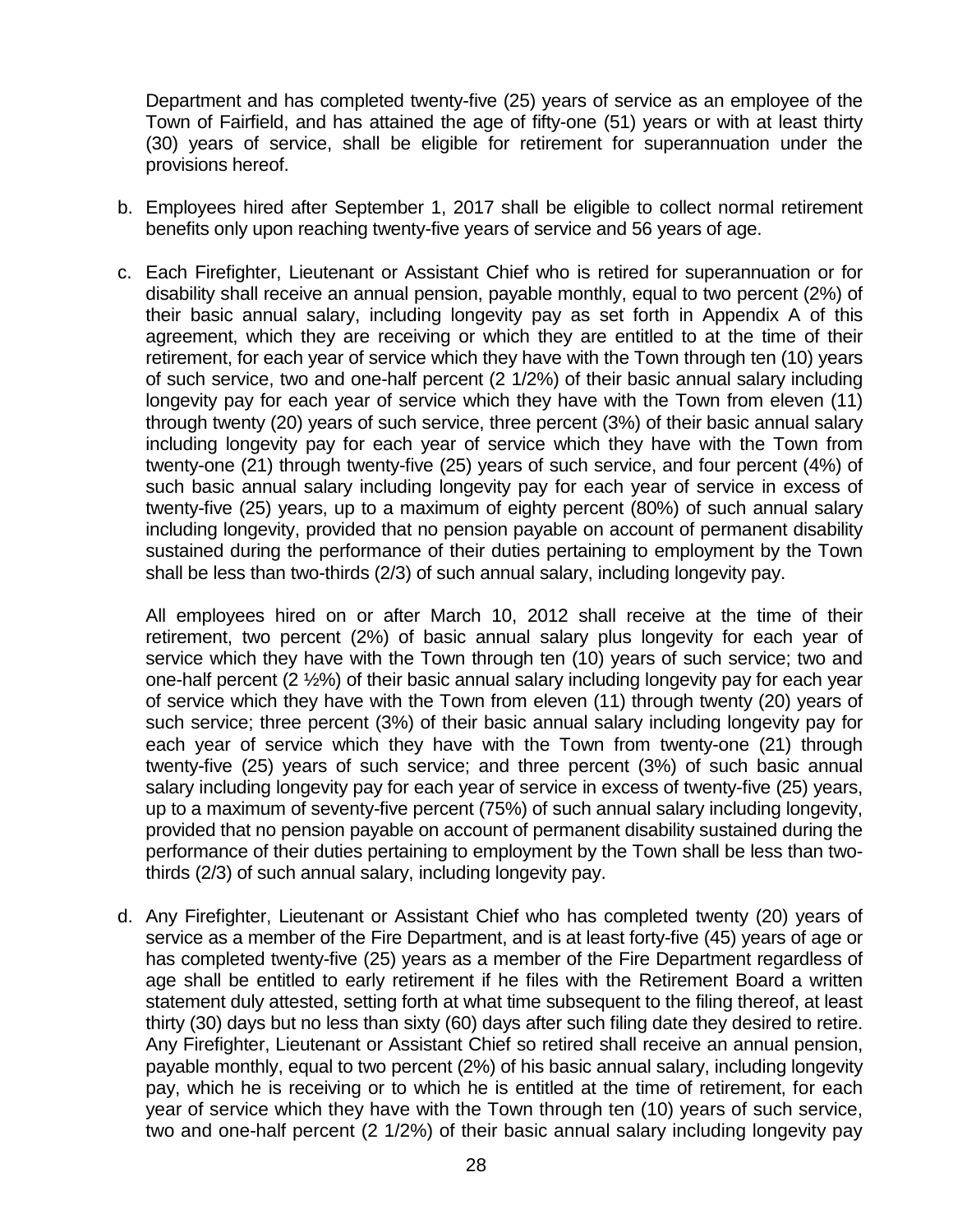Department and has completed twenty-five (25) years of service as an employee of the Town of Fairfield, and has attained the age of fifty-one (51) years or with at least thirty (30) years of service, shall be eligible for retirement for superannuation under the provisions hereof.

b. Employees hired after September 1, 2017 shall be eligible to collect normal retirement benefits only upon reaching twenty-five years of service and 56 years of age.

c. Each Firefighter, Lieutenant or Assistant Chief who is retired for superannuation or for disability shall receive an annual pension, payable monthly, equal to two percent (2%) of their basic annual salary, including longevity pay as set forth in Appendix A of this agreement, which they are receiving or which they are entitled to at the time of their retirement, for each year of service which they have with the Town through ten (10) years of such service, two and one-half percent (2 1/2%) of their basic annual salary including longevity pay for each year of service which they have with the Town from eleven (11) through twenty (20) years of such service, three percent (3%) of their basic annual salary including longevity pay for each year of service which they have with the Town from twenty-one (21) through twenty-five (25) years of such service, and four percent (4%) of such basic annual salary including longevity pay for each year of service in excess of twenty-five (25) years, up to a maximum of eighty percent (80%) of such annual salary including longevity, provided that no pension payable on account of permanent disability sustained during the performance of their duties pertaining to employment by the Town shall be less than two-thirds (2/3) of such annual salary, including longevity pay.

   All employees hired on or after March 10, 2012 shall receive at the time of their retirement, two percent (2%) of basic annual salary plus longevity for each year of service which they have with the Town through ten (10) years of such service; two and one-half percent (2 ½%) of their basic annual salary including longevity pay for each year of service which they have with the Town from eleven (11) through twenty (20) years of such service; three percent (3%) of their basic annual salary including longevity pay for each year of service which they have with the Town from twenty-one (21) through twenty-five (25) years of such service; and three percent (3%) of such basic annual salary including longevity pay for each year of service in excess of twenty-five (25) years, up to a maximum of seventy-five percent (75%) of such annual salary including longevity, provided that no pension payable on account of permanent disability sustained during the performance of their duties pertaining to employment by the Town shall be less than two-thirds (2/3) of such annual salary, including longevity pay.

d. Any Firefighter, Lieutenant or Assistant Chief who has completed twenty (20) years of service as a member of the Fire Department, and is at least forty-five (45) years of age or has completed twenty-five (25) years as a member of the Fire Department regardless of age shall be entitled to early retirement if he files with the Retirement Board a written statement duly attested, setting forth at what time subsequent to the filing thereof, at least thirty (30) days but no less than sixty (60) days after such filing date they desired to retire. Any Firefighter, Lieutenant or Assistant Chief so retired shall receive an annual pension, payable monthly, equal to two percent (2%) of his basic annual salary, including longevity pay, which he is receiving or to which he is entitled at the time of retirement, for each year of service which they have with the Town through ten (10) years of such service, two and one-half percent (2 1/2%) of their basic annual salary including longevity pay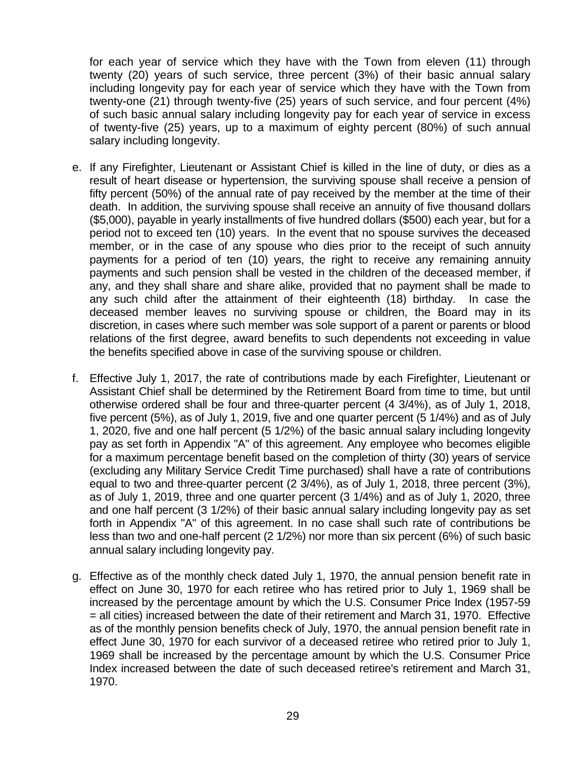for each year of service which they have with the Town from eleven (11) through twenty (20) years of such service, three percent (3%) of their basic annual salary including longevity pay for each year of service which they have with the Town from twenty-one (21) through twenty-five (25) years of such service, and four percent (4%) of such basic annual salary including longevity pay for each year of service in excess of twenty-five (25) years, up to a maximum of eighty percent (80%) of such annual salary including longevity.

e. If any Firefighter, Lieutenant or Assistant Chief is killed in the line of duty, or dies as a result of heart disease or hypertension, the surviving spouse shall receive a pension of fifty percent (50%) of the annual rate of pay received by the member at the time of their death. In addition, the surviving spouse shall receive an annuity of five thousand dollars ($5,000), payable in yearly installments of five hundred dollars ($500) each year, but for a period not to exceed ten (10) years. In the event that no spouse survives the deceased member, or in the case of any spouse who dies prior to the receipt of such annuity payments for a period of ten (10) years, the right to receive any remaining annuity payments and such pension shall be vested in the children of the deceased member, if any, and they shall share and share alike, provided that no payment shall be made to any such child after the attainment of their eighteenth (18) birthday. In case the deceased member leaves no surviving spouse or children, the Board may in its discretion, in cases where such member was sole support of a parent or parents or blood relations of the first degree, award benefits to such dependents not exceeding in value the benefits specified above in case of the surviving spouse or children.

f. Effective July 1, 2017, the rate of contributions made by each Firefighter, Lieutenant or Assistant Chief shall be determined by the Retirement Board from time to time, but until otherwise ordered shall be four and three-quarter percent (4 3/4%), as of July 1, 2018, five percent (5%), as of July 1, 2019, five and one quarter percent (5 1/4%) and as of July 1, 2020, five and one half percent (5 1/2%) of the basic annual salary including longevity pay as set forth in Appendix "A" of this agreement. Any employee who becomes eligible for a maximum percentage benefit based on the completion of thirty (30) years of service (excluding any Military Service Credit Time purchased) shall have a rate of contributions equal to two and three-quarter percent (2 3/4%), as of July 1, 2018, three percent (3%), as of July 1, 2019, three and one quarter percent (3 1/4%) and as of July 1, 2020, three and one half percent (3 1/2%) of their basic annual salary including longevity pay as set forth in Appendix "A" of this agreement. In no case shall such rate of contributions be less than two and one-half percent (2 1/2%) nor more than six percent (6%) of such basic annual salary including longevity pay.

g. Effective as of the monthly check dated July 1, 1970, the annual pension benefit rate in effect on June 30, 1970 for each retiree who has retired prior to July 1, 1969 shall be increased by the percentage amount by which the U.S. Consumer Price Index (1957-59 = all cities) increased between the date of their retirement and March 31, 1970. Effective as of the monthly pension benefits check of July, 1970, the annual pension benefit rate in effect June 30, 1970 for each survivor of a deceased retiree who retired prior to July 1, 1969 shall be increased by the percentage amount by which the U.S. Consumer Price Index increased between the date of such deceased retiree's retirement and March 31, 1970.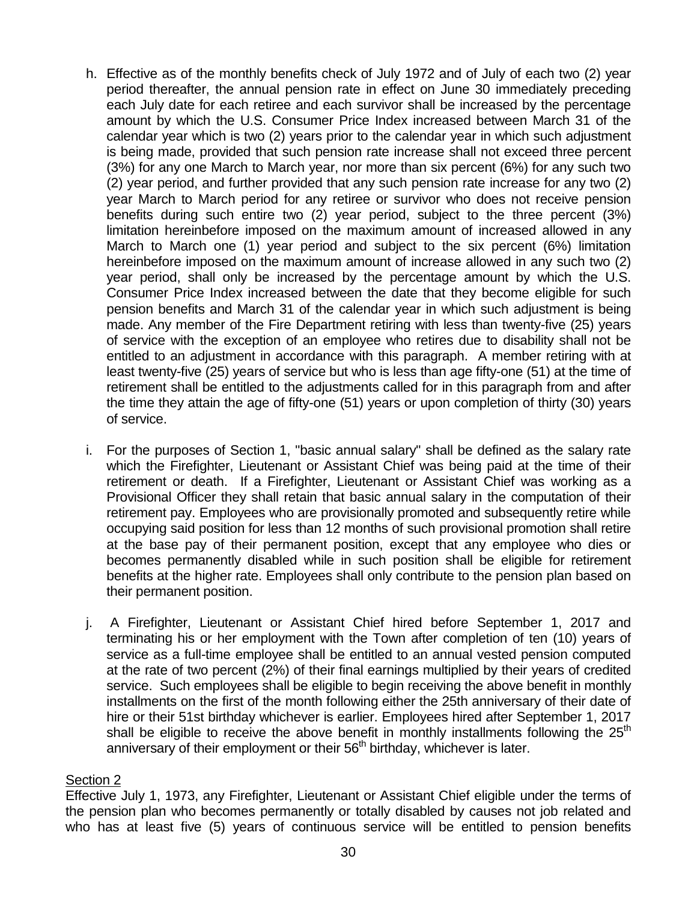h. Effective as of the monthly benefits check of July 1972 and of July of each two (2) year period thereafter, the annual pension rate in effect on June 30 immediately preceding each July date for each retiree and each survivor shall be increased by the percentage amount by which the U.S. Consumer Price Index increased between March 31 of the calendar year which is two (2) years prior to the calendar year in which such adjustment is being made, provided that such pension rate increase shall not exceed three percent (3%) for any one March to March year, nor more than six percent (6%) for any such two (2) year period, and further provided that any such pension rate increase for any two (2) year March to March period for any retiree or survivor who does not receive pension benefits during such entire two (2) year period, subject to the three percent (3%) limitation hereinbefore imposed on the maximum amount of increased allowed in any March to March one (1) year period and subject to the six percent (6%) limitation hereinbefore imposed on the maximum amount of increase allowed in any such two (2) year period, shall only be increased by the percentage amount by which the U.S. Consumer Price Index increased between the date that they become eligible for such pension benefits and March 31 of the calendar year in which such adjustment is being made. Any member of the Fire Department retiring with less than twenty-five (25) years of service with the exception of an employee who retires due to disability shall not be entitled to an adjustment in accordance with this paragraph. A member retiring with at least twenty-five (25) years of service but who is less than age fifty-one (51) at the time of retirement shall be entitled to the adjustments called for in this paragraph from and after the time they attain the age of fifty-one (51) years or upon completion of thirty (30) years of service.

i. For the purposes of Section 1, "basic annual salary" shall be defined as the salary rate which the Firefighter, Lieutenant or Assistant Chief was being paid at the time of their retirement or death. If a Firefighter, Lieutenant or Assistant Chief was working as a Provisional Officer they shall retain that basic annual salary in the computation of their retirement pay. Employees who are provisionally promoted and subsequently retire while occupying said position for less than 12 months of such provisional promotion shall retire at the base pay of their permanent position, except that any employee who dies or becomes permanently disabled while in such position shall be eligible for retirement benefits at the higher rate. Employees shall only contribute to the pension plan based on their permanent position.

j. A Firefighter, Lieutenant or Assistant Chief hired before September 1, 2017 and terminating his or her employment with the Town after completion of ten (10) years of service as a full-time employee shall be entitled to an annual vested pension computed at the rate of two percent (2%) of their final earnings multiplied by their years of credited service. Such employees shall be eligible to begin receiving the above benefit in monthly installments on the first of the month following either the 25th anniversary of their date of hire or their 51st birthday whichever is earlier. Employees hired after September 1, 2017 shall be eligible to receive the above benefit in monthly installments following the 25th anniversary of their employment or their 56th birthday, whichever is later.

Section 2

Effective July 1, 1973, any Firefighter, Lieutenant or Assistant Chief eligible under the terms of the pension plan who becomes permanently or totally disabled by causes not job related and who has at least five (5) years of continuous service will be entitled to pension benefits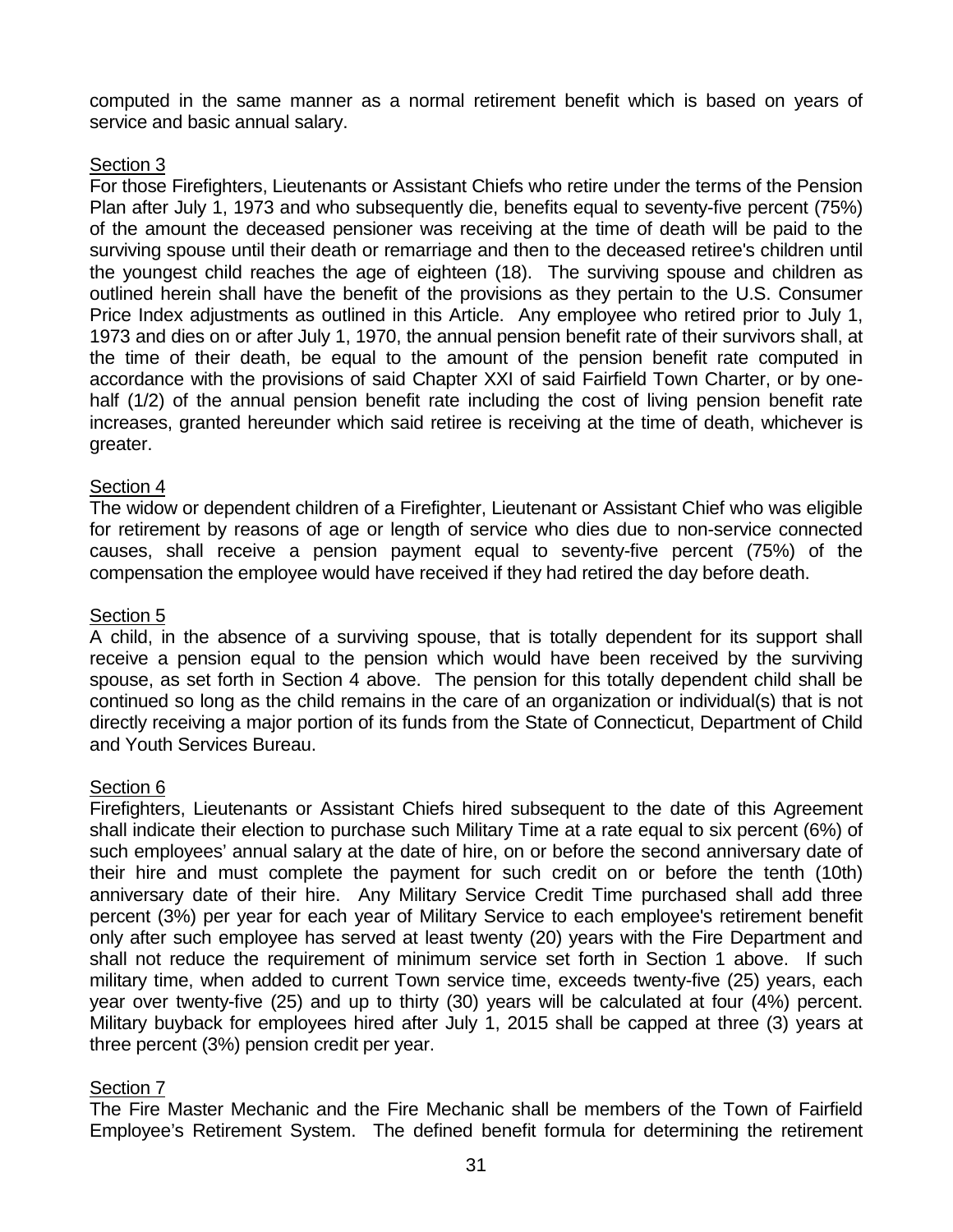computed in the same manner as a normal retirement benefit which is based on years of service and basic annual salary.

Section 3

For those Firefighters, Lieutenants or Assistant Chiefs who retire under the terms of the Pension Plan after July 1, 1973 and who subsequently die, benefits equal to seventy-five percent (75%) of the amount the deceased pensioner was receiving at the time of death will be paid to the surviving spouse until their death or remarriage and then to the deceased retiree's children until the youngest child reaches the age of eighteen (18). The surviving spouse and children as outlined herein shall have the benefit of the provisions as they pertain to the U.S. Consumer Price Index adjustments as outlined in this Article. Any employee who retired prior to July 1, 1973 and dies on or after July 1, 1970, the annual pension benefit rate of their survivors shall, at the time of their death, be equal to the amount of the pension benefit rate computed in accordance with the provisions of said Chapter XXI of said Fairfield Town Charter, or by one-half (1/2) of the annual pension benefit rate including the cost of living pension benefit rate increases, granted hereunder which said retiree is receiving at the time of death, whichever is greater.

Section 4

The widow or dependent children of a Firefighter, Lieutenant or Assistant Chief who was eligible for retirement by reasons of age or length of service who dies due to non-service connected causes, shall receive a pension payment equal to seventy-five percent (75%) of the compensation the employee would have received if they had retired the day before death.

Section 5

A child, in the absence of a surviving spouse, that is totally dependent for its support shall receive a pension equal to the pension which would have been received by the surviving spouse, as set forth in Section 4 above. The pension for this totally dependent child shall be continued so long as the child remains in the care of an organization or individual(s) that is not directly receiving a major portion of its funds from the State of Connecticut, Department of Child and Youth Services Bureau.

Section 6

Firefighters, Lieutenants or Assistant Chiefs hired subsequent to the date of this Agreement shall indicate their election to purchase such Military Time at a rate equal to six percent (6%) of such employees' annual salary at the date of hire, on or before the second anniversary date of their hire and must complete the payment for such credit on or before the tenth (10th) anniversary date of their hire. Any Military Service Credit Time purchased shall add three percent (3%) per year for each year of Military Service to each employee's retirement benefit only after such employee has served at least twenty (20) years with the Fire Department and shall not reduce the requirement of minimum service set forth in Section 1 above. If such military time, when added to current Town service time, exceeds twenty-five (25) years, each year over twenty-five (25) and up to thirty (30) years will be calculated at four (4%) percent. Military buyback for employees hired after July 1, 2015 shall be capped at three (3) years at three percent (3%) pension credit per year.

Section 7

The Fire Master Mechanic and the Fire Mechanic shall be members of the Town of Fairfield Employee's Retirement System. The defined benefit formula for determining the retirement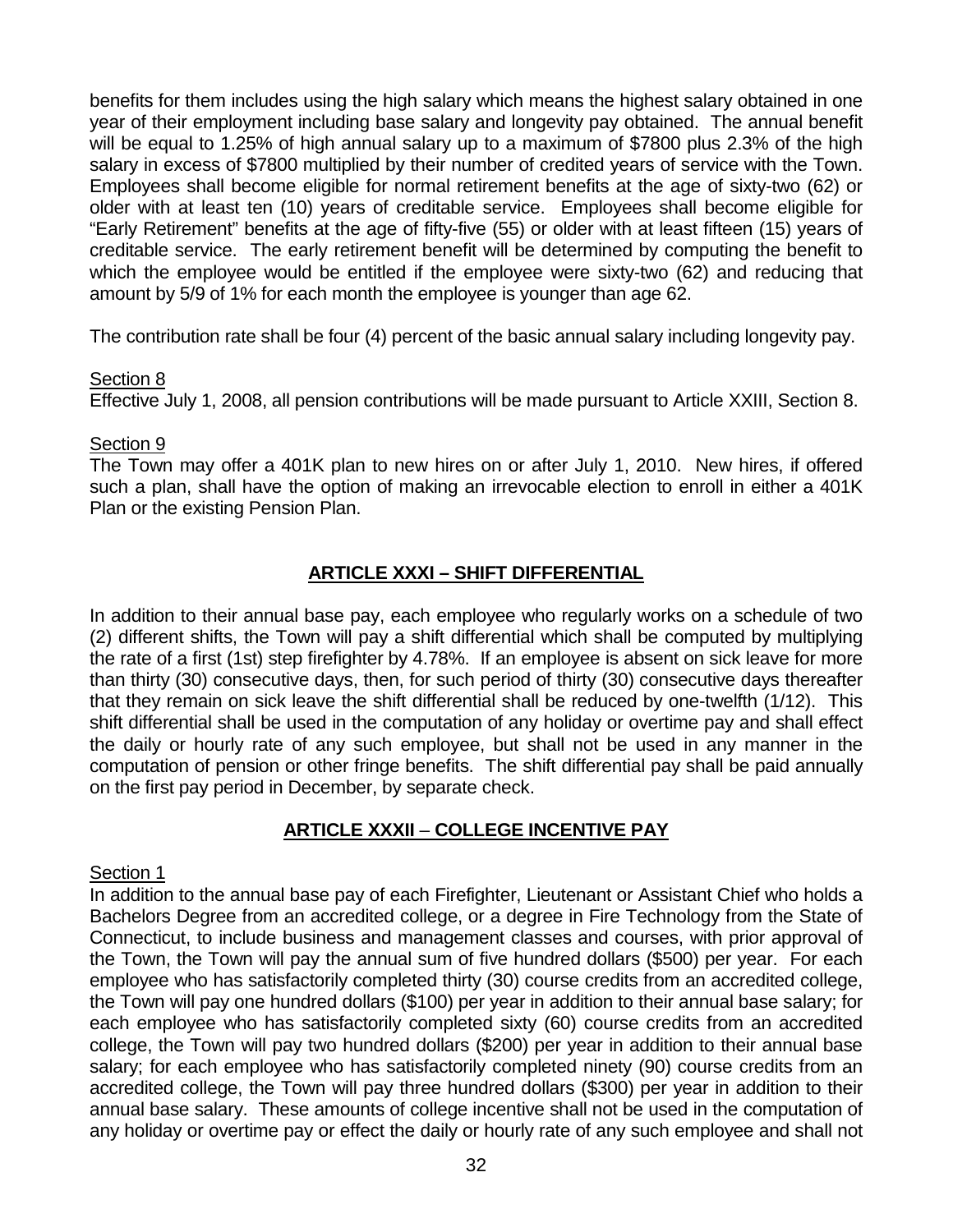benefits for them includes using the high salary which means the highest salary obtained in one year of their employment including base salary and longevity pay obtained. The annual benefit will be equal to 1.25% of high annual salary up to a maximum of $7800 plus 2.3% of the high salary in excess of $7800 multiplied by their number of credited years of service with the Town. Employees shall become eligible for normal retirement benefits at the age of sixty-two (62) or older with at least ten (10) years of creditable service. Employees shall become eligible for "Early Retirement" benefits at the age of fifty-five (55) or older with at least fifteen (15) years of creditable service. The early retirement benefit will be determined by computing the benefit to which the employee would be entitled if the employee were sixty-two (62) and reducing that amount by 5/9 of 1% for each month the employee is younger than age 62.

The contribution rate shall be four (4) percent of the basic annual salary including longevity pay.

Section 8

Effective July 1, 2008, all pension contributions will be made pursuant to Article XXIII, Section 8.

Section 9

The Town may offer a 401K plan to new hires on or after July 1, 2010. New hires, if offered such a plan, shall have the option of making an irrevocable election to enroll in either a 401K Plan or the existing Pension Plan.

## ARTICLE XXXI – SHIFT DIFFERENTIAL

In addition to their annual base pay, each employee who regularly works on a schedule of two (2) different shifts, the Town will pay a shift differential which shall be computed by multiplying the rate of a first (1st) step firefighter by 4.78%. If an employee is absent on sick leave for more than thirty (30) consecutive days, then, for such period of thirty (30) consecutive days thereafter that they remain on sick leave the shift differential shall be reduced by one-twelfth (1/12). This shift differential shall be used in the computation of any holiday or overtime pay and shall effect the daily or hourly rate of any such employee, but shall not be used in any manner in the computation of pension or other fringe benefits. The shift differential pay shall be paid annually on the first pay period in December, by separate check.

## ARTICLE XXXII – COLLEGE INCENTIVE PAY

Section 1

In addition to the annual base pay of each Firefighter, Lieutenant or Assistant Chief who holds a Bachelors Degree from an accredited college, or a degree in Fire Technology from the State of Connecticut, to include business and management classes and courses, with prior approval of the Town, the Town will pay the annual sum of five hundred dollars ($500) per year. For each employee who has satisfactorily completed thirty (30) course credits from an accredited college, the Town will pay one hundred dollars ($100) per year in addition to their annual base salary; for each employee who has satisfactorily completed sixty (60) course credits from an accredited college, the Town will pay two hundred dollars ($200) per year in addition to their annual base salary; for each employee who has satisfactorily completed ninety (90) course credits from an accredited college, the Town will pay three hundred dollars ($300) per year in addition to their annual base salary. These amounts of college incentive shall not be used in the computation of any holiday or overtime pay or effect the daily or hourly rate of any such employee and shall not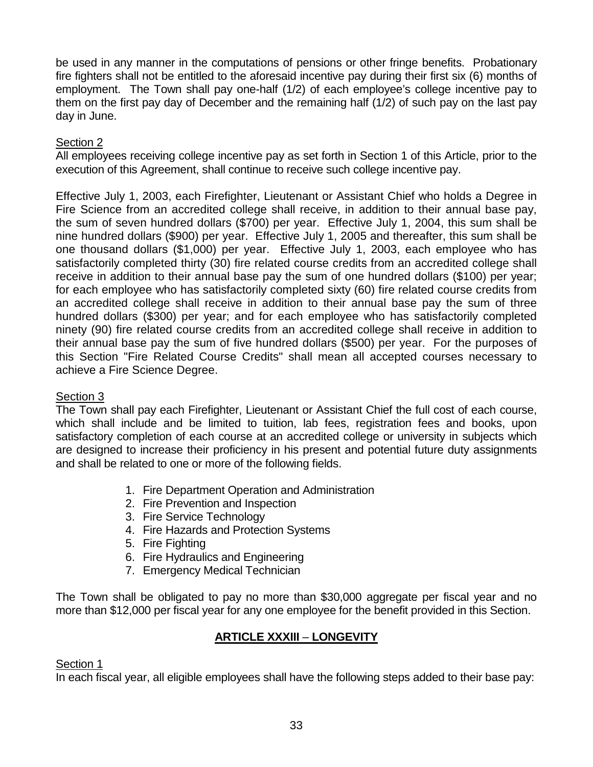be used in any manner in the computations of pensions or other fringe benefits. Probationary fire fighters shall not be entitled to the aforesaid incentive pay during their first six (6) months of employment. The Town shall pay one-half (1/2) of each employee's college incentive pay to them on the first pay day of December and the remaining half (1/2) of such pay on the last pay day in June.

Section 2

All employees receiving college incentive pay as set forth in Section 1 of this Article, prior to the execution of this Agreement, shall continue to receive such college incentive pay.

Effective July 1, 2003, each Firefighter, Lieutenant or Assistant Chief who holds a Degree in Fire Science from an accredited college shall receive, in addition to their annual base pay, the sum of seven hundred dollars ($700) per year. Effective July 1, 2004, this sum shall be nine hundred dollars ($900) per year. Effective July 1, 2005 and thereafter, this sum shall be one thousand dollars ($1,000) per year. Effective July 1, 2003, each employee who has satisfactorily completed thirty (30) fire related course credits from an accredited college shall receive in addition to their annual base pay the sum of one hundred dollars ($100) per year; for each employee who has satisfactorily completed sixty (60) fire related course credits from an accredited college shall receive in addition to their annual base pay the sum of three hundred dollars ($300) per year; and for each employee who has satisfactorily completed ninety (90) fire related course credits from an accredited college shall receive in addition to their annual base pay the sum of five hundred dollars ($500) per year. For the purposes of this Section "Fire Related Course Credits" shall mean all accepted courses necessary to achieve a Fire Science Degree.

Section 3

The Town shall pay each Firefighter, Lieutenant or Assistant Chief the full cost of each course, which shall include and be limited to tuition, lab fees, registration fees and books, upon satisfactory completion of each course at an accredited college or university in subjects which are designed to increase their proficiency in his present and potential future duty assignments and shall be related to one or more of the following fields.

1. Fire Department Operation and Administration
2. Fire Prevention and Inspection
3. Fire Service Technology
4. Fire Hazards and Protection Systems
5. Fire Fighting
6. Fire Hydraulics and Engineering
7. Emergency Medical Technician

The Town shall be obligated to pay no more than $30,000 aggregate per fiscal year and no more than $12,000 per fiscal year for any one employee for the benefit provided in this Section.

## ARTICLE XXXIII – LONGEVITY

Section 1

In each fiscal year, all eligible employees shall have the following steps added to their base pay: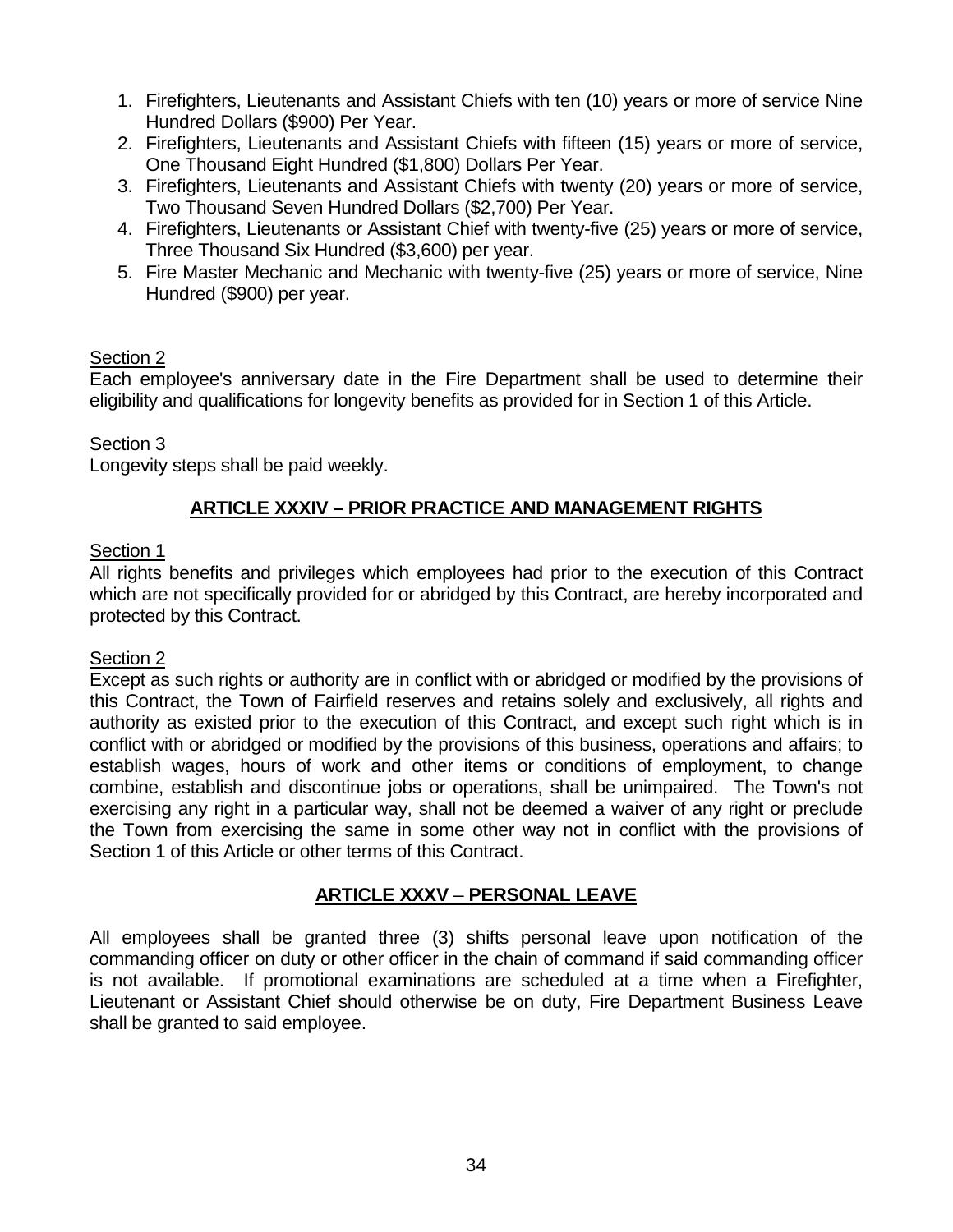1. Firefighters, Lieutenants and Assistant Chiefs with ten (10) years or more of service Nine Hundred Dollars ($900) Per Year.
2. Firefighters, Lieutenants and Assistant Chiefs with fifteen (15) years or more of service, One Thousand Eight Hundred ($1,800) Dollars Per Year.
3. Firefighters, Lieutenants and Assistant Chiefs with twenty (20) years or more of service, Two Thousand Seven Hundred Dollars ($2,700) Per Year.
4. Firefighters, Lieutenants or Assistant Chief with twenty-five (25) years or more of service, Three Thousand Six Hundred ($3,600) per year.
5. Fire Master Mechanic and Mechanic with twenty-five (25) years or more of service, Nine Hundred ($900) per year.

Section 2

Each employee's anniversary date in the Fire Department shall be used to determine their eligibility and qualifications for longevity benefits as provided for in Section 1 of this Article.

Section 3

Longevity steps shall be paid weekly.

## ARTICLE XXXIV – PRIOR PRACTICE AND MANAGEMENT RIGHTS

Section 1

All rights benefits and privileges which employees had prior to the execution of this Contract which are not specifically provided for or abridged by this Contract, are hereby incorporated and protected by this Contract.

Section 2

Except as such rights or authority are in conflict with or abridged or modified by the provisions of this Contract, the Town of Fairfield reserves and retains solely and exclusively, all rights and authority as existed prior to the execution of this Contract, and except such right which is in conflict with or abridged or modified by the provisions of this business, operations and affairs; to establish wages, hours of work and other items or conditions of employment, to change combine, establish and discontinue jobs or operations, shall be unimpaired. The Town's not exercising any right in a particular way, shall not be deemed a waiver of any right or preclude the Town from exercising the same in some other way not in conflict with the provisions of Section 1 of this Article or other terms of this Contract.

## ARTICLE XXXV – PERSONAL LEAVE

All employees shall be granted three (3) shifts personal leave upon notification of the commanding officer on duty or other officer in the chain of command if said commanding officer is not available. If promotional examinations are scheduled at a time when a Firefighter, Lieutenant or Assistant Chief should otherwise be on duty, Fire Department Business Leave shall be granted to said employee.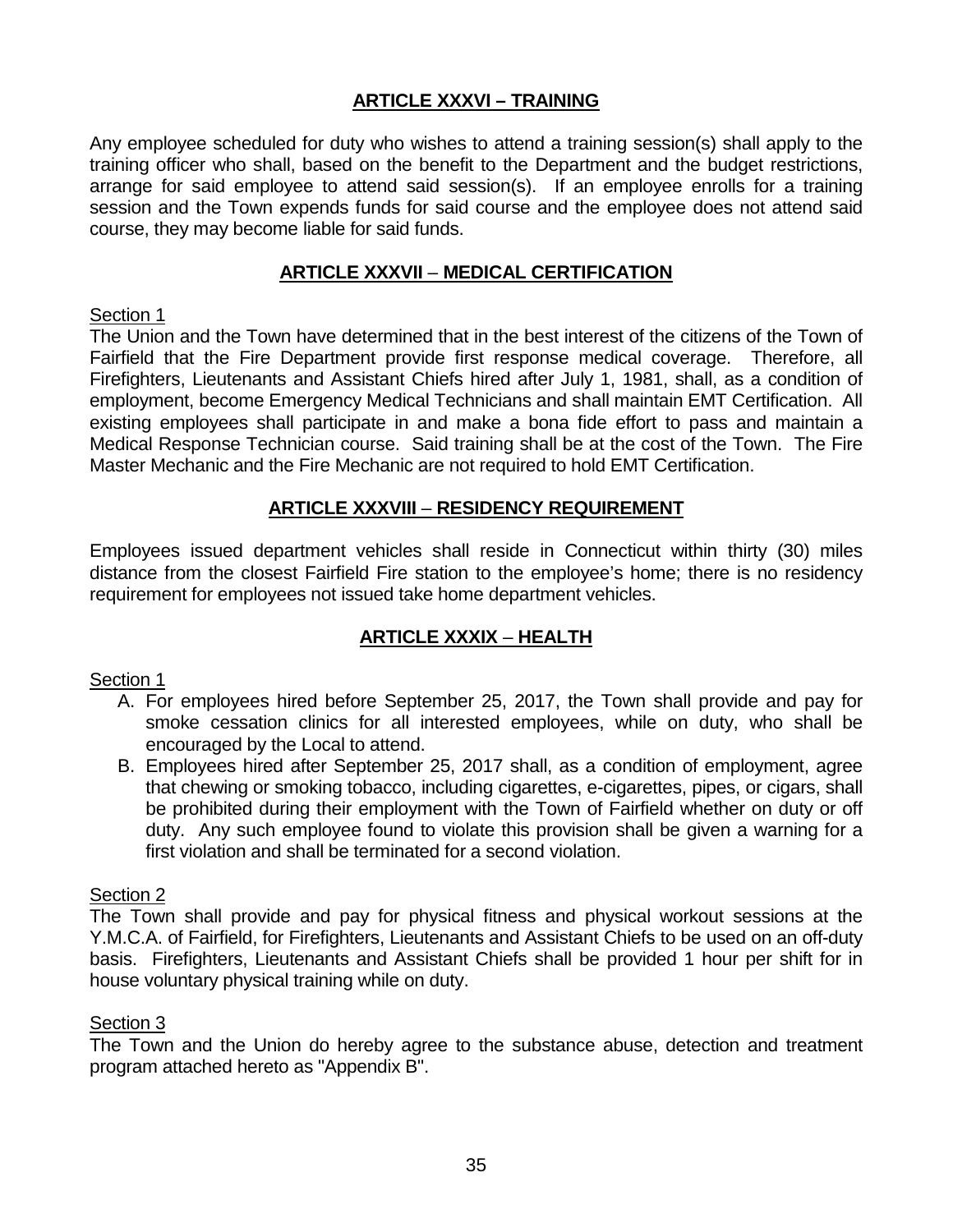## ARTICLE XXXVI – TRAINING

Any employee scheduled for duty who wishes to attend a training session(s) shall apply to the training officer who shall, based on the benefit to the Department and the budget restrictions, arrange for said employee to attend said session(s). If an employee enrolls for a training session and the Town expends funds for said course and the employee does not attend said course, they may become liable for said funds.

## ARTICLE XXXVII – MEDICAL CERTIFICATION

Section 1

The Union and the Town have determined that in the best interest of the citizens of the Town of Fairfield that the Fire Department provide first response medical coverage. Therefore, all Firefighters, Lieutenants and Assistant Chiefs hired after July 1, 1981, shall, as a condition of employment, become Emergency Medical Technicians and shall maintain EMT Certification. All existing employees shall participate in and make a bona fide effort to pass and maintain a Medical Response Technician course. Said training shall be at the cost of the Town. The Fire Master Mechanic and the Fire Mechanic are not required to hold EMT Certification.

## ARTICLE XXXVIII – RESIDENCY REQUIREMENT

Employees issued department vehicles shall reside in Connecticut within thirty (30) miles distance from the closest Fairfield Fire station to the employee's home; there is no residency requirement for employees not issued take home department vehicles.

## ARTICLE XXXIX – HEALTH

Section 1

A. For employees hired before September 25, 2017, the Town shall provide and pay for smoke cessation clinics for all interested employees, while on duty, who shall be encouraged by the Local to attend.
B. Employees hired after September 25, 2017 shall, as a condition of employment, agree that chewing or smoking tobacco, including cigarettes, e-cigarettes, pipes, or cigars, shall be prohibited during their employment with the Town of Fairfield whether on duty or off duty. Any such employee found to violate this provision shall be given a warning for a first violation and shall be terminated for a second violation.

Section 2

The Town shall provide and pay for physical fitness and physical workout sessions at the Y.M.C.A. of Fairfield, for Firefighters, Lieutenants and Assistant Chiefs to be used on an off-duty basis. Firefighters, Lieutenants and Assistant Chiefs shall be provided 1 hour per shift for in house voluntary physical training while on duty.

Section 3

The Town and the Union do hereby agree to the substance abuse, detection and treatment program attached hereto as "Appendix B".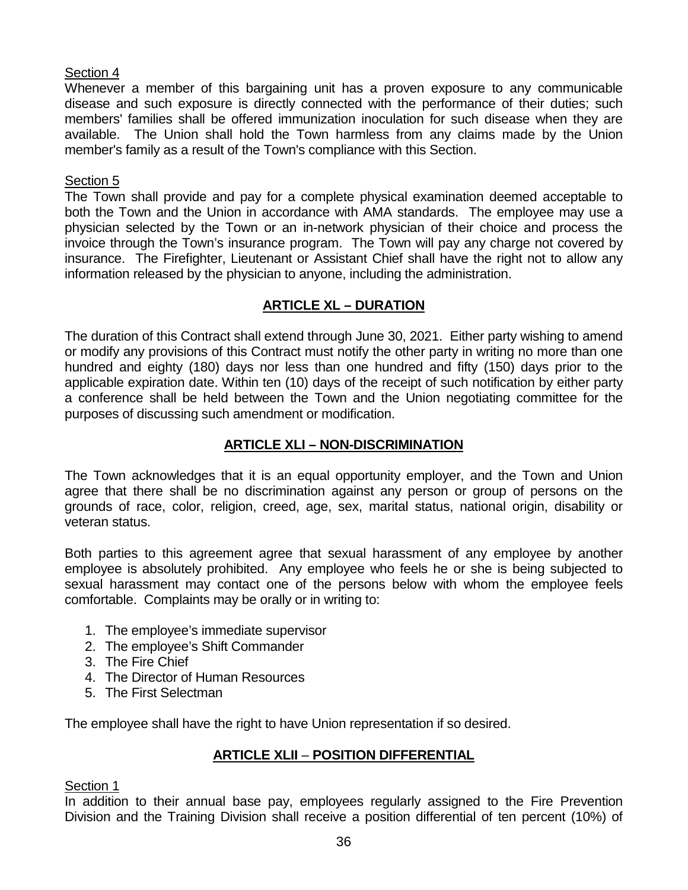Section 4

Whenever a member of this bargaining unit has a proven exposure to any communicable disease and such exposure is directly connected with the performance of their duties; such members' families shall be offered immunization inoculation for such disease when they are available. The Union shall hold the Town harmless from any claims made by the Union member's family as a result of the Town's compliance with this Section.

Section 5

The Town shall provide and pay for a complete physical examination deemed acceptable to both the Town and the Union in accordance with AMA standards. The employee may use a physician selected by the Town or an in-network physician of their choice and process the invoice through the Town's insurance program. The Town will pay any charge not covered by insurance. The Firefighter, Lieutenant or Assistant Chief shall have the right not to allow any information released by the physician to anyone, including the administration.

## ARTICLE XL – DURATION

The duration of this Contract shall extend through June 30, 2021. Either party wishing to amend or modify any provisions of this Contract must notify the other party in writing no more than one hundred and eighty (180) days nor less than one hundred and fifty (150) days prior to the applicable expiration date. Within ten (10) days of the receipt of such notification by either party a conference shall be held between the Town and the Union negotiating committee for the purposes of discussing such amendment or modification.

## ARTICLE XLI – NON-DISCRIMINATION

The Town acknowledges that it is an equal opportunity employer, and the Town and Union agree that there shall be no discrimination against any person or group of persons on the grounds of race, color, religion, creed, age, sex, marital status, national origin, disability or veteran status.

Both parties to this agreement agree that sexual harassment of any employee by another employee is absolutely prohibited. Any employee who feels he or she is being subjected to sexual harassment may contact one of the persons below with whom the employee feels comfortable. Complaints may be orally or in writing to:

1. The employee's immediate supervisor
2. The employee's Shift Commander
3. The Fire Chief
4. The Director of Human Resources
5. The First Selectman

The employee shall have the right to have Union representation if so desired.

## ARTICLE XLII – POSITION DIFFERENTIAL

Section 1

In addition to their annual base pay, employees regularly assigned to the Fire Prevention Division and the Training Division shall receive a position differential of ten percent (10%) of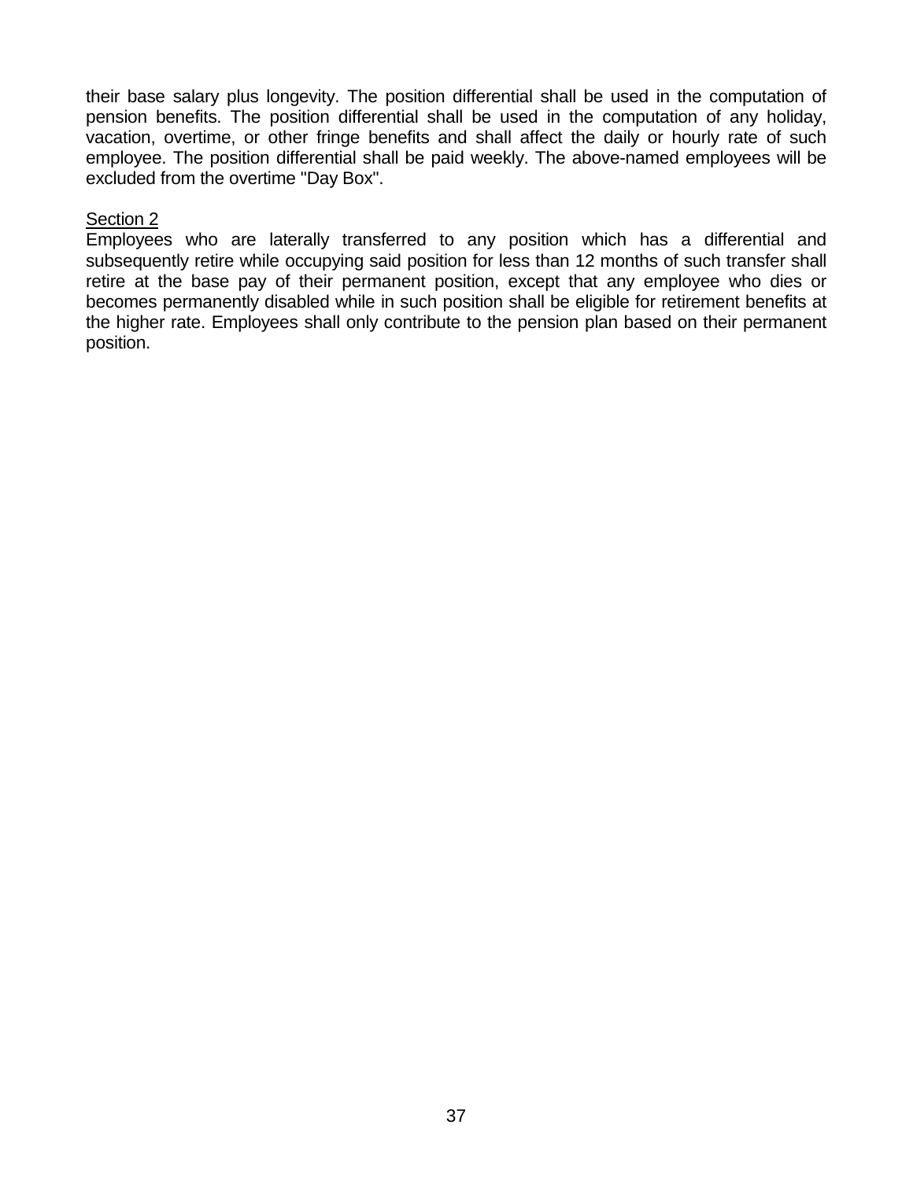their base salary plus longevity. The position differential shall be used in the computation of pension benefits. The position differential shall be used in the computation of any holiday, vacation, overtime, or other fringe benefits and shall affect the daily or hourly rate of such employee. The position differential shall be paid weekly. The above-named employees will be excluded from the overtime "Day Box".

<u>Section 2</u>

Employees who are laterally transferred to any position which has a differential and subsequently retire while occupying said position for less than 12 months of such transfer shall retire at the base pay of their permanent position, except that any employee who dies or becomes permanently disabled while in such position shall be eligible for retirement benefits at the higher rate. Employees shall only contribute to the pension plan based on their permanent position.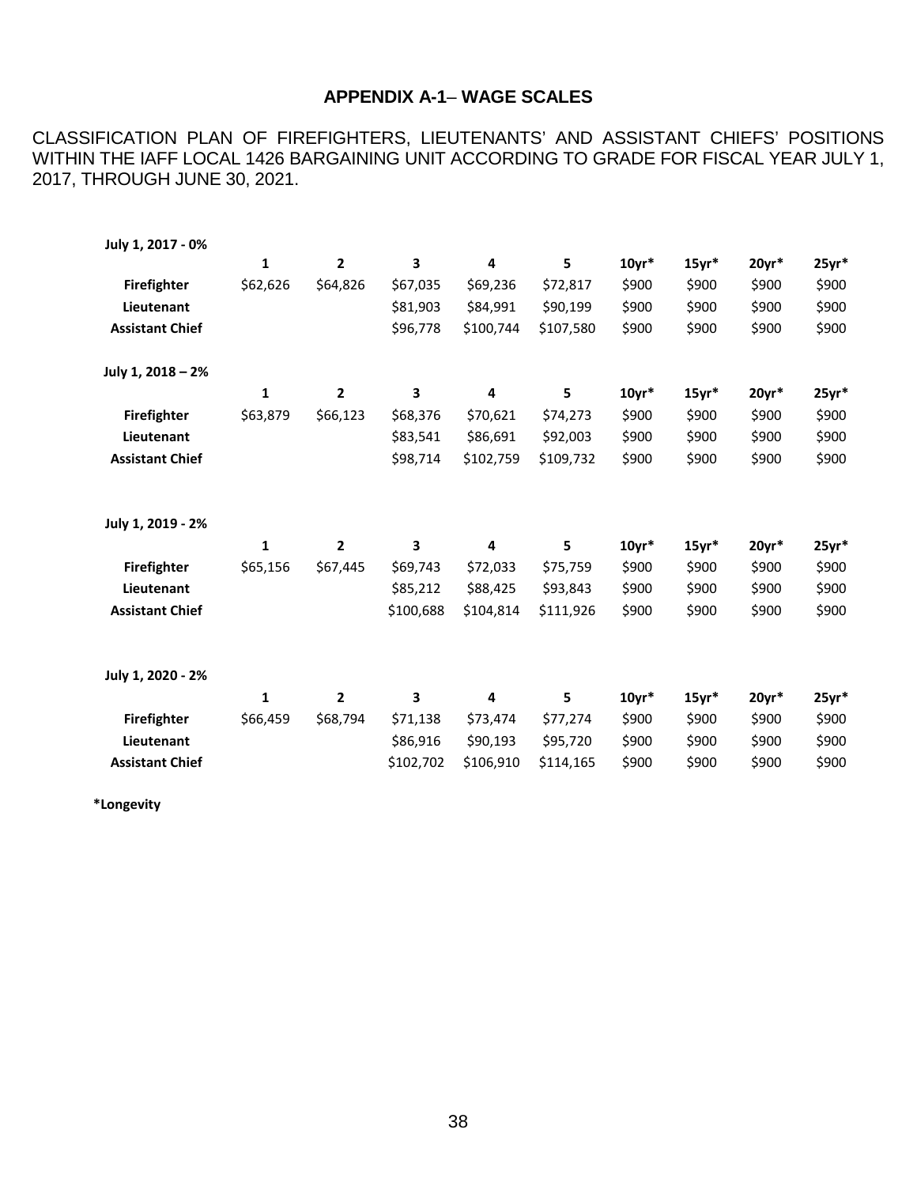## APPENDIX A-1– WAGE SCALES

CLASSIFICATION PLAN OF FIREFIGHTERS, LIEUTENANTS' AND ASSISTANT CHIEFS' POSITIONS WITHIN THE IAFF LOCAL 1426 BARGAINING UNIT ACCORDING TO GRADE FOR FISCAL YEAR JULY 1, 2017, THROUGH JUNE 30, 2021.

**July 1, 2017 - 0%**

| | 1 | 2 | 3 | 4 | 5 | 10yr* | 15yr* | 20yr* | 25yr* |
|---|---|---|---|---|---|---|---|---|---|
| **Firefighter** | $62,626 | $64,826 | $67,035 | $69,236 | $72,817 | $900 | $900 | $900 | $900 |
| **Lieutenant** | | | $81,903 | $84,991 | $90,199 | $900 | $900 | $900 | $900 |
| **Assistant Chief** | | | $96,778 | $100,744 | $107,580 | $900 | $900 | $900 | $900 |

**July 1, 2018 – 2%**

| | 1 | 2 | 3 | 4 | 5 | 10yr* | 15yr* | 20yr* | 25yr* |
|---|---|---|---|---|---|---|---|---|---|
| **Firefighter** | $63,879 | $66,123 | $68,376 | $70,621 | $74,273 | $900 | $900 | $900 | $900 |
| **Lieutenant** | | | $83,541 | $86,691 | $92,003 | $900 | $900 | $900 | $900 |
| **Assistant Chief** | | | $98,714 | $102,759 | $109,732 | $900 | $900 | $900 | $900 |

**July 1, 2019 - 2%**

| | 1 | 2 | 3 | 4 | 5 | 10yr* | 15yr* | 20yr* | 25yr* |
|---|---|---|---|---|---|---|---|---|---|
| **Firefighter** | $65,156 | $67,445 | $69,743 | $72,033 | $75,759 | $900 | $900 | $900 | $900 |
| **Lieutenant** | | | $85,212 | $88,425 | $93,843 | $900 | $900 | $900 | $900 |
| **Assistant Chief** | | | $100,688 | $104,814 | $111,926 | $900 | $900 | $900 | $900 |

**July 1, 2020 - 2%**

| | 1 | 2 | 3 | 4 | 5 | 10yr* | 15yr* | 20yr* | 25yr* |
|---|---|---|---|---|---|---|---|---|---|
| **Firefighter** | $66,459 | $68,794 | $71,138 | $73,474 | $77,274 | $900 | $900 | $900 | $900 |
| **Lieutenant** | | | $86,916 | $90,193 | $95,720 | $900 | $900 | $900 | $900 |
| **Assistant Chief** | | | $102,702 | $106,910 | $114,165 | $900 | $900 | $900 | $900 |

**\*Longevity**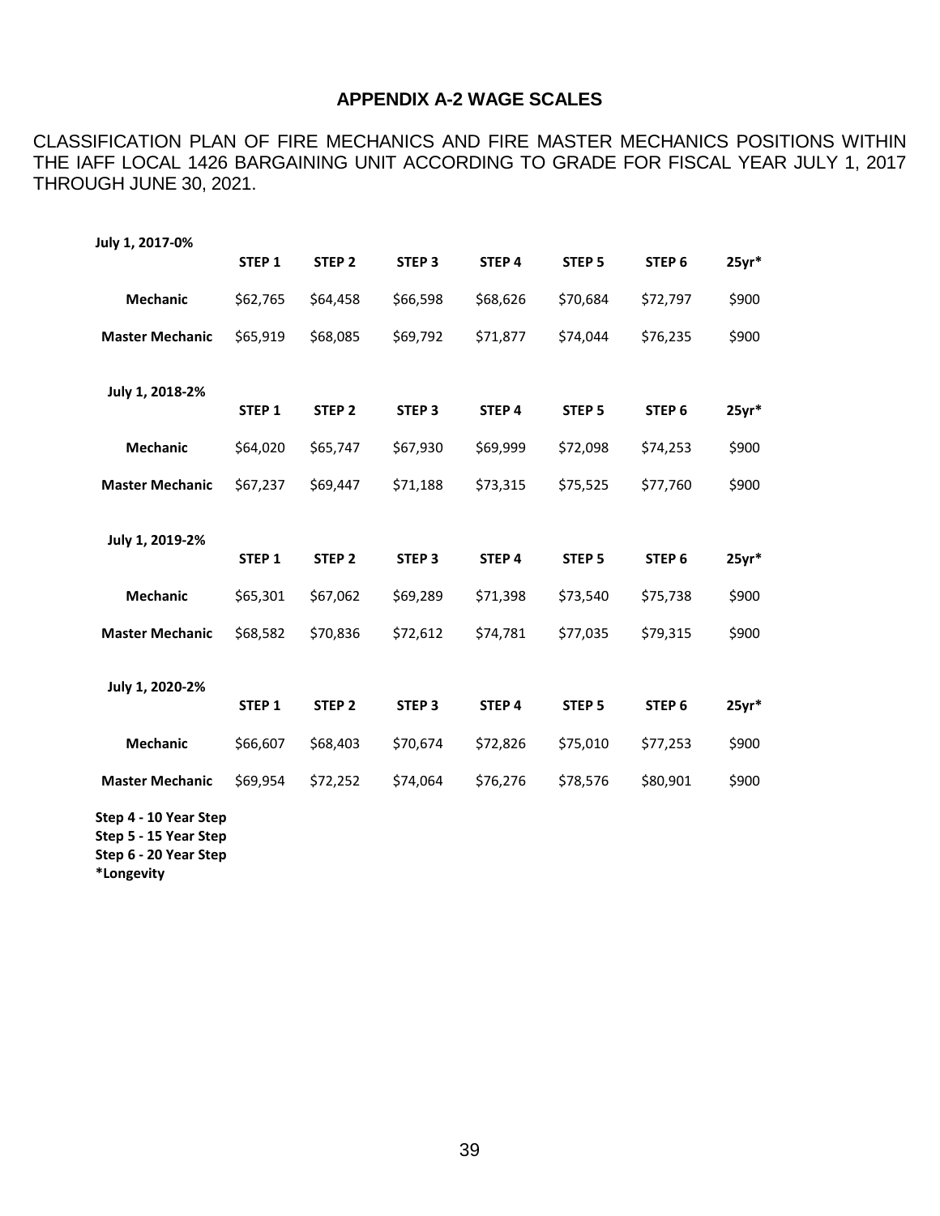## APPENDIX A-2 WAGE SCALES

CLASSIFICATION PLAN OF FIRE MECHANICS AND FIRE MASTER MECHANICS POSITIONS WITHIN THE IAFF LOCAL 1426 BARGAINING UNIT ACCORDING TO GRADE FOR FISCAL YEAR JULY 1, 2017 THROUGH JUNE 30, 2021.

| July 1, 2017-0% | STEP 1 | STEP 2 | STEP 3 | STEP 4 | STEP 5 | STEP 6 | 25yr* |
|---|---|---|---|---|---|---|---|
| Mechanic | $62,765 | $64,458 | $66,598 | $68,626 | $70,684 | $72,797 | $900 |
| Master Mechanic | $65,919 | $68,085 | $69,792 | $71,877 | $74,044 | $76,235 | $900 |

| July 1, 2018-2% | STEP 1 | STEP 2 | STEP 3 | STEP 4 | STEP 5 | STEP 6 | 25yr* |
|---|---|---|---|---|---|---|---|
| Mechanic | $64,020 | $65,747 | $67,930 | $69,999 | $72,098 | $74,253 | $900 |
| Master Mechanic | $67,237 | $69,447 | $71,188 | $73,315 | $75,525 | $77,760 | $900 |

| July 1, 2019-2% | STEP 1 | STEP 2 | STEP 3 | STEP 4 | STEP 5 | STEP 6 | 25yr* |
|---|---|---|---|---|---|---|---|
| Mechanic | $65,301 | $67,062 | $69,289 | $71,398 | $73,540 | $75,738 | $900 |
| Master Mechanic | $68,582 | $70,836 | $72,612 | $74,781 | $77,035 | $79,315 | $900 |

| July 1, 2020-2% | STEP 1 | STEP 2 | STEP 3 | STEP 4 | STEP 5 | STEP 6 | 25yr* |
|---|---|---|---|---|---|---|---|
| Mechanic | $66,607 | $68,403 | $70,674 | $72,826 | $75,010 | $77,253 | $900 |
| Master Mechanic | $69,954 | $72,252 | $74,064 | $76,276 | $78,576 | $80,901 | $900 |

**Step 4 - 10 Year Step**
**Step 5 - 15 Year Step**
**Step 6 - 20 Year Step**
***Longevity**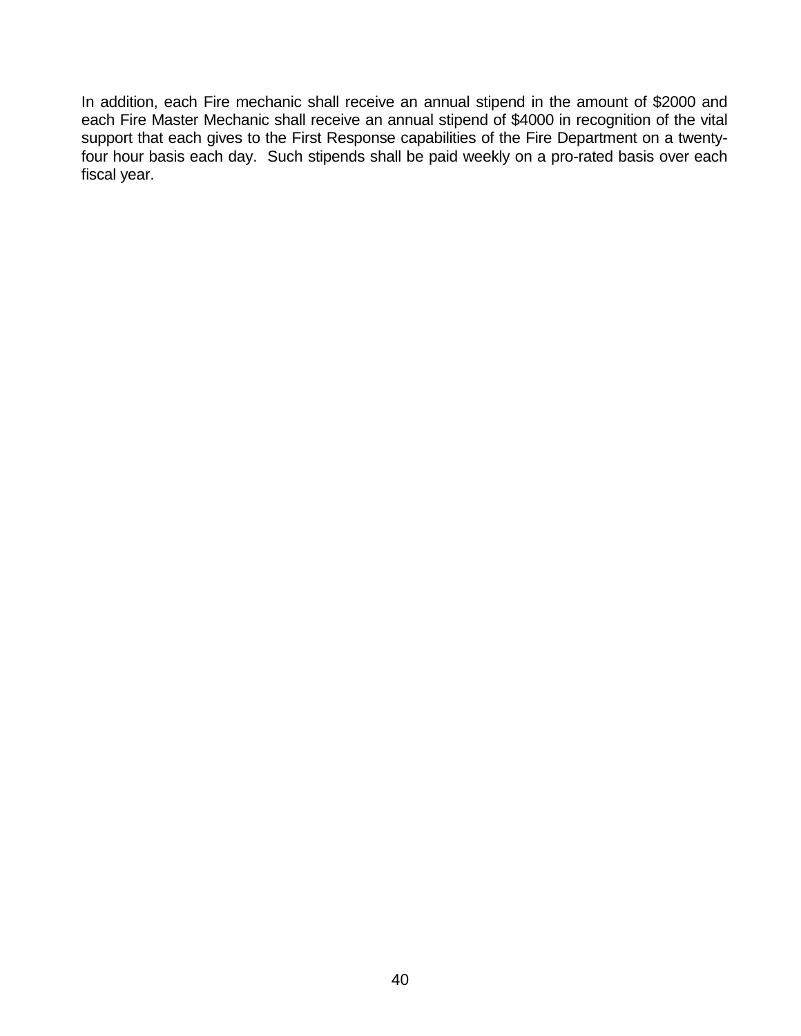In addition, each Fire mechanic shall receive an annual stipend in the amount of $2000 and each Fire Master Mechanic shall receive an annual stipend of $4000 in recognition of the vital support that each gives to the First Response capabilities of the Fire Department on a twenty-four hour basis each day. Such stipends shall be paid weekly on a pro-rated basis over each fiscal year.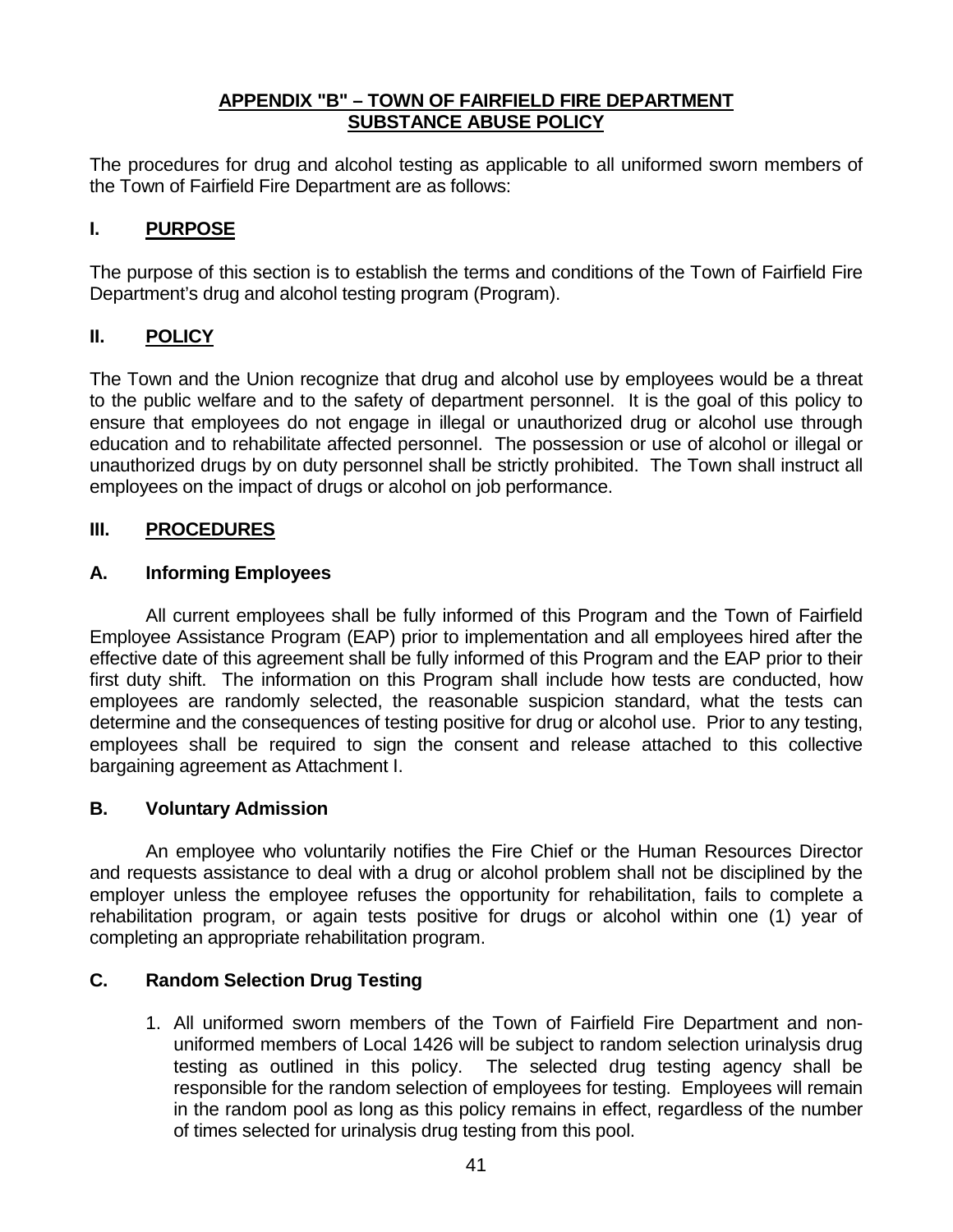## APPENDIX "B" – TOWN OF FAIRFIELD FIRE DEPARTMENT SUBSTANCE ABUSE POLICY

The procedures for drug and alcohol testing as applicable to all uniformed sworn members of the Town of Fairfield Fire Department are as follows:

### I. PURPOSE

The purpose of this section is to establish the terms and conditions of the Town of Fairfield Fire Department's drug and alcohol testing program (Program).

### II. POLICY

The Town and the Union recognize that drug and alcohol use by employees would be a threat to the public welfare and to the safety of department personnel. It is the goal of this policy to ensure that employees do not engage in illegal or unauthorized drug or alcohol use through education and to rehabilitate affected personnel. The possession or use of alcohol or illegal or unauthorized drugs by on duty personnel shall be strictly prohibited. The Town shall instruct all employees on the impact of drugs or alcohol on job performance.

### III. PROCEDURES

#### A. Informing Employees

All current employees shall be fully informed of this Program and the Town of Fairfield Employee Assistance Program (EAP) prior to implementation and all employees hired after the effective date of this agreement shall be fully informed of this Program and the EAP prior to their first duty shift. The information on this Program shall include how tests are conducted, how employees are randomly selected, the reasonable suspicion standard, what the tests can determine and the consequences of testing positive for drug or alcohol use. Prior to any testing, employees shall be required to sign the consent and release attached to this collective bargaining agreement as Attachment I.

#### B. Voluntary Admission

An employee who voluntarily notifies the Fire Chief or the Human Resources Director and requests assistance to deal with a drug or alcohol problem shall not be disciplined by the employer unless the employee refuses the opportunity for rehabilitation, fails to complete a rehabilitation program, or again tests positive for drugs or alcohol within one (1) year of completing an appropriate rehabilitation program.

#### C. Random Selection Drug Testing

1. All uniformed sworn members of the Town of Fairfield Fire Department and non-uniformed members of Local 1426 will be subject to random selection urinalysis drug testing as outlined in this policy. The selected drug testing agency shall be responsible for the random selection of employees for testing. Employees will remain in the random pool as long as this policy remains in effect, regardless of the number of times selected for urinalysis drug testing from this pool.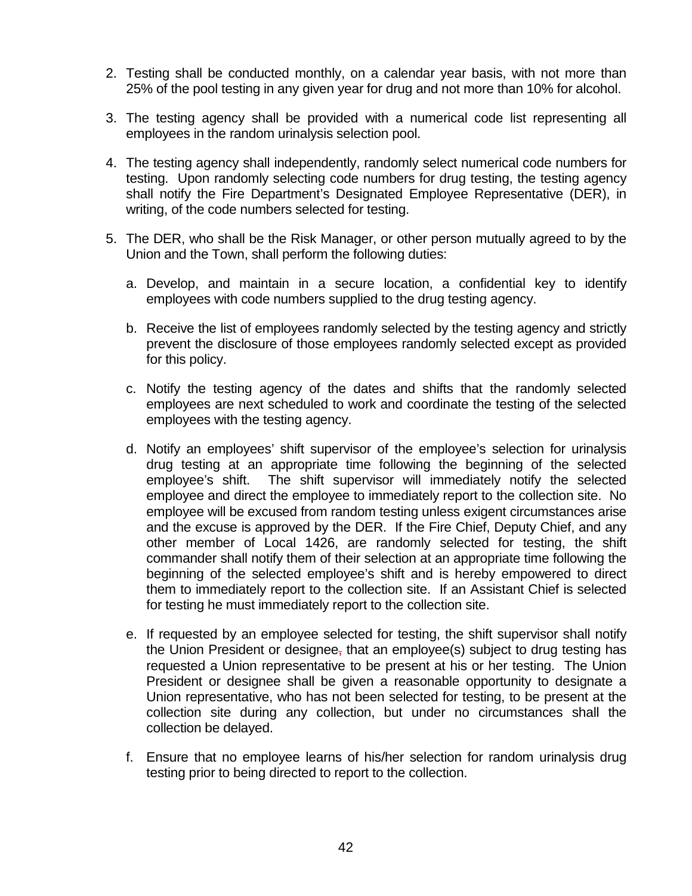2. Testing shall be conducted monthly, on a calendar year basis, with not more than 25% of the pool testing in any given year for drug and not more than 10% for alcohol.

3. The testing agency shall be provided with a numerical code list representing all employees in the random urinalysis selection pool.

4. The testing agency shall independently, randomly select numerical code numbers for testing. Upon randomly selecting code numbers for drug testing, the testing agency shall notify the Fire Department's Designated Employee Representative (DER), in writing, of the code numbers selected for testing.

5. The DER, who shall be the Risk Manager, or other person mutually agreed to by the Union and the Town, shall perform the following duties:

   a. Develop, and maintain in a secure location, a confidential key to identify employees with code numbers supplied to the drug testing agency.

   b. Receive the list of employees randomly selected by the testing agency and strictly prevent the disclosure of those employees randomly selected except as provided for this policy.

   c. Notify the testing agency of the dates and shifts that the randomly selected employees are next scheduled to work and coordinate the testing of the selected employees with the testing agency.

   d. Notify an employees' shift supervisor of the employee's selection for urinalysis drug testing at an appropriate time following the beginning of the selected employee's shift. The shift supervisor will immediately notify the selected employee and direct the employee to immediately report to the collection site. No employee will be excused from random testing unless exigent circumstances arise and the excuse is approved by the DER. If the Fire Chief, Deputy Chief, and any other member of Local 1426, are randomly selected for testing, the shift commander shall notify them of their selection at an appropriate time following the beginning of the selected employee's shift and is hereby empowered to direct them to immediately report to the collection site. If an Assistant Chief is selected for testing he must immediately report to the collection site.

   e. If requested by an employee selected for testing, the shift supervisor shall notify the Union President or designee, that an employee(s) subject to drug testing has requested a Union representative to be present at his or her testing. The Union President or designee shall be given a reasonable opportunity to designate a Union representative, who has not been selected for testing, to be present at the collection site during any collection, but under no circumstances shall the collection be delayed.

   f. Ensure that no employee learns of his/her selection for random urinalysis drug testing prior to being directed to report to the collection.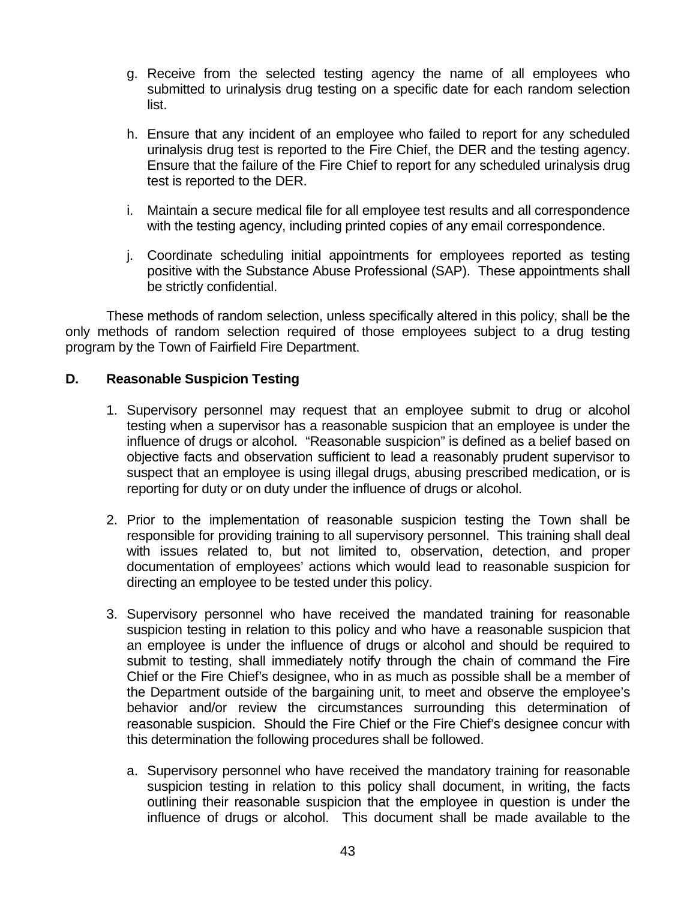g. Receive from the selected testing agency the name of all employees who submitted to urinalysis drug testing on a specific date for each random selection list.

h. Ensure that any incident of an employee who failed to report for any scheduled urinalysis drug test is reported to the Fire Chief, the DER and the testing agency. Ensure that the failure of the Fire Chief to report for any scheduled urinalysis drug test is reported to the DER.

i. Maintain a secure medical file for all employee test results and all correspondence with the testing agency, including printed copies of any email correspondence.

j. Coordinate scheduling initial appointments for employees reported as testing positive with the Substance Abuse Professional (SAP). These appointments shall be strictly confidential.

These methods of random selection, unless specifically altered in this policy, shall be the only methods of random selection required of those employees subject to a drug testing program by the Town of Fairfield Fire Department.

**D. Reasonable Suspicion Testing**

1. Supervisory personnel may request that an employee submit to drug or alcohol testing when a supervisor has a reasonable suspicion that an employee is under the influence of drugs or alcohol. "Reasonable suspicion" is defined as a belief based on objective facts and observation sufficient to lead a reasonably prudent supervisor to suspect that an employee is using illegal drugs, abusing prescribed medication, or is reporting for duty or on duty under the influence of drugs or alcohol.

2. Prior to the implementation of reasonable suspicion testing the Town shall be responsible for providing training to all supervisory personnel. This training shall deal with issues related to, but not limited to, observation, detection, and proper documentation of employees' actions which would lead to reasonable suspicion for directing an employee to be tested under this policy.

3. Supervisory personnel who have received the mandated training for reasonable suspicion testing in relation to this policy and who have a reasonable suspicion that an employee is under the influence of drugs or alcohol and should be required to submit to testing, shall immediately notify through the chain of command the Fire Chief or the Fire Chief's designee, who in as much as possible shall be a member of the Department outside of the bargaining unit, to meet and observe the employee's behavior and/or review the circumstances surrounding this determination of reasonable suspicion. Should the Fire Chief or the Fire Chief's designee concur with this determination the following procedures shall be followed.

   a. Supervisory personnel who have received the mandatory training for reasonable suspicion testing in relation to this policy shall document, in writing, the facts outlining their reasonable suspicion that the employee in question is under the influence of drugs or alcohol. This document shall be made available to the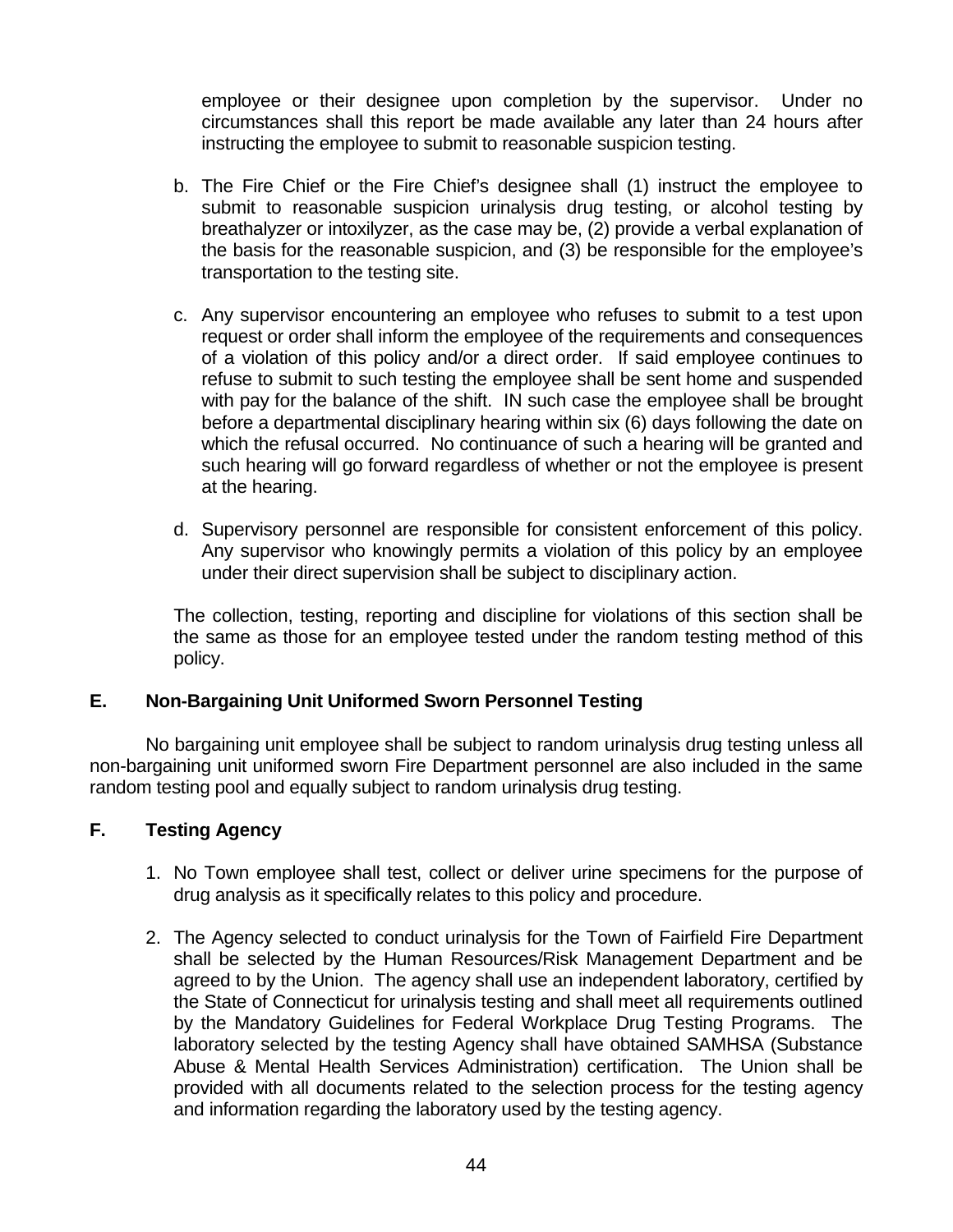employee or their designee upon completion by the supervisor. Under no circumstances shall this report be made available any later than 24 hours after instructing the employee to submit to reasonable suspicion testing.

b. The Fire Chief or the Fire Chief's designee shall (1) instruct the employee to submit to reasonable suspicion urinalysis drug testing, or alcohol testing by breathalyzer or intoxilyzer, as the case may be, (2) provide a verbal explanation of the basis for the reasonable suspicion, and (3) be responsible for the employee's transportation to the testing site.

c. Any supervisor encountering an employee who refuses to submit to a test upon request or order shall inform the employee of the requirements and consequences of a violation of this policy and/or a direct order. If said employee continues to refuse to submit to such testing the employee shall be sent home and suspended with pay for the balance of the shift. IN such case the employee shall be brought before a departmental disciplinary hearing within six (6) days following the date on which the refusal occurred. No continuance of such a hearing will be granted and such hearing will go forward regardless of whether or not the employee is present at the hearing.

d. Supervisory personnel are responsible for consistent enforcement of this policy. Any supervisor who knowingly permits a violation of this policy by an employee under their direct supervision shall be subject to disciplinary action.

The collection, testing, reporting and discipline for violations of this section shall be the same as those for an employee tested under the random testing method of this policy.

**E. Non-Bargaining Unit Uniformed Sworn Personnel Testing**

No bargaining unit employee shall be subject to random urinalysis drug testing unless all non-bargaining unit uniformed sworn Fire Department personnel are also included in the same random testing pool and equally subject to random urinalysis drug testing.

**F. Testing Agency**

1. No Town employee shall test, collect or deliver urine specimens for the purpose of drug analysis as it specifically relates to this policy and procedure.

2. The Agency selected to conduct urinalysis for the Town of Fairfield Fire Department shall be selected by the Human Resources/Risk Management Department and be agreed to by the Union. The agency shall use an independent laboratory, certified by the State of Connecticut for urinalysis testing and shall meet all requirements outlined by the Mandatory Guidelines for Federal Workplace Drug Testing Programs. The laboratory selected by the testing Agency shall have obtained SAMHSA (Substance Abuse & Mental Health Services Administration) certification. The Union shall be provided with all documents related to the selection process for the testing agency and information regarding the laboratory used by the testing agency.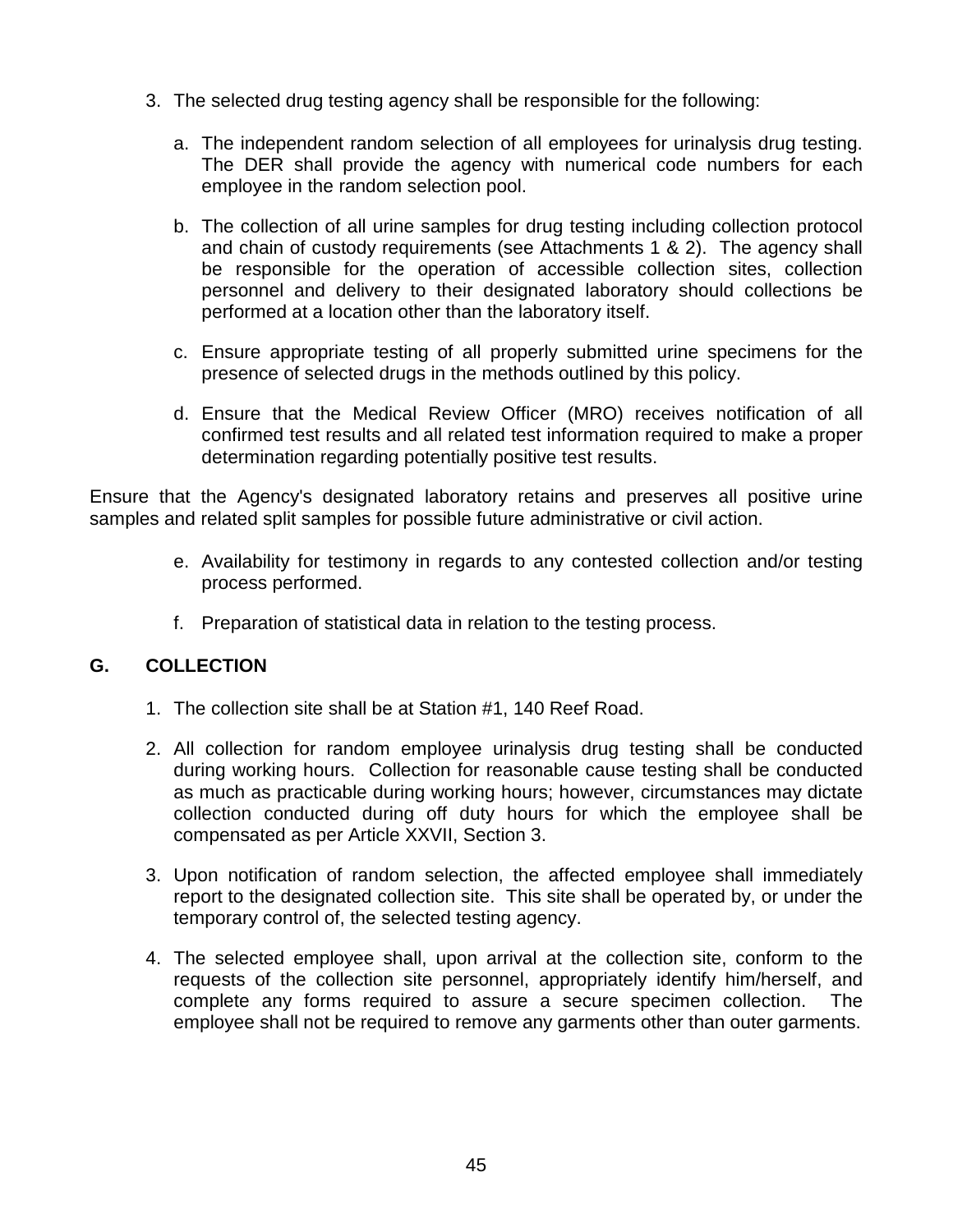3. The selected drug testing agency shall be responsible for the following:

   a. The independent random selection of all employees for urinalysis drug testing. The DER shall provide the agency with numerical code numbers for each employee in the random selection pool.

   b. The collection of all urine samples for drug testing including collection protocol and chain of custody requirements (see Attachments 1 & 2). The agency shall be responsible for the operation of accessible collection sites, collection personnel and delivery to their designated laboratory should collections be performed at a location other than the laboratory itself.

   c. Ensure appropriate testing of all properly submitted urine specimens for the presence of selected drugs in the methods outlined by this policy.

   d. Ensure that the Medical Review Officer (MRO) receives notification of all confirmed test results and all related test information required to make a proper determination regarding potentially positive test results.

Ensure that the Agency's designated laboratory retains and preserves all positive urine samples and related split samples for possible future administrative or civil action.

   e. Availability for testimony in regards to any contested collection and/or testing process performed.

   f. Preparation of statistical data in relation to the testing process.

## G. COLLECTION

1. The collection site shall be at Station #1, 140 Reef Road.

2. All collection for random employee urinalysis drug testing shall be conducted during working hours. Collection for reasonable cause testing shall be conducted as much as practicable during working hours; however, circumstances may dictate collection conducted during off duty hours for which the employee shall be compensated as per Article XXVII, Section 3.

3. Upon notification of random selection, the affected employee shall immediately report to the designated collection site. This site shall be operated by, or under the temporary control of, the selected testing agency.

4. The selected employee shall, upon arrival at the collection site, conform to the requests of the collection site personnel, appropriately identify him/herself, and complete any forms required to assure a secure specimen collection. The employee shall not be required to remove any garments other than outer garments.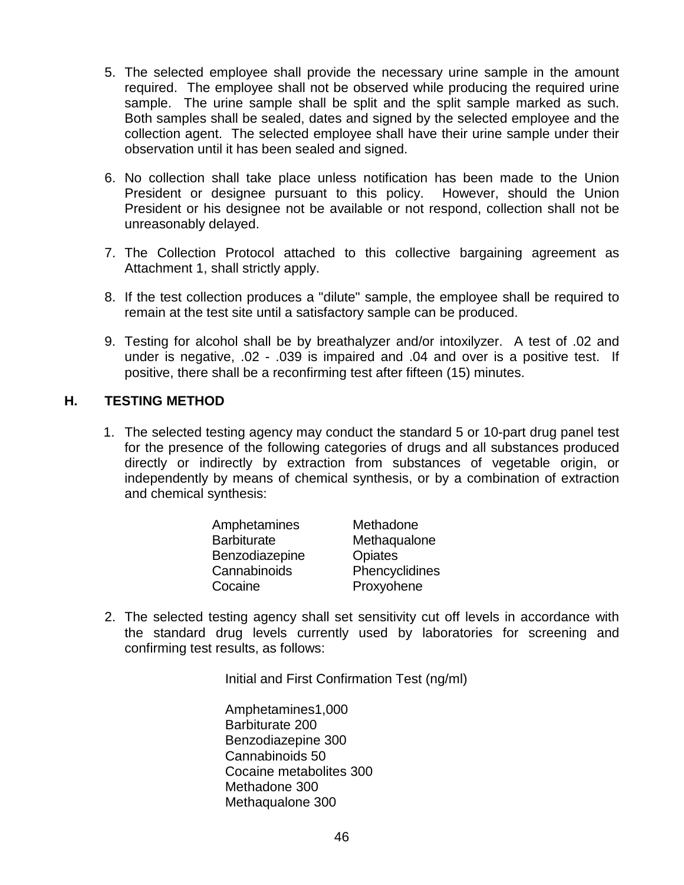5. The selected employee shall provide the necessary urine sample in the amount required. The employee shall not be observed while producing the required urine sample. The urine sample shall be split and the split sample marked as such. Both samples shall be sealed, dates and signed by the selected employee and the collection agent. The selected employee shall have their urine sample under their observation until it has been sealed and signed.

6. No collection shall take place unless notification has been made to the Union President or designee pursuant to this policy. However, should the Union President or his designee not be available or not respond, collection shall not be unreasonably delayed.

7. The Collection Protocol attached to this collective bargaining agreement as Attachment 1, shall strictly apply.

8. If the test collection produces a "dilute" sample, the employee shall be required to remain at the test site until a satisfactory sample can be produced.

9. Testing for alcohol shall be by breathalyzer and/or intoxilyzer. A test of .02 and under is negative, .02 - .039 is impaired and .04 and over is a positive test. If positive, there shall be a reconfirming test after fifteen (15) minutes.

## H. TESTING METHOD

1. The selected testing agency may conduct the standard 5 or 10-part drug panel test for the presence of the following categories of drugs and all substances produced directly or indirectly by extraction from substances of vegetable origin, or independently by means of chemical synthesis, or by a combination of extraction and chemical synthesis:

   | | |
   |---|---|
   | Amphetamines | Methadone |
   | Barbiturate | Methaqualone |
   | Benzodiazepine | Opiates |
   | Cannabinoids | Phencyclidines |
   | Cocaine | Proxyohene |

2. The selected testing agency shall set sensitivity cut off levels in accordance with the standard drug levels currently used by laboratories for screening and confirming test results, as follows:

   Initial and First Confirmation Test (ng/ml)

   Amphetamines1,000
   Barbiturate 200
   Benzodiazepine 300
   Cannabinoids 50
   Cocaine metabolites 300
   Methadone 300
   Methaqualone 300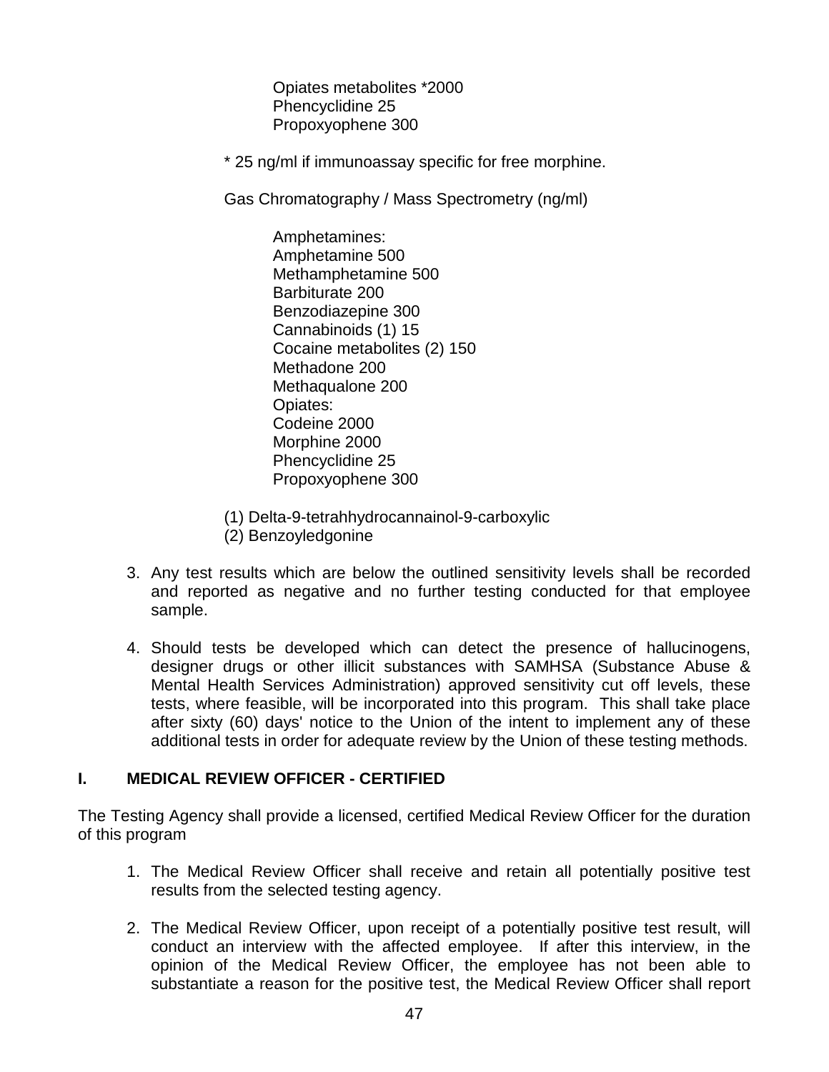Opiates metabolites *2000
Phencyclidine 25
Propoxyophene 300

\* 25 ng/ml if immunoassay specific for free morphine.

Gas Chromatography / Mass Spectrometry (ng/ml)

Amphetamines:
Amphetamine 500
Methamphetamine 500
Barbiturate 200
Benzodiazepine 300
Cannabinoids (1) 15
Cocaine metabolites (2) 150
Methadone 200
Methaqualone 200
Opiates:
Codeine 2000
Morphine 2000
Phencyclidine 25
Propoxyophene 300

(1) Delta-9-tetrahhydrocannainol-9-carboxylic
(2) Benzoyledgonine

3. Any test results which are below the outlined sensitivity levels shall be recorded and reported as negative and no further testing conducted for that employee sample.

4. Should tests be developed which can detect the presence of hallucinogens, designer drugs or other illicit substances with SAMHSA (Substance Abuse & Mental Health Services Administration) approved sensitivity cut off levels, these tests, where feasible, will be incorporated into this program. This shall take place after sixty (60) days' notice to the Union of the intent to implement any of these additional tests in order for adequate review by the Union of these testing methods.

## I. MEDICAL REVIEW OFFICER - CERTIFIED

The Testing Agency shall provide a licensed, certified Medical Review Officer for the duration of this program

1. The Medical Review Officer shall receive and retain all potentially positive test results from the selected testing agency.

2. The Medical Review Officer, upon receipt of a potentially positive test result, will conduct an interview with the affected employee. If after this interview, in the opinion of the Medical Review Officer, the employee has not been able to substantiate a reason for the positive test, the Medical Review Officer shall report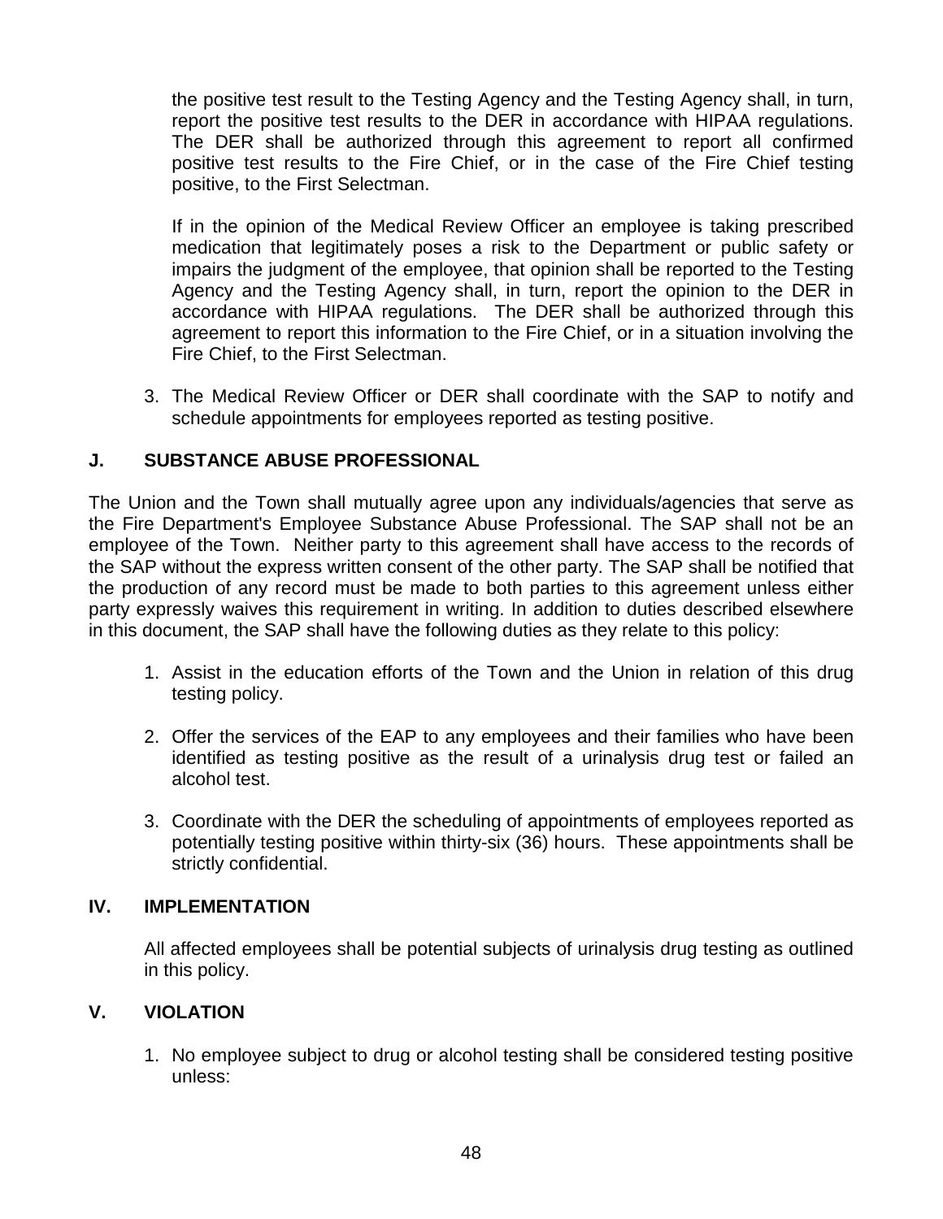the positive test result to the Testing Agency and the Testing Agency shall, in turn, report the positive test results to the DER in accordance with HIPAA regulations. The DER shall be authorized through this agreement to report all confirmed positive test results to the Fire Chief, or in the case of the Fire Chief testing positive, to the First Selectman.

If in the opinion of the Medical Review Officer an employee is taking prescribed medication that legitimately poses a risk to the Department or public safety or impairs the judgment of the employee, that opinion shall be reported to the Testing Agency and the Testing Agency shall, in turn, report the opinion to the DER in accordance with HIPAA regulations. The DER shall be authorized through this agreement to report this information to the Fire Chief, or in a situation involving the Fire Chief, to the First Selectman.

3. The Medical Review Officer or DER shall coordinate with the SAP to notify and schedule appointments for employees reported as testing positive.

## J. SUBSTANCE ABUSE PROFESSIONAL

The Union and the Town shall mutually agree upon any individuals/agencies that serve as the Fire Department's Employee Substance Abuse Professional. The SAP shall not be an employee of the Town. Neither party to this agreement shall have access to the records of the SAP without the express written consent of the other party. The SAP shall be notified that the production of any record must be made to both parties to this agreement unless either party expressly waives this requirement in writing. In addition to duties described elsewhere in this document, the SAP shall have the following duties as they relate to this policy:

1. Assist in the education efforts of the Town and the Union in relation of this drug testing policy.

2. Offer the services of the EAP to any employees and their families who have been identified as testing positive as the result of a urinalysis drug test or failed an alcohol test.

3. Coordinate with the DER the scheduling of appointments of employees reported as potentially testing positive within thirty-six (36) hours. These appointments shall be strictly confidential.

## IV. IMPLEMENTATION

All affected employees shall be potential subjects of urinalysis drug testing as outlined in this policy.

## V. VIOLATION

1. No employee subject to drug or alcohol testing shall be considered testing positive unless: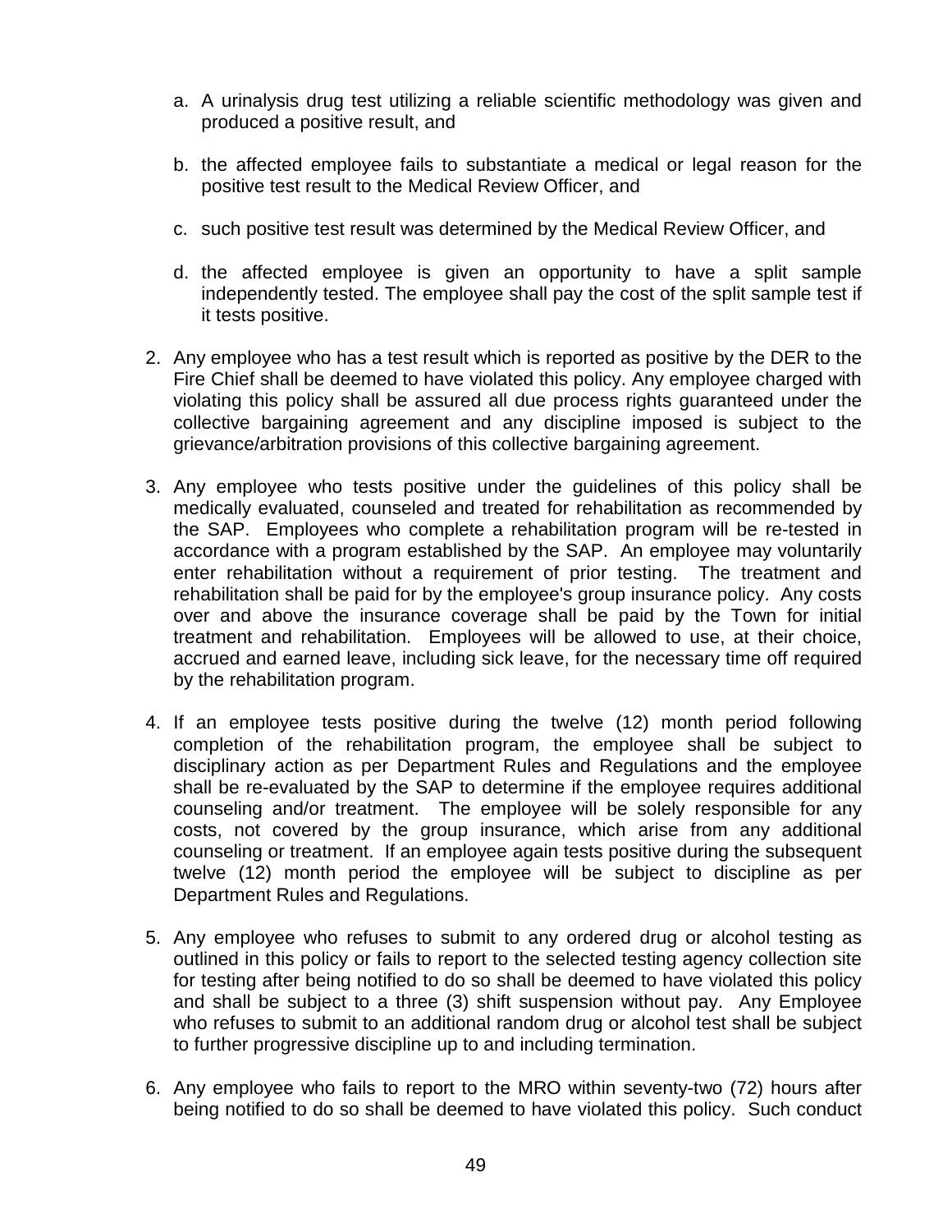a. A urinalysis drug test utilizing a reliable scientific methodology was given and produced a positive result, and

   b. the affected employee fails to substantiate a medical or legal reason for the positive test result to the Medical Review Officer, and

   c. such positive test result was determined by the Medical Review Officer, and

   d. the affected employee is given an opportunity to have a split sample independently tested. The employee shall pay the cost of the split sample test if it tests positive.

2. Any employee who has a test result which is reported as positive by the DER to the Fire Chief shall be deemed to have violated this policy. Any employee charged with violating this policy shall be assured all due process rights guaranteed under the collective bargaining agreement and any discipline imposed is subject to the grievance/arbitration provisions of this collective bargaining agreement.

3. Any employee who tests positive under the guidelines of this policy shall be medically evaluated, counseled and treated for rehabilitation as recommended by the SAP. Employees who complete a rehabilitation program will be re-tested in accordance with a program established by the SAP. An employee may voluntarily enter rehabilitation without a requirement of prior testing. The treatment and rehabilitation shall be paid for by the employee's group insurance policy. Any costs over and above the insurance coverage shall be paid by the Town for initial treatment and rehabilitation. Employees will be allowed to use, at their choice, accrued and earned leave, including sick leave, for the necessary time off required by the rehabilitation program.

4. If an employee tests positive during the twelve (12) month period following completion of the rehabilitation program, the employee shall be subject to disciplinary action as per Department Rules and Regulations and the employee shall be re-evaluated by the SAP to determine if the employee requires additional counseling and/or treatment. The employee will be solely responsible for any costs, not covered by the group insurance, which arise from any additional counseling or treatment. If an employee again tests positive during the subsequent twelve (12) month period the employee will be subject to discipline as per Department Rules and Regulations.

5. Any employee who refuses to submit to any ordered drug or alcohol testing as outlined in this policy or fails to report to the selected testing agency collection site for testing after being notified to do so shall be deemed to have violated this policy and shall be subject to a three (3) shift suspension without pay. Any Employee who refuses to submit to an additional random drug or alcohol test shall be subject to further progressive discipline up to and including termination.

6. Any employee who fails to report to the MRO within seventy-two (72) hours after being notified to do so shall be deemed to have violated this policy. Such conduct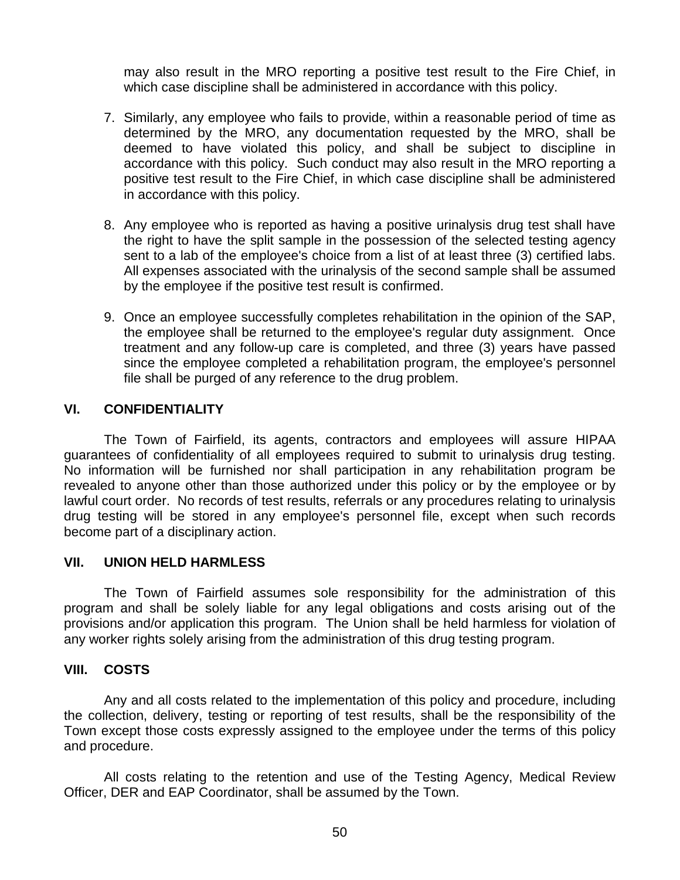may also result in the MRO reporting a positive test result to the Fire Chief, in which case discipline shall be administered in accordance with this policy.

7. Similarly, any employee who fails to provide, within a reasonable period of time as determined by the MRO, any documentation requested by the MRO, shall be deemed to have violated this policy, and shall be subject to discipline in accordance with this policy. Such conduct may also result in the MRO reporting a positive test result to the Fire Chief, in which case discipline shall be administered in accordance with this policy.

8. Any employee who is reported as having a positive urinalysis drug test shall have the right to have the split sample in the possession of the selected testing agency sent to a lab of the employee's choice from a list of at least three (3) certified labs. All expenses associated with the urinalysis of the second sample shall be assumed by the employee if the positive test result is confirmed.

9. Once an employee successfully completes rehabilitation in the opinion of the SAP, the employee shall be returned to the employee's regular duty assignment. Once treatment and any follow-up care is completed, and three (3) years have passed since the employee completed a rehabilitation program, the employee's personnel file shall be purged of any reference to the drug problem.

## VI. CONFIDENTIALITY

The Town of Fairfield, its agents, contractors and employees will assure HIPAA guarantees of confidentiality of all employees required to submit to urinalysis drug testing. No information will be furnished nor shall participation in any rehabilitation program be revealed to anyone other than those authorized under this policy or by the employee or by lawful court order. No records of test results, referrals or any procedures relating to urinalysis drug testing will be stored in any employee's personnel file, except when such records become part of a disciplinary action.

## VII. UNION HELD HARMLESS

The Town of Fairfield assumes sole responsibility for the administration of this program and shall be solely liable for any legal obligations and costs arising out of the provisions and/or application this program. The Union shall be held harmless for violation of any worker rights solely arising from the administration of this drug testing program.

## VIII. COSTS

Any and all costs related to the implementation of this policy and procedure, including the collection, delivery, testing or reporting of test results, shall be the responsibility of the Town except those costs expressly assigned to the employee under the terms of this policy and procedure.

All costs relating to the retention and use of the Testing Agency, Medical Review Officer, DER and EAP Coordinator, shall be assumed by the Town.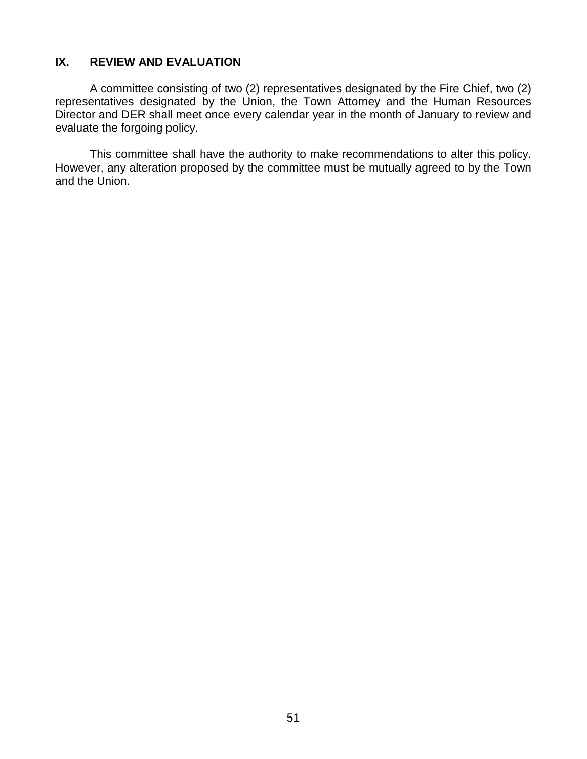## IX. REVIEW AND EVALUATION

A committee consisting of two (2) representatives designated by the Fire Chief, two (2) representatives designated by the Union, the Town Attorney and the Human Resources Director and DER shall meet once every calendar year in the month of January to review and evaluate the forgoing policy.

This committee shall have the authority to make recommendations to alter this policy. However, any alteration proposed by the committee must be mutually agreed to by the Town and the Union.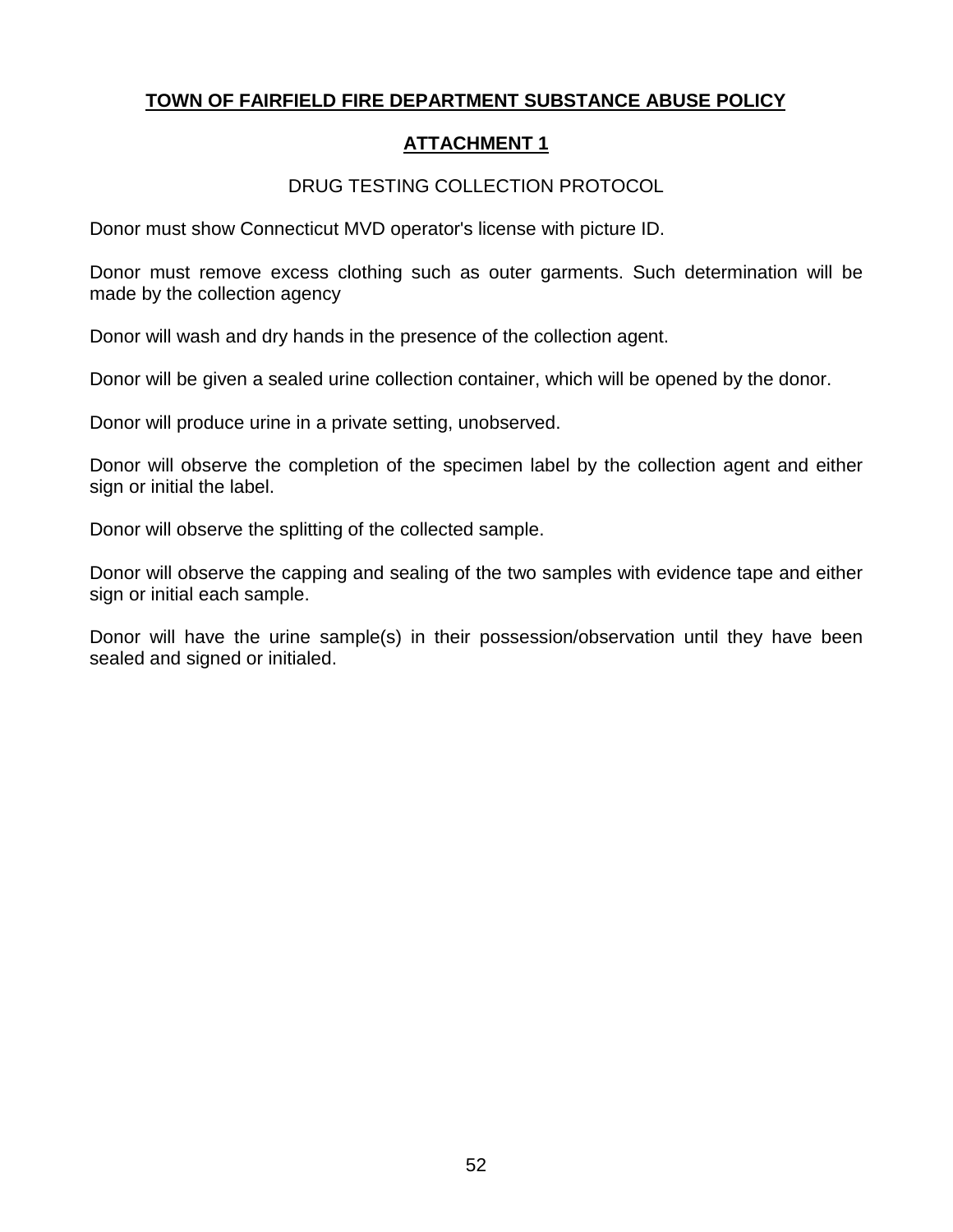**TOWN OF FAIRFIELD FIRE DEPARTMENT SUBSTANCE ABUSE POLICY**

**ATTACHMENT 1**

DRUG TESTING COLLECTION PROTOCOL

Donor must show Connecticut MVD operator's license with picture ID.

Donor must remove excess clothing such as outer garments. Such determination will be made by the collection agency

Donor will wash and dry hands in the presence of the collection agent.

Donor will be given a sealed urine collection container, which will be opened by the donor.

Donor will produce urine in a private setting, unobserved.

Donor will observe the completion of the specimen label by the collection agent and either sign or initial the label.

Donor will observe the splitting of the collected sample.

Donor will observe the capping and sealing of the two samples with evidence tape and either sign or initial each sample.

Donor will have the urine sample(s) in their possession/observation until they have been sealed and signed or initialed.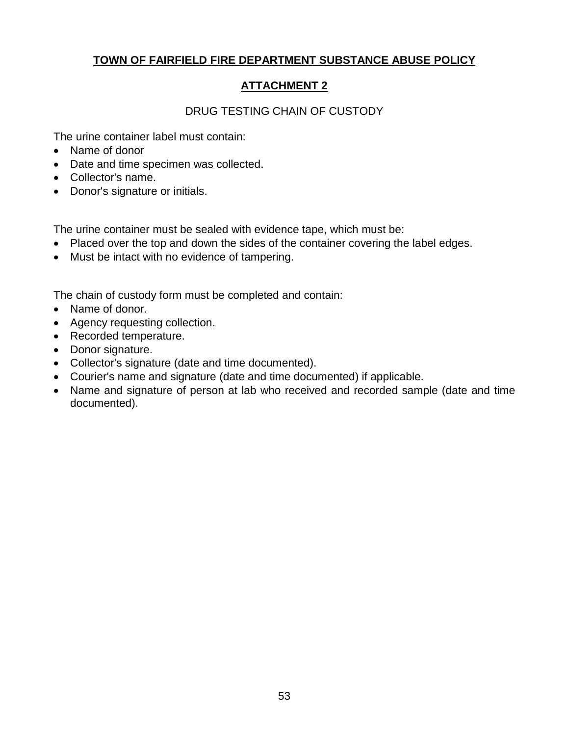**TOWN OF FAIRFIELD FIRE DEPARTMENT SUBSTANCE ABUSE POLICY**

**ATTACHMENT 2**

DRUG TESTING CHAIN OF CUSTODY

The urine container label must contain:

- Name of donor
- Date and time specimen was collected.
- Collector's name.
- Donor's signature or initials.

The urine container must be sealed with evidence tape, which must be:

- Placed over the top and down the sides of the container covering the label edges.
- Must be intact with no evidence of tampering.

The chain of custody form must be completed and contain:

- Name of donor.
- Agency requesting collection.
- Recorded temperature.
- Donor signature.
- Collector's signature (date and time documented).
- Courier's name and signature (date and time documented) if applicable.
- Name and signature of person at lab who received and recorded sample (date and time documented).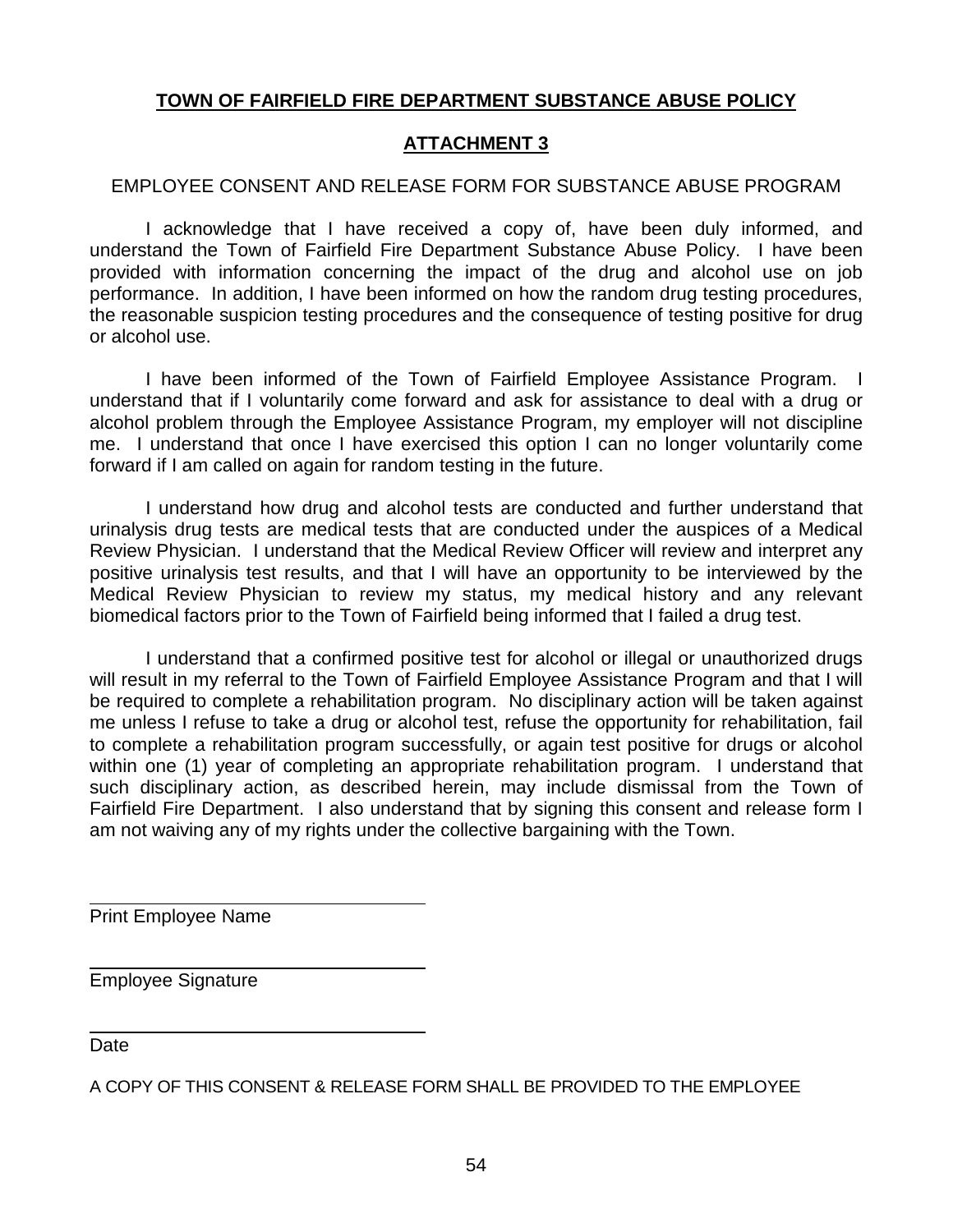**TOWN OF FAIRFIELD FIRE DEPARTMENT SUBSTANCE ABUSE POLICY**

**ATTACHMENT 3**

EMPLOYEE CONSENT AND RELEASE FORM FOR SUBSTANCE ABUSE PROGRAM

I acknowledge that I have received a copy of, have been duly informed, and understand the Town of Fairfield Fire Department Substance Abuse Policy. I have been provided with information concerning the impact of the drug and alcohol use on job performance. In addition, I have been informed on how the random drug testing procedures, the reasonable suspicion testing procedures and the consequence of testing positive for drug or alcohol use.

I have been informed of the Town of Fairfield Employee Assistance Program. I understand that if I voluntarily come forward and ask for assistance to deal with a drug or alcohol problem through the Employee Assistance Program, my employer will not discipline me. I understand that once I have exercised this option I can no longer voluntarily come forward if I am called on again for random testing in the future.

I understand how drug and alcohol tests are conducted and further understand that urinalysis drug tests are medical tests that are conducted under the auspices of a Medical Review Physician. I understand that the Medical Review Officer will review and interpret any positive urinalysis test results, and that I will have an opportunity to be interviewed by the Medical Review Physician to review my status, my medical history and any relevant biomedical factors prior to the Town of Fairfield being informed that I failed a drug test.

I understand that a confirmed positive test for alcohol or illegal or unauthorized drugs will result in my referral to the Town of Fairfield Employee Assistance Program and that I will be required to complete a rehabilitation program. No disciplinary action will be taken against me unless I refuse to take a drug or alcohol test, refuse the opportunity for rehabilitation, fail to complete a rehabilitation program successfully, or again test positive for drugs or alcohol within one (1) year of completing an appropriate rehabilitation program. I understand that such disciplinary action, as described herein, may include dismissal from the Town of Fairfield Fire Department. I also understand that by signing this consent and release form I am not waiving any of my rights under the collective bargaining with the Town.

\_\_\_\_\_\_\_\_\_\_\_\_\_\_\_\_\_\_\_\_\_\_\_\_\_\_\_\_\_\_\_\_
Print Employee Name

\_\_\_\_\_\_\_\_\_\_\_\_\_\_\_\_\_\_\_\_\_\_\_\_\_\_\_\_\_\_\_\_
Employee Signature

\_\_\_\_\_\_\_\_\_\_\_\_\_\_\_\_\_\_\_\_\_\_\_\_\_\_\_\_\_\_\_\_
Date

A COPY OF THIS CONSENT & RELEASE FORM SHALL BE PROVIDED TO THE EMPLOYEE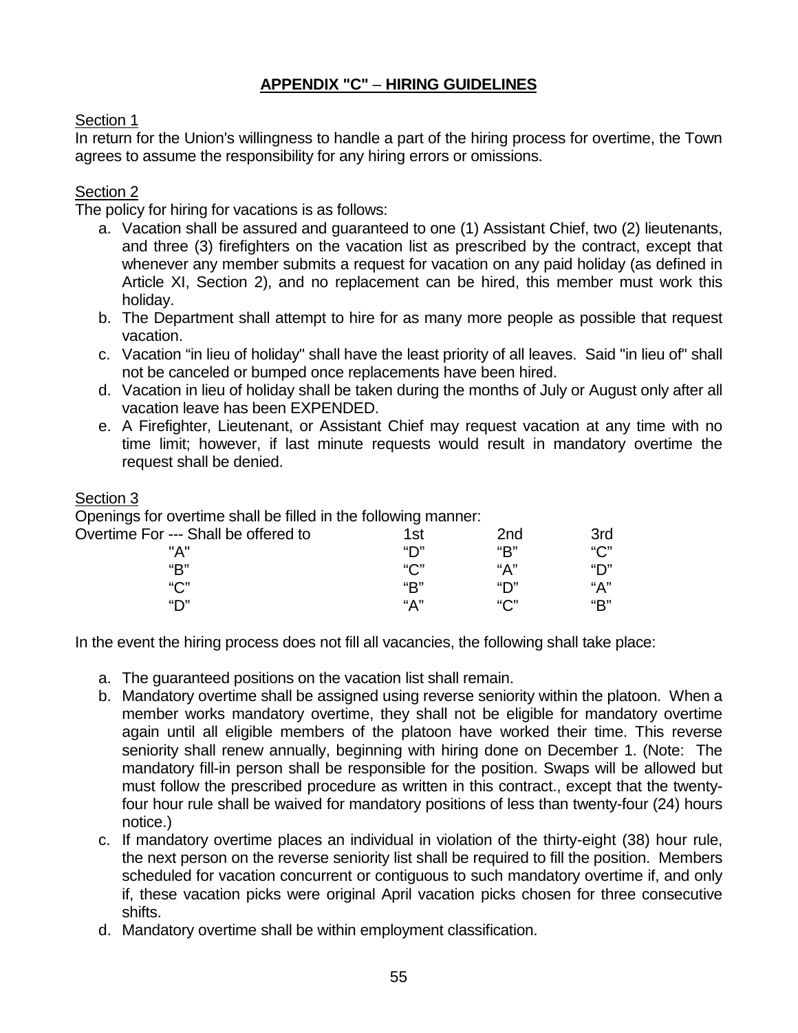## APPENDIX "C" – HIRING GUIDELINES

Section 1

In return for the Union's willingness to handle a part of the hiring process for overtime, the Town agrees to assume the responsibility for any hiring errors or omissions.

Section 2

The policy for hiring for vacations is as follows:

a. Vacation shall be assured and guaranteed to one (1) Assistant Chief, two (2) lieutenants, and three (3) firefighters on the vacation list as prescribed by the contract, except that whenever any member submits a request for vacation on any paid holiday (as defined in Article XI, Section 2), and no replacement can be hired, this member must work this holiday.
b. The Department shall attempt to hire for as many more people as possible that request vacation.
c. Vacation "in lieu of holiday" shall have the least priority of all leaves. Said "in lieu of" shall not be canceled or bumped once replacements have been hired.
d. Vacation in lieu of holiday shall be taken during the months of July or August only after all vacation leave has been EXPENDED.
e. A Firefighter, Lieutenant, or Assistant Chief may request vacation at any time with no time limit; however, if last minute requests would result in mandatory overtime the request shall be denied.

Section 3

Openings for overtime shall be filled in the following manner:

| Overtime For --- Shall be offered to | 1st | 2nd | 3rd |
|---|---|---|---|
| "A" | "D" | "B" | "C" |
| "B" | "C" | "A" | "D" |
| "C" | "B" | "D" | "A" |
| "D" | "A" | "C" | "B" |

In the event the hiring process does not fill all vacancies, the following shall take place:

a. The guaranteed positions on the vacation list shall remain.
b. Mandatory overtime shall be assigned using reverse seniority within the platoon. When a member works mandatory overtime, they shall not be eligible for mandatory overtime again until all eligible members of the platoon have worked their time. This reverse seniority shall renew annually, beginning with hiring done on December 1. (Note: The mandatory fill-in person shall be responsible for the position. Swaps will be allowed but must follow the prescribed procedure as written in this contract., except that the twenty-four hour rule shall be waived for mandatory positions of less than twenty-four (24) hours notice.)
c. If mandatory overtime places an individual in violation of the thirty-eight (38) hour rule, the next person on the reverse seniority list shall be required to fill the position. Members scheduled for vacation concurrent or contiguous to such mandatory overtime if, and only if, these vacation picks were original April vacation picks chosen for three consecutive shifts.
d. Mandatory overtime shall be within employment classification.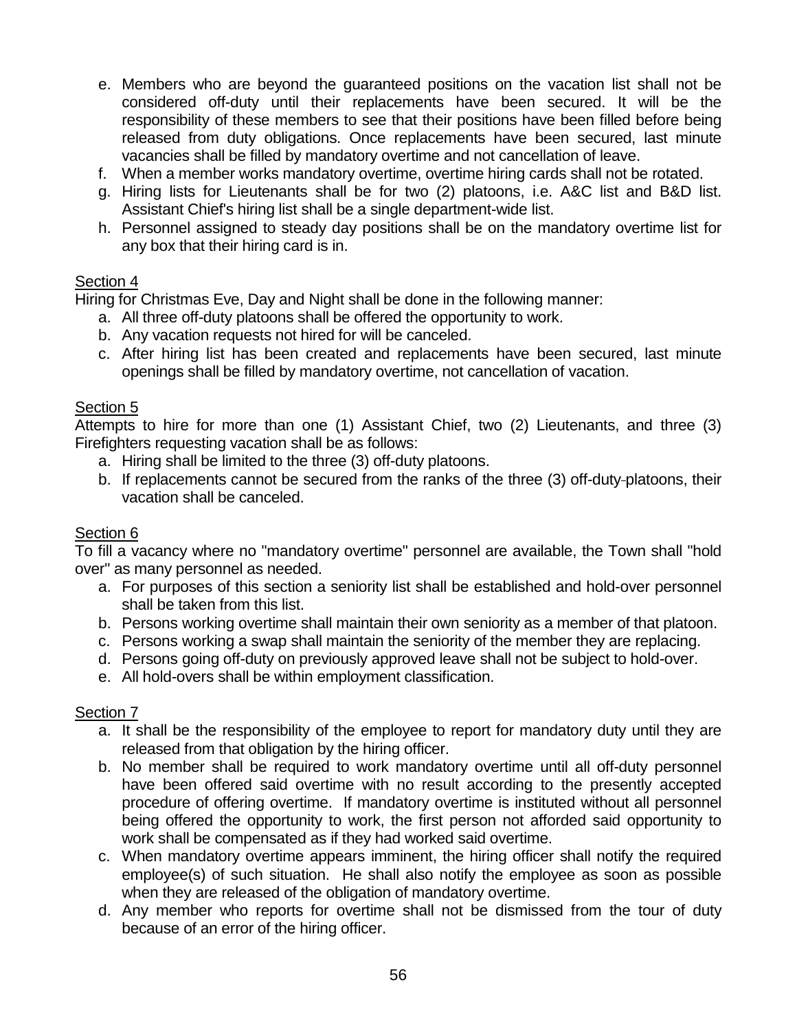e. Members who are beyond the guaranteed positions on the vacation list shall not be considered off-duty until their replacements have been secured. It will be the responsibility of these members to see that their positions have been filled before being released from duty obligations. Once replacements have been secured, last minute vacancies shall be filled by mandatory overtime and not cancellation of leave.
f. When a member works mandatory overtime, overtime hiring cards shall not be rotated.
g. Hiring lists for Lieutenants shall be for two (2) platoons, i.e. A&C list and B&D list. Assistant Chief's hiring list shall be a single department-wide list.
h. Personnel assigned to steady day positions shall be on the mandatory overtime list for any box that their hiring card is in.

Section 4

Hiring for Christmas Eve, Day and Night shall be done in the following manner:

a. All three off-duty platoons shall be offered the opportunity to work.
b. Any vacation requests not hired for will be canceled.
c. After hiring list has been created and replacements have been secured, last minute openings shall be filled by mandatory overtime, not cancellation of vacation.

Section 5

Attempts to hire for more than one (1) Assistant Chief, two (2) Lieutenants, and three (3) Firefighters requesting vacation shall be as follows:

a. Hiring shall be limited to the three (3) off-duty platoons.
b. If replacements cannot be secured from the ranks of the three (3) off-duty-platoons, their vacation shall be canceled.

Section 6

To fill a vacancy where no "mandatory overtime" personnel are available, the Town shall "hold over" as many personnel as needed.

a. For purposes of this section a seniority list shall be established and hold-over personnel shall be taken from this list.
b. Persons working overtime shall maintain their own seniority as a member of that platoon.
c. Persons working a swap shall maintain the seniority of the member they are replacing.
d. Persons going off-duty on previously approved leave shall not be subject to hold-over.
e. All hold-overs shall be within employment classification.

Section 7

a. It shall be the responsibility of the employee to report for mandatory duty until they are released from that obligation by the hiring officer.
b. No member shall be required to work mandatory overtime until all off-duty personnel have been offered said overtime with no result according to the presently accepted procedure of offering overtime. If mandatory overtime is instituted without all personnel being offered the opportunity to work, the first person not afforded said opportunity to work shall be compensated as if they had worked said overtime.
c. When mandatory overtime appears imminent, the hiring officer shall notify the required employee(s) of such situation. He shall also notify the employee as soon as possible when they are released of the obligation of mandatory overtime.
d. Any member who reports for overtime shall not be dismissed from the tour of duty because of an error of the hiring officer.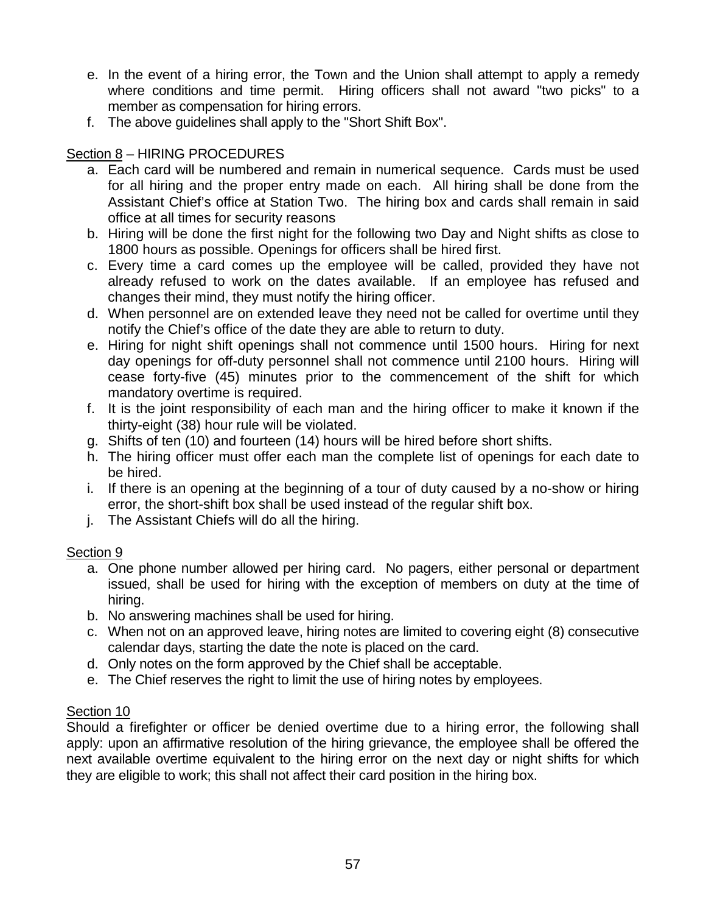e. In the event of a hiring error, the Town and the Union shall attempt to apply a remedy where conditions and time permit. Hiring officers shall not award "two picks" to a member as compensation for hiring errors.
f. The above guidelines shall apply to the "Short Shift Box".

<u>Section 8</u> – HIRING PROCEDURES

a. Each card will be numbered and remain in numerical sequence. Cards must be used for all hiring and the proper entry made on each. All hiring shall be done from the Assistant Chief's office at Station Two. The hiring box and cards shall remain in said office at all times for security reasons
b. Hiring will be done the first night for the following two Day and Night shifts as close to 1800 hours as possible. Openings for officers shall be hired first.
c. Every time a card comes up the employee will be called, provided they have not already refused to work on the dates available. If an employee has refused and changes their mind, they must notify the hiring officer.
d. When personnel are on extended leave they need not be called for overtime until they notify the Chief's office of the date they are able to return to duty.
e. Hiring for night shift openings shall not commence until 1500 hours. Hiring for next day openings for off-duty personnel shall not commence until 2100 hours. Hiring will cease forty-five (45) minutes prior to the commencement of the shift for which mandatory overtime is required.
f. It is the joint responsibility of each man and the hiring officer to make it known if the thirty-eight (38) hour rule will be violated.
g. Shifts of ten (10) and fourteen (14) hours will be hired before short shifts.
h. The hiring officer must offer each man the complete list of openings for each date to be hired.
i. If there is an opening at the beginning of a tour of duty caused by a no-show or hiring error, the short-shift box shall be used instead of the regular shift box.
j. The Assistant Chiefs will do all the hiring.

<u>Section 9</u>

a. One phone number allowed per hiring card. No pagers, either personal or department issued, shall be used for hiring with the exception of members on duty at the time of hiring.
b. No answering machines shall be used for hiring.
c. When not on an approved leave, hiring notes are limited to covering eight (8) consecutive calendar days, starting the date the note is placed on the card.
d. Only notes on the form approved by the Chief shall be acceptable.
e. The Chief reserves the right to limit the use of hiring notes by employees.

<u>Section 10</u>

Should a firefighter or officer be denied overtime due to a hiring error, the following shall apply: upon an affirmative resolution of the hiring grievance, the employee shall be offered the next available overtime equivalent to the hiring error on the next day or night shifts for which they are eligible to work; this shall not affect their card position in the hiring box.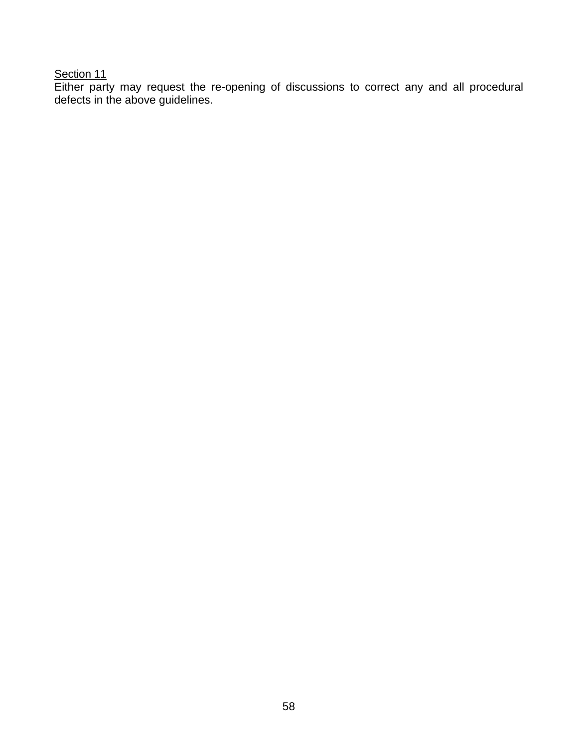<u>Section 11</u>

Either party may request the re-opening of discussions to correct any and all procedural defects in the above guidelines.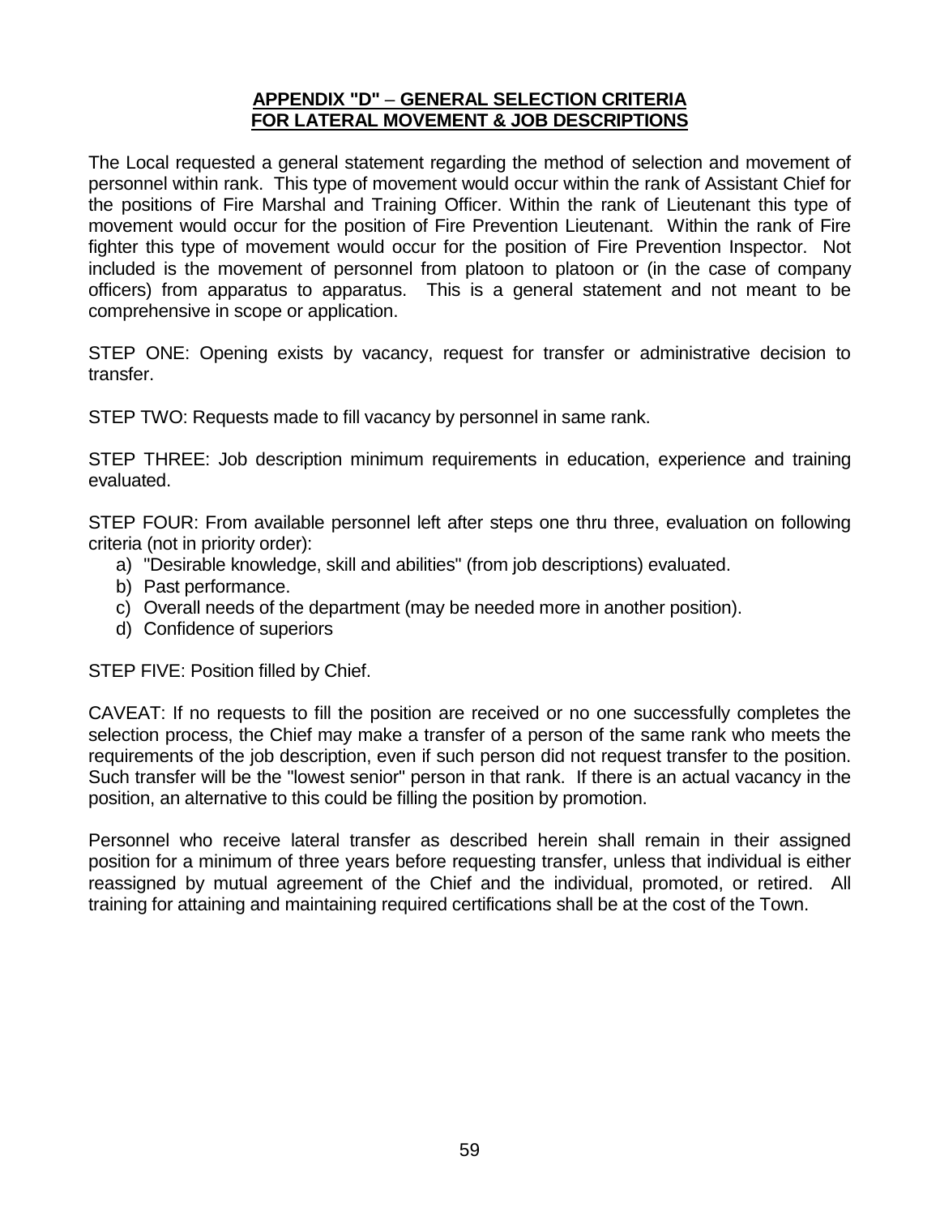## APPENDIX "D" – GENERAL SELECTION CRITERIA FOR LATERAL MOVEMENT & JOB DESCRIPTIONS

The Local requested a general statement regarding the method of selection and movement of personnel within rank. This type of movement would occur within the rank of Assistant Chief for the positions of Fire Marshal and Training Officer. Within the rank of Lieutenant this type of movement would occur for the position of Fire Prevention Lieutenant. Within the rank of Fire fighter this type of movement would occur for the position of Fire Prevention Inspector. Not included is the movement of personnel from platoon to platoon or (in the case of company officers) from apparatus to apparatus. This is a general statement and not meant to be comprehensive in scope or application.

STEP ONE: Opening exists by vacancy, request for transfer or administrative decision to transfer.

STEP TWO: Requests made to fill vacancy by personnel in same rank.

STEP THREE: Job description minimum requirements in education, experience and training evaluated.

STEP FOUR: From available personnel left after steps one thru three, evaluation on following criteria (not in priority order):

a) "Desirable knowledge, skill and abilities" (from job descriptions) evaluated.
b) Past performance.
c) Overall needs of the department (may be needed more in another position).
d) Confidence of superiors

STEP FIVE: Position filled by Chief.

CAVEAT: If no requests to fill the position are received or no one successfully completes the selection process, the Chief may make a transfer of a person of the same rank who meets the requirements of the job description, even if such person did not request transfer to the position. Such transfer will be the "lowest senior" person in that rank. If there is an actual vacancy in the position, an alternative to this could be filling the position by promotion.

Personnel who receive lateral transfer as described herein shall remain in their assigned position for a minimum of three years before requesting transfer, unless that individual is either reassigned by mutual agreement of the Chief and the individual, promoted, or retired. All training for attaining and maintaining required certifications shall be at the cost of the Town.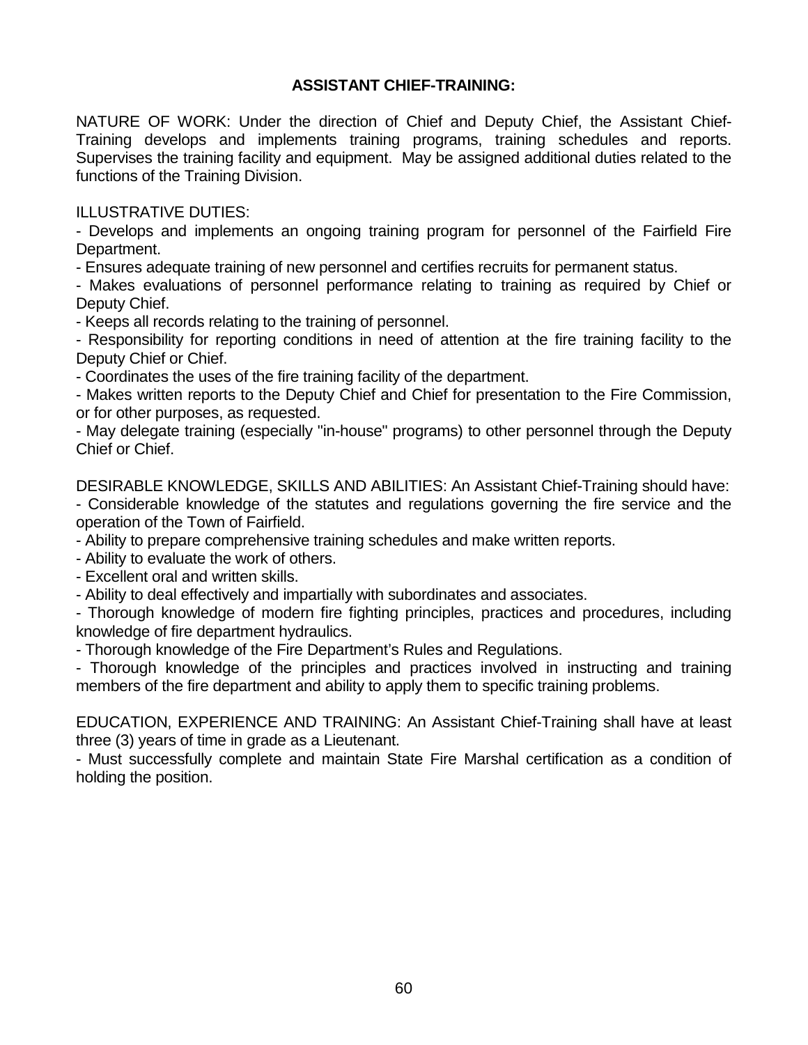## ASSISTANT CHIEF-TRAINING:

NATURE OF WORK: Under the direction of Chief and Deputy Chief, the Assistant Chief-Training develops and implements training programs, training schedules and reports. Supervises the training facility and equipment. May be assigned additional duties related to the functions of the Training Division.

ILLUSTRATIVE DUTIES:

- Develops and implements an ongoing training program for personnel of the Fairfield Fire Department.
- Ensures adequate training of new personnel and certifies recruits for permanent status.
- Makes evaluations of personnel performance relating to training as required by Chief or Deputy Chief.
- Keeps all records relating to the training of personnel.
- Responsibility for reporting conditions in need of attention at the fire training facility to the Deputy Chief or Chief.
- Coordinates the uses of the fire training facility of the department.
- Makes written reports to the Deputy Chief and Chief for presentation to the Fire Commission, or for other purposes, as requested.
- May delegate training (especially "in-house" programs) to other personnel through the Deputy Chief or Chief.

DESIRABLE KNOWLEDGE, SKILLS AND ABILITIES: An Assistant Chief-Training should have:

- Considerable knowledge of the statutes and regulations governing the fire service and the operation of the Town of Fairfield.
- Ability to prepare comprehensive training schedules and make written reports.
- Ability to evaluate the work of others.
- Excellent oral and written skills.
- Ability to deal effectively and impartially with subordinates and associates.
- Thorough knowledge of modern fire fighting principles, practices and procedures, including knowledge of fire department hydraulics.
- Thorough knowledge of the Fire Department's Rules and Regulations.
- Thorough knowledge of the principles and practices involved in instructing and training members of the fire department and ability to apply them to specific training problems.

EDUCATION, EXPERIENCE AND TRAINING: An Assistant Chief-Training shall have at least three (3) years of time in grade as a Lieutenant.

- Must successfully complete and maintain State Fire Marshal certification as a condition of holding the position.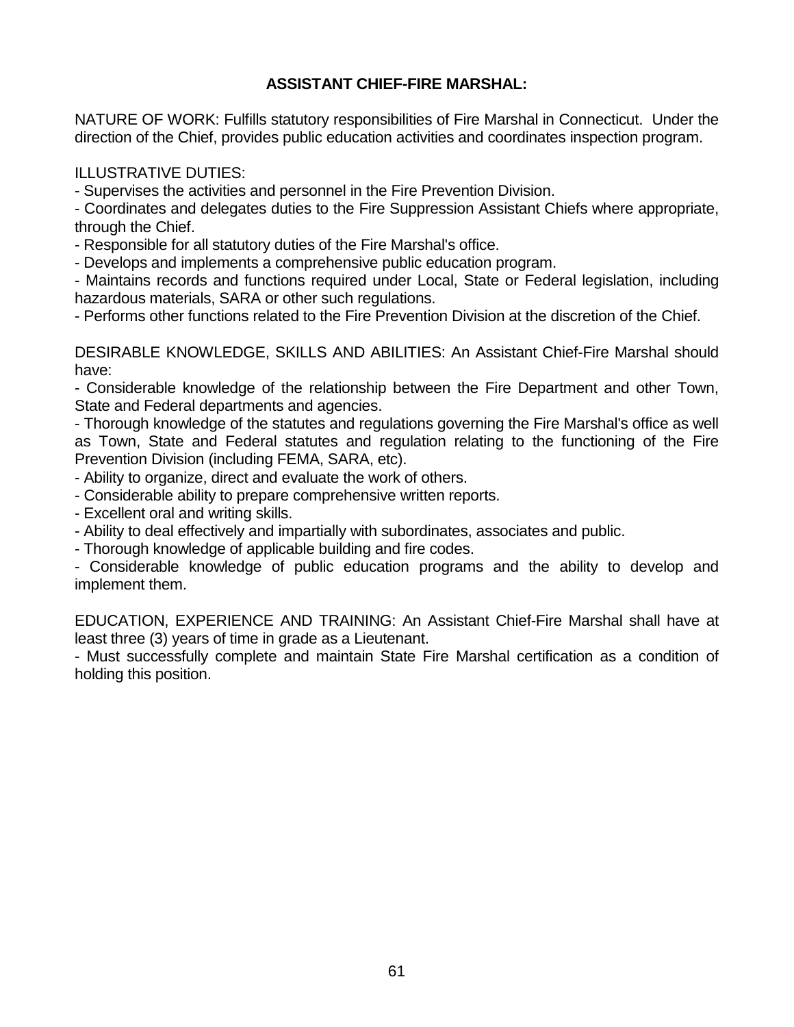**ASSISTANT CHIEF-FIRE MARSHAL:**

NATURE OF WORK: Fulfills statutory responsibilities of Fire Marshal in Connecticut. Under the direction of the Chief, provides public education activities and coordinates inspection program.

ILLUSTRATIVE DUTIES:

- Supervises the activities and personnel in the Fire Prevention Division.
- Coordinates and delegates duties to the Fire Suppression Assistant Chiefs where appropriate, through the Chief.
- Responsible for all statutory duties of the Fire Marshal's office.
- Develops and implements a comprehensive public education program.
- Maintains records and functions required under Local, State or Federal legislation, including hazardous materials, SARA or other such regulations.
- Performs other functions related to the Fire Prevention Division at the discretion of the Chief.

DESIRABLE KNOWLEDGE, SKILLS AND ABILITIES: An Assistant Chief-Fire Marshal should have:

- Considerable knowledge of the relationship between the Fire Department and other Town, State and Federal departments and agencies.
- Thorough knowledge of the statutes and regulations governing the Fire Marshal's office as well as Town, State and Federal statutes and regulation relating to the functioning of the Fire Prevention Division (including FEMA, SARA, etc).
- Ability to organize, direct and evaluate the work of others.
- Considerable ability to prepare comprehensive written reports.
- Excellent oral and writing skills.
- Ability to deal effectively and impartially with subordinates, associates and public.
- Thorough knowledge of applicable building and fire codes.
- Considerable knowledge of public education programs and the ability to develop and implement them.

EDUCATION, EXPERIENCE AND TRAINING: An Assistant Chief-Fire Marshal shall have at least three (3) years of time in grade as a Lieutenant.

- Must successfully complete and maintain State Fire Marshal certification as a condition of holding this position.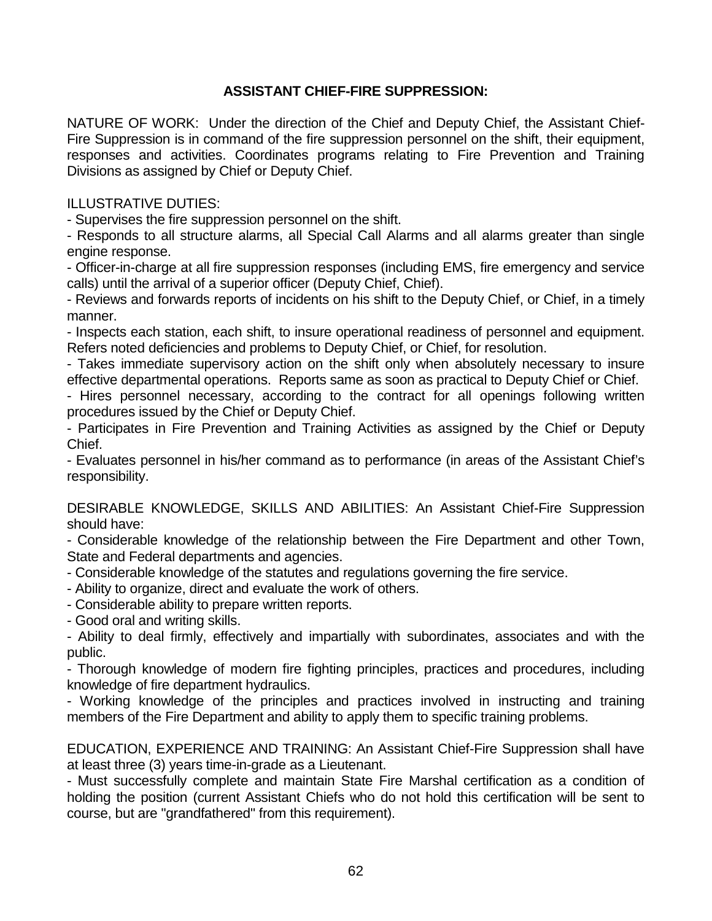## ASSISTANT CHIEF-FIRE SUPPRESSION:

NATURE OF WORK: Under the direction of the Chief and Deputy Chief, the Assistant Chief-Fire Suppression is in command of the fire suppression personnel on the shift, their equipment, responses and activities. Coordinates programs relating to Fire Prevention and Training Divisions as assigned by Chief or Deputy Chief.

ILLUSTRATIVE DUTIES:

- Supervises the fire suppression personnel on the shift.
- Responds to all structure alarms, all Special Call Alarms and all alarms greater than single engine response.
- Officer-in-charge at all fire suppression responses (including EMS, fire emergency and service calls) until the arrival of a superior officer (Deputy Chief, Chief).
- Reviews and forwards reports of incidents on his shift to the Deputy Chief, or Chief, in a timely manner.
- Inspects each station, each shift, to insure operational readiness of personnel and equipment. Refers noted deficiencies and problems to Deputy Chief, or Chief, for resolution.
- Takes immediate supervisory action on the shift only when absolutely necessary to insure effective departmental operations. Reports same as soon as practical to Deputy Chief or Chief.
- Hires personnel necessary, according to the contract for all openings following written procedures issued by the Chief or Deputy Chief.
- Participates in Fire Prevention and Training Activities as assigned by the Chief or Deputy Chief.
- Evaluates personnel in his/her command as to performance (in areas of the Assistant Chief's responsibility.

DESIRABLE KNOWLEDGE, SKILLS AND ABILITIES: An Assistant Chief-Fire Suppression should have:

- Considerable knowledge of the relationship between the Fire Department and other Town, State and Federal departments and agencies.
- Considerable knowledge of the statutes and regulations governing the fire service.
- Ability to organize, direct and evaluate the work of others.
- Considerable ability to prepare written reports.
- Good oral and writing skills.
- Ability to deal firmly, effectively and impartially with subordinates, associates and with the public.
- Thorough knowledge of modern fire fighting principles, practices and procedures, including knowledge of fire department hydraulics.
- Working knowledge of the principles and practices involved in instructing and training members of the Fire Department and ability to apply them to specific training problems.

EDUCATION, EXPERIENCE AND TRAINING: An Assistant Chief-Fire Suppression shall have at least three (3) years time-in-grade as a Lieutenant.

- Must successfully complete and maintain State Fire Marshal certification as a condition of holding the position (current Assistant Chiefs who do not hold this certification will be sent to course, but are "grandfathered" from this requirement).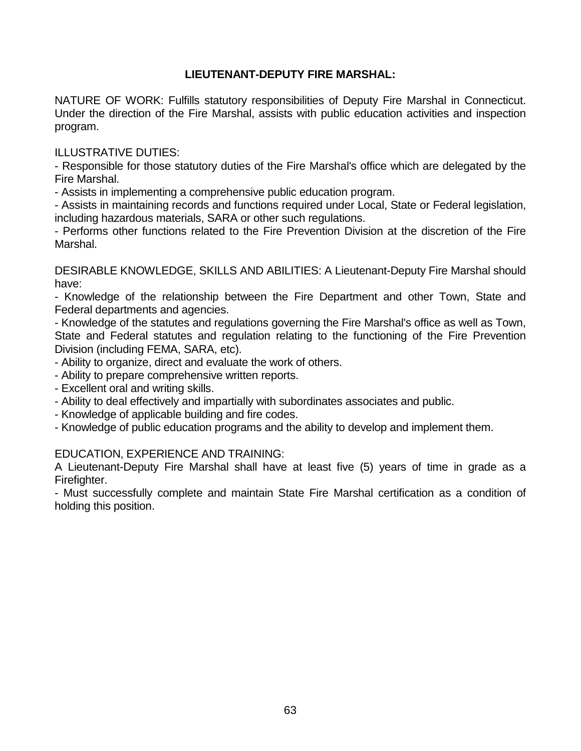## LIEUTENANT-DEPUTY FIRE MARSHAL:

NATURE OF WORK: Fulfills statutory responsibilities of Deputy Fire Marshal in Connecticut. Under the direction of the Fire Marshal, assists with public education activities and inspection program.

ILLUSTRATIVE DUTIES:

- Responsible for those statutory duties of the Fire Marshal's office which are delegated by the Fire Marshal.
- Assists in implementing a comprehensive public education program.
- Assists in maintaining records and functions required under Local, State or Federal legislation, including hazardous materials, SARA or other such regulations.
- Performs other functions related to the Fire Prevention Division at the discretion of the Fire Marshal.

DESIRABLE KNOWLEDGE, SKILLS AND ABILITIES: A Lieutenant-Deputy Fire Marshal should have:

- Knowledge of the relationship between the Fire Department and other Town, State and Federal departments and agencies.
- Knowledge of the statutes and regulations governing the Fire Marshal's office as well as Town, State and Federal statutes and regulation relating to the functioning of the Fire Prevention Division (including FEMA, SARA, etc).
- Ability to organize, direct and evaluate the work of others.
- Ability to prepare comprehensive written reports.
- Excellent oral and writing skills.
- Ability to deal effectively and impartially with subordinates associates and public.
- Knowledge of applicable building and fire codes.
- Knowledge of public education programs and the ability to develop and implement them.

EDUCATION, EXPERIENCE AND TRAINING:

A Lieutenant-Deputy Fire Marshal shall have at least five (5) years of time in grade as a Firefighter.

- Must successfully complete and maintain State Fire Marshal certification as a condition of holding this position.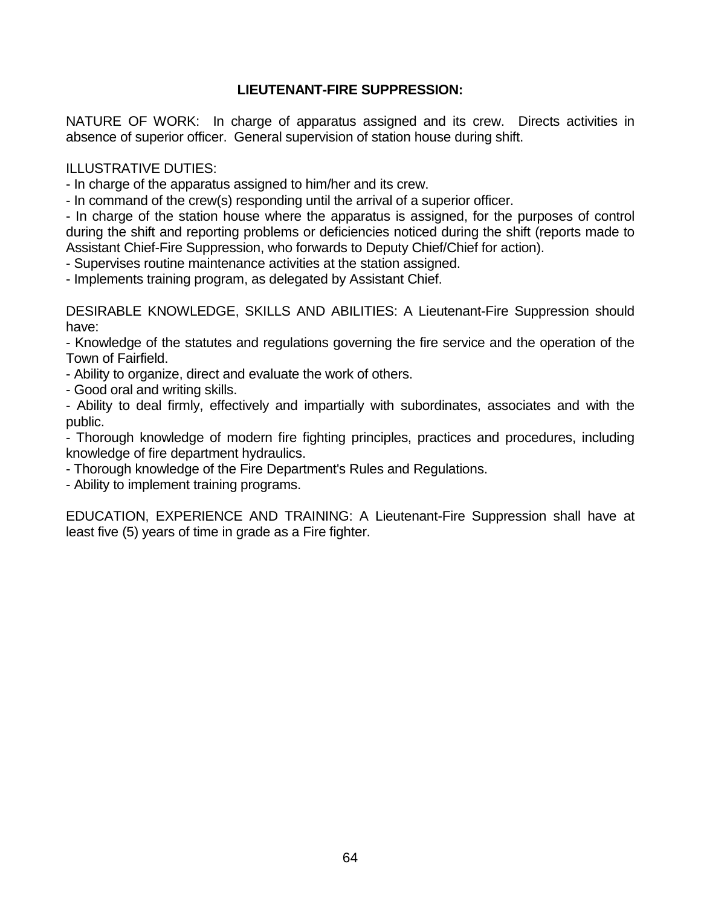## LIEUTENANT-FIRE SUPPRESSION:

NATURE OF WORK: In charge of apparatus assigned and its crew. Directs activities in absence of superior officer. General supervision of station house during shift.

ILLUSTRATIVE DUTIES:

- In charge of the apparatus assigned to him/her and its crew.
- In command of the crew(s) responding until the arrival of a superior officer.
- In charge of the station house where the apparatus is assigned, for the purposes of control during the shift and reporting problems or deficiencies noticed during the shift (reports made to Assistant Chief-Fire Suppression, who forwards to Deputy Chief/Chief for action).
- Supervises routine maintenance activities at the station assigned.
- Implements training program, as delegated by Assistant Chief.

DESIRABLE KNOWLEDGE, SKILLS AND ABILITIES: A Lieutenant-Fire Suppression should have:

- Knowledge of the statutes and regulations governing the fire service and the operation of the Town of Fairfield.
- Ability to organize, direct and evaluate the work of others.
- Good oral and writing skills.
- Ability to deal firmly, effectively and impartially with subordinates, associates and with the public.
- Thorough knowledge of modern fire fighting principles, practices and procedures, including knowledge of fire department hydraulics.
- Thorough knowledge of the Fire Department's Rules and Regulations.
- Ability to implement training programs.

EDUCATION, EXPERIENCE AND TRAINING: A Lieutenant-Fire Suppression shall have at least five (5) years of time in grade as a Fire fighter.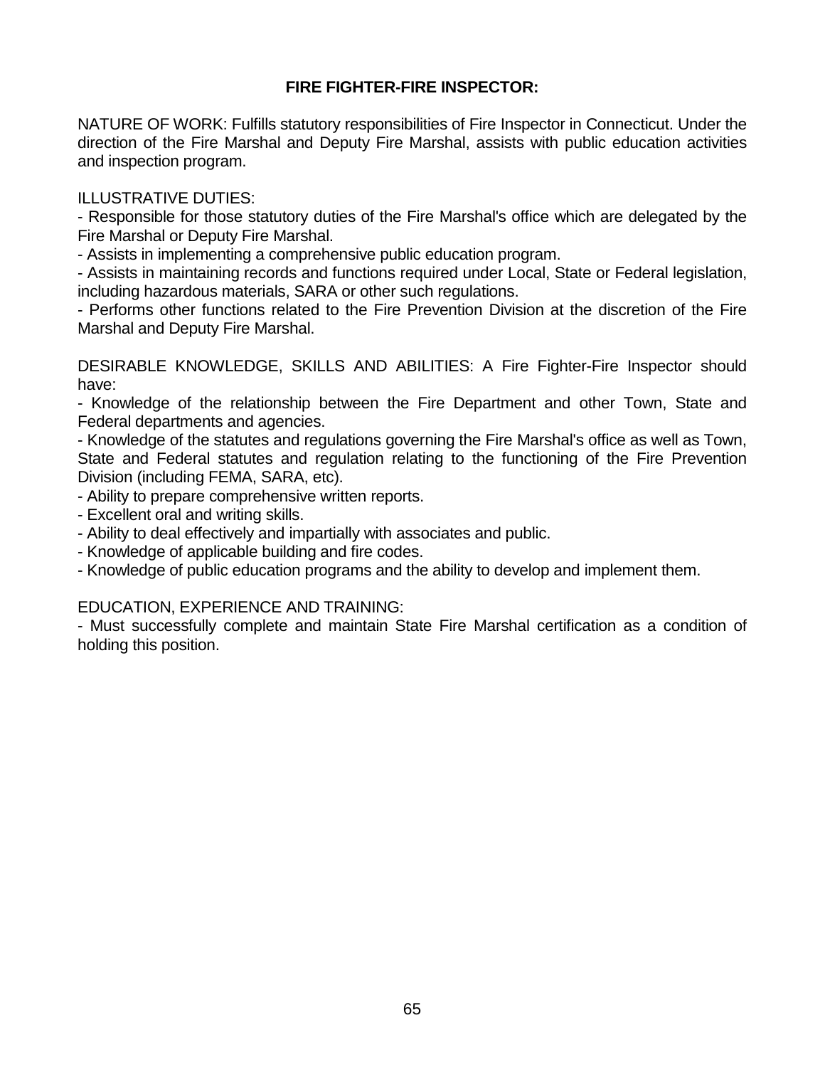## FIRE FIGHTER-FIRE INSPECTOR:

NATURE OF WORK: Fulfills statutory responsibilities of Fire Inspector in Connecticut. Under the direction of the Fire Marshal and Deputy Fire Marshal, assists with public education activities and inspection program.

ILLUSTRATIVE DUTIES:

- Responsible for those statutory duties of the Fire Marshal's office which are delegated by the Fire Marshal or Deputy Fire Marshal.
- Assists in implementing a comprehensive public education program.
- Assists in maintaining records and functions required under Local, State or Federal legislation, including hazardous materials, SARA or other such regulations.
- Performs other functions related to the Fire Prevention Division at the discretion of the Fire Marshal and Deputy Fire Marshal.

DESIRABLE KNOWLEDGE, SKILLS AND ABILITIES: A Fire Fighter-Fire Inspector should have:

- Knowledge of the relationship between the Fire Department and other Town, State and Federal departments and agencies.
- Knowledge of the statutes and regulations governing the Fire Marshal's office as well as Town, State and Federal statutes and regulation relating to the functioning of the Fire Prevention Division (including FEMA, SARA, etc).
- Ability to prepare comprehensive written reports.
- Excellent oral and writing skills.
- Ability to deal effectively and impartially with associates and public.
- Knowledge of applicable building and fire codes.
- Knowledge of public education programs and the ability to develop and implement them.

EDUCATION, EXPERIENCE AND TRAINING:

- Must successfully complete and maintain State Fire Marshal certification as a condition of holding this position.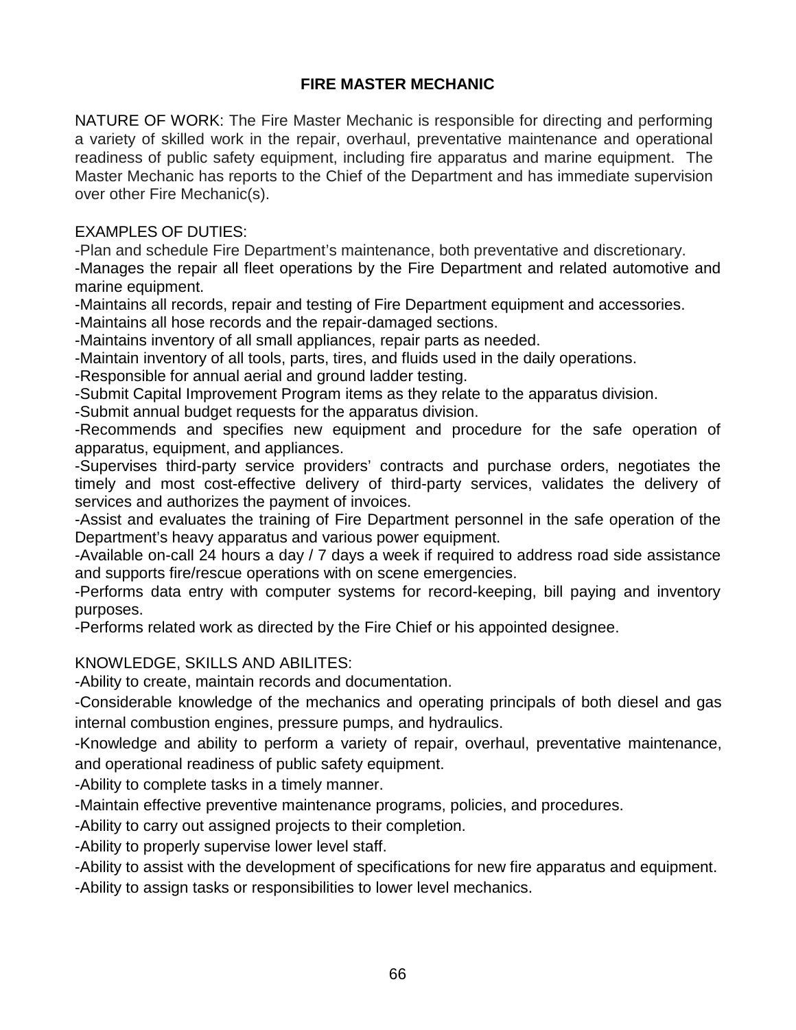# FIRE MASTER MECHANIC

NATURE OF WORK: The Fire Master Mechanic is responsible for directing and performing a variety of skilled work in the repair, overhaul, preventative maintenance and operational readiness of public safety equipment, including fire apparatus and marine equipment. The Master Mechanic has reports to the Chief of the Department and has immediate supervision over other Fire Mechanic(s).

EXAMPLES OF DUTIES:

-Plan and schedule Fire Department's maintenance, both preventative and discretionary.  
-Manages the repair all fleet operations by the Fire Department and related automotive and marine equipment.  
-Maintains all records, repair and testing of Fire Department equipment and accessories.  
-Maintains all hose records and the repair-damaged sections.  
-Maintains inventory of all small appliances, repair parts as needed.  
-Maintain inventory of all tools, parts, tires, and fluids used in the daily operations.  
-Responsible for annual aerial and ground ladder testing.  
-Submit Capital Improvement Program items as they relate to the apparatus division.  
-Submit annual budget requests for the apparatus division.  
-Recommends and specifies new equipment and procedure for the safe operation of apparatus, equipment, and appliances.  
-Supervises third-party service providers' contracts and purchase orders, negotiates the timely and most cost-effective delivery of third-party services, validates the delivery of services and authorizes the payment of invoices.  
-Assist and evaluates the training of Fire Department personnel in the safe operation of the Department's heavy apparatus and various power equipment.  
-Available on-call 24 hours a day / 7 days a week if required to address road side assistance and supports fire/rescue operations with on scene emergencies.  
-Performs data entry with computer systems for record-keeping, bill paying and inventory purposes.  
-Performs related work as directed by the Fire Chief or his appointed designee.

KNOWLEDGE, SKILLS AND ABILITES:

-Ability to create, maintain records and documentation.  
-Considerable knowledge of the mechanics and operating principals of both diesel and gas internal combustion engines, pressure pumps, and hydraulics.  
-Knowledge and ability to perform a variety of repair, overhaul, preventative maintenance, and operational readiness of public safety equipment.  
-Ability to complete tasks in a timely manner.  
-Maintain effective preventive maintenance programs, policies, and procedures.  
-Ability to carry out assigned projects to their completion.  
-Ability to properly supervise lower level staff.  
-Ability to assist with the development of specifications for new fire apparatus and equipment.  
-Ability to assign tasks or responsibilities to lower level mechanics.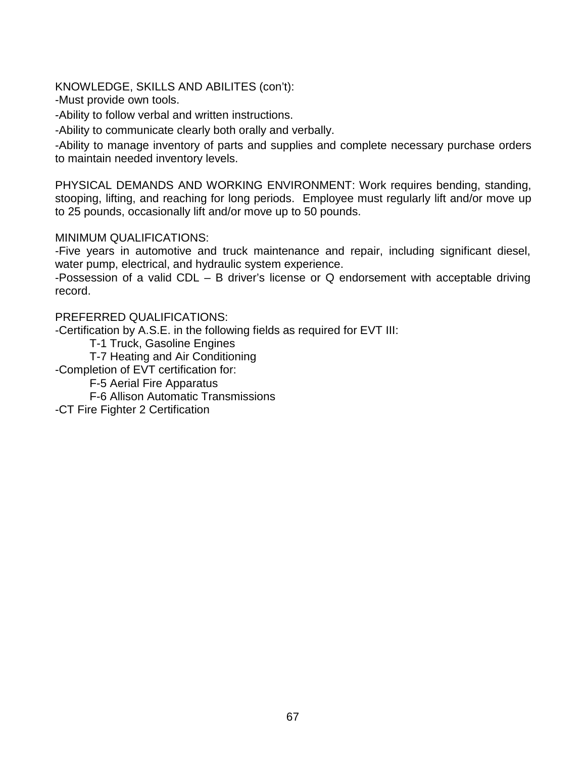KNOWLEDGE, SKILLS AND ABILITES (con't):

-Must provide own tools.

-Ability to follow verbal and written instructions.

-Ability to communicate clearly both orally and verbally.

-Ability to manage inventory of parts and supplies and complete necessary purchase orders to maintain needed inventory levels.

PHYSICAL DEMANDS AND WORKING ENVIRONMENT: Work requires bending, standing, stooping, lifting, and reaching for long periods. Employee must regularly lift and/or move up to 25 pounds, occasionally lift and/or move up to 50 pounds.

MINIMUM QUALIFICATIONS:

-Five years in automotive and truck maintenance and repair, including significant diesel, water pump, electrical, and hydraulic system experience.

-Possession of a valid CDL – B driver's license or Q endorsement with acceptable driving record.

PREFERRED QUALIFICATIONS:

-Certification by A.S.E. in the following fields as required for EVT III:

- T-1 Truck, Gasoline Engines
- T-7 Heating and Air Conditioning

-Completion of EVT certification for:

- F-5 Aerial Fire Apparatus
- F-6 Allison Automatic Transmissions

-CT Fire Fighter 2 Certification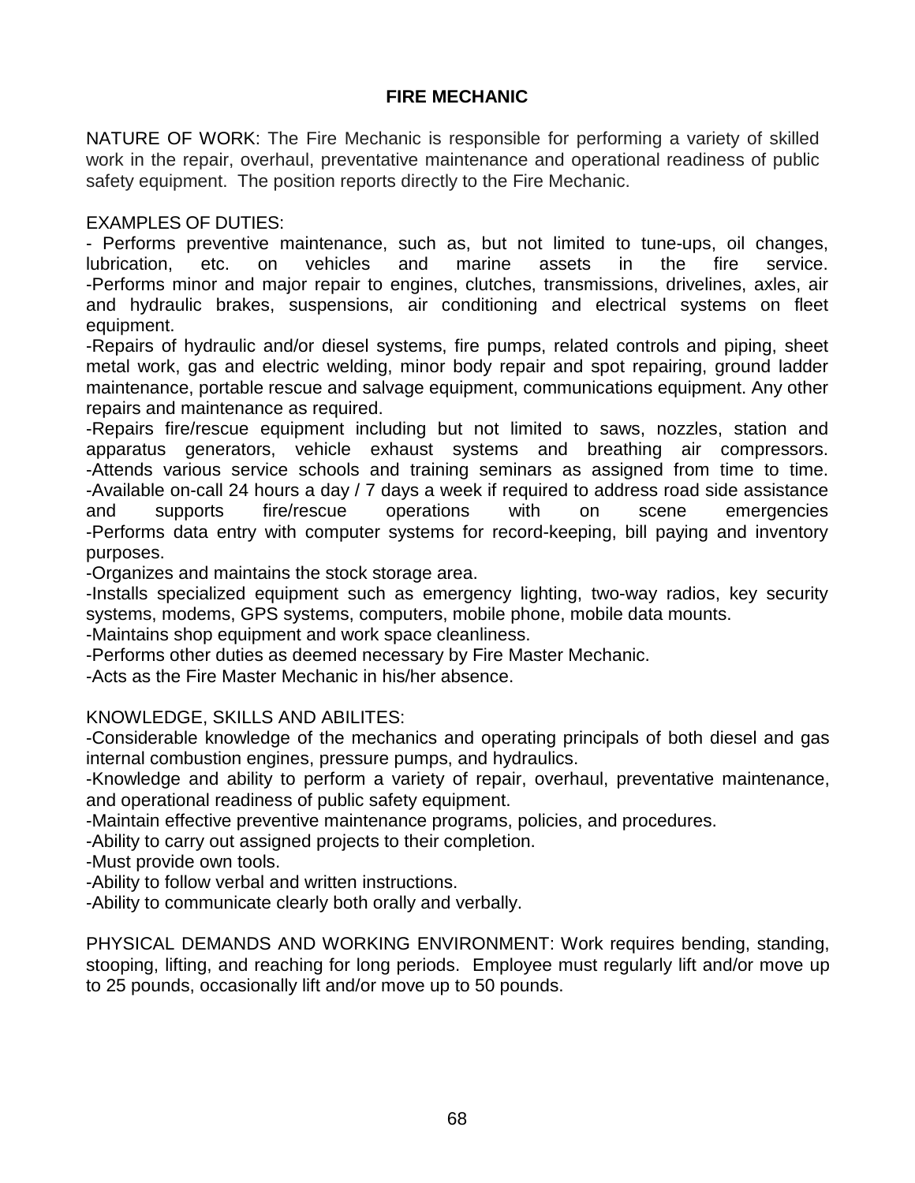# FIRE MECHANIC

NATURE OF WORK: The Fire Mechanic is responsible for performing a variety of skilled work in the repair, overhaul, preventative maintenance and operational readiness of public safety equipment. The position reports directly to the Fire Mechanic.

EXAMPLES OF DUTIES:

- Performs preventive maintenance, such as, but not limited to tune-ups, oil changes, lubrication, etc. on vehicles and marine assets in the fire service.
- Performs minor and major repair to engines, clutches, transmissions, drivelines, axles, air and hydraulic brakes, suspensions, air conditioning and electrical systems on fleet equipment.
- Repairs of hydraulic and/or diesel systems, fire pumps, related controls and piping, sheet metal work, gas and electric welding, minor body repair and spot repairing, ground ladder maintenance, portable rescue and salvage equipment, communications equipment. Any other repairs and maintenance as required.
- Repairs fire/rescue equipment including but not limited to saws, nozzles, station and apparatus generators, vehicle exhaust systems and breathing air compressors.
- Attends various service schools and training seminars as assigned from time to time.
- Available on-call 24 hours a day / 7 days a week if required to address road side assistance and supports fire/rescue operations with on scene emergencies
- Performs data entry with computer systems for record-keeping, bill paying and inventory purposes.
- Organizes and maintains the stock storage area.
- Installs specialized equipment such as emergency lighting, two-way radios, key security systems, modems, GPS systems, computers, mobile phone, mobile data mounts.
- Maintains shop equipment and work space cleanliness.
- Performs other duties as deemed necessary by Fire Master Mechanic.
- Acts as the Fire Master Mechanic in his/her absence.

KNOWLEDGE, SKILLS AND ABILITES:

- Considerable knowledge of the mechanics and operating principals of both diesel and gas internal combustion engines, pressure pumps, and hydraulics.
- Knowledge and ability to perform a variety of repair, overhaul, preventative maintenance, and operational readiness of public safety equipment.
- Maintain effective preventive maintenance programs, policies, and procedures.
- Ability to carry out assigned projects to their completion.
- Must provide own tools.
- Ability to follow verbal and written instructions.
- Ability to communicate clearly both orally and verbally.

PHYSICAL DEMANDS AND WORKING ENVIRONMENT: Work requires bending, standing, stooping, lifting, and reaching for long periods. Employee must regularly lift and/or move up to 25 pounds, occasionally lift and/or move up to 50 pounds.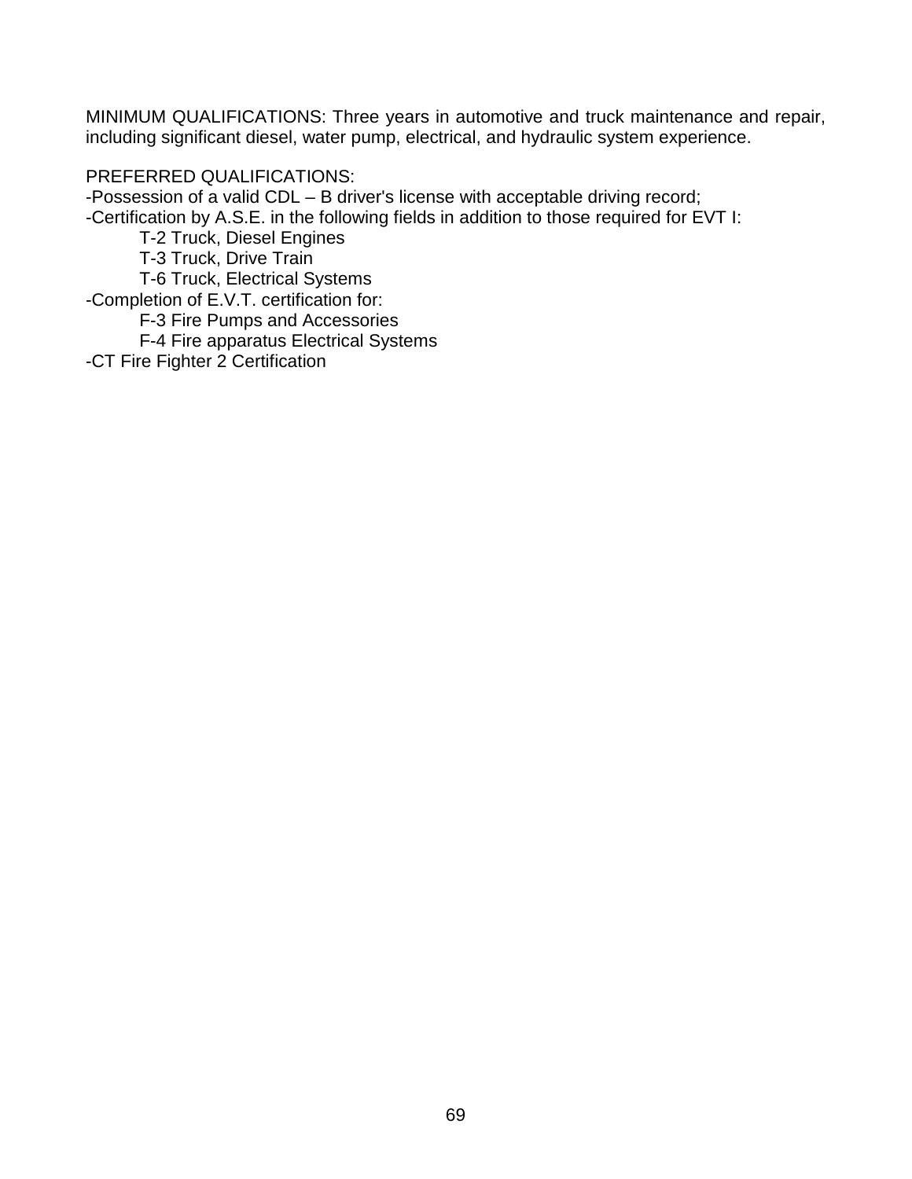MINIMUM QUALIFICATIONS: Three years in automotive and truck maintenance and repair, including significant diesel, water pump, electrical, and hydraulic system experience.

PREFERRED QUALIFICATIONS:
-Possession of a valid CDL – B driver's license with acceptable driving record;
-Certification by A.S.E. in the following fields in addition to those required for EVT I:

- T-2 Truck, Diesel Engines
- T-3 Truck, Drive Train
- T-6 Truck, Electrical Systems

-Completion of E.V.T. certification for:

- F-3 Fire Pumps and Accessories
- F-4 Fire apparatus Electrical Systems

-CT Fire Fighter 2 Certification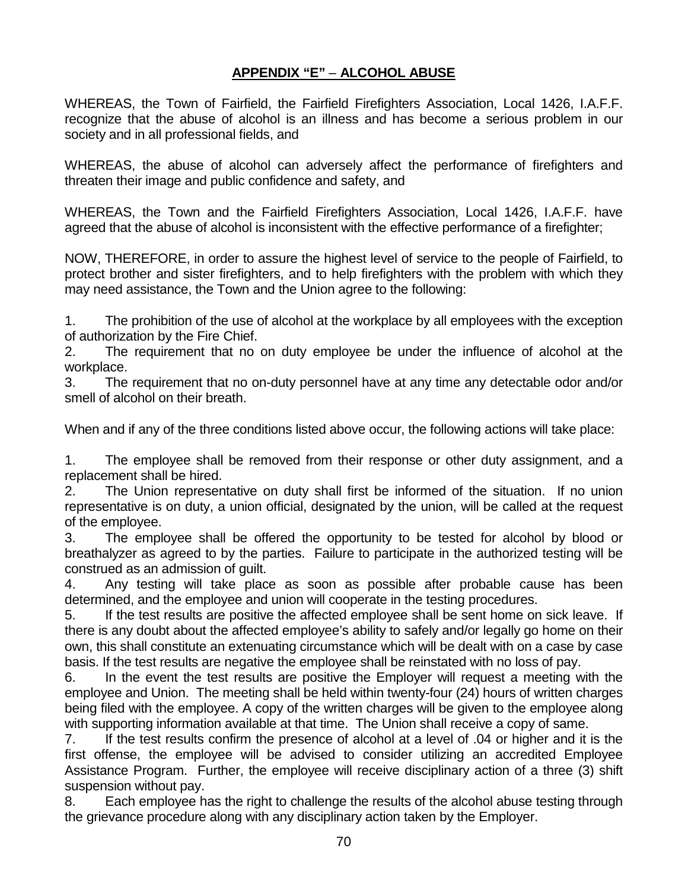## APPENDIX "E" – ALCOHOL ABUSE

WHEREAS, the Town of Fairfield, the Fairfield Firefighters Association, Local 1426, I.A.F.F. recognize that the abuse of alcohol is an illness and has become a serious problem in our society and in all professional fields, and

WHEREAS, the abuse of alcohol can adversely affect the performance of firefighters and threaten their image and public confidence and safety, and

WHEREAS, the Town and the Fairfield Firefighters Association, Local 1426, I.A.F.F. have agreed that the abuse of alcohol is inconsistent with the effective performance of a firefighter;

NOW, THEREFORE, in order to assure the highest level of service to the people of Fairfield, to protect brother and sister firefighters, and to help firefighters with the problem with which they may need assistance, the Town and the Union agree to the following:

1. The prohibition of the use of alcohol at the workplace by all employees with the exception of authorization by the Fire Chief.
2. The requirement that no on duty employee be under the influence of alcohol at the workplace.
3. The requirement that no on-duty personnel have at any time any detectable odor and/or smell of alcohol on their breath.

When and if any of the three conditions listed above occur, the following actions will take place:

1. The employee shall be removed from their response or other duty assignment, and a replacement shall be hired.
2. The Union representative on duty shall first be informed of the situation. If no union representative is on duty, a union official, designated by the union, will be called at the request of the employee.
3. The employee shall be offered the opportunity to be tested for alcohol by blood or breathalyzer as agreed to by the parties. Failure to participate in the authorized testing will be construed as an admission of guilt.
4. Any testing will take place as soon as possible after probable cause has been determined, and the employee and union will cooperate in the testing procedures.
5. If the test results are positive the affected employee shall be sent home on sick leave. If there is any doubt about the affected employee's ability to safely and/or legally go home on their own, this shall constitute an extenuating circumstance which will be dealt with on a case by case basis. If the test results are negative the employee shall be reinstated with no loss of pay.
6. In the event the test results are positive the Employer will request a meeting with the employee and Union. The meeting shall be held within twenty-four (24) hours of written charges being filed with the employee. A copy of the written charges will be given to the employee along with supporting information available at that time. The Union shall receive a copy of same.
7. If the test results confirm the presence of alcohol at a level of .04 or higher and it is the first offense, the employee will be advised to consider utilizing an accredited Employee Assistance Program. Further, the employee will receive disciplinary action of a three (3) shift suspension without pay.
8. Each employee has the right to challenge the results of the alcohol abuse testing through the grievance procedure along with any disciplinary action taken by the Employer.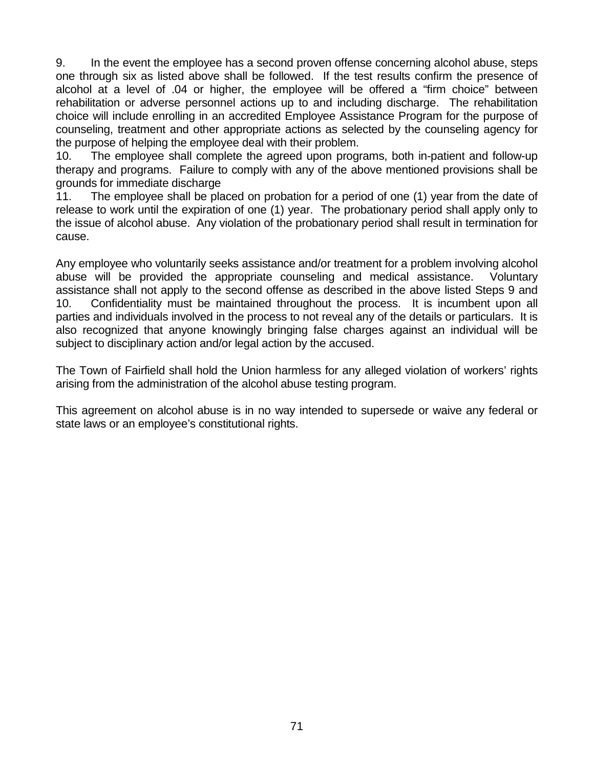9. In the event the employee has a second proven offense concerning alcohol abuse, steps one through six as listed above shall be followed. If the test results confirm the presence of alcohol at a level of .04 or higher, the employee will be offered a "firm choice" between rehabilitation or adverse personnel actions up to and including discharge. The rehabilitation choice will include enrolling in an accredited Employee Assistance Program for the purpose of counseling, treatment and other appropriate actions as selected by the counseling agency for the purpose of helping the employee deal with their problem.

10. The employee shall complete the agreed upon programs, both in-patient and follow-up therapy and programs. Failure to comply with any of the above mentioned provisions shall be grounds for immediate discharge

11. The employee shall be placed on probation for a period of one (1) year from the date of release to work until the expiration of one (1) year. The probationary period shall apply only to the issue of alcohol abuse. Any violation of the probationary period shall result in termination for cause.

Any employee who voluntarily seeks assistance and/or treatment for a problem involving alcohol abuse will be provided the appropriate counseling and medical assistance. Voluntary assistance shall not apply to the second offense as described in the above listed Steps 9 and 10. Confidentiality must be maintained throughout the process. It is incumbent upon all parties and individuals involved in the process to not reveal any of the details or particulars. It is also recognized that anyone knowingly bringing false charges against an individual will be subject to disciplinary action and/or legal action by the accused.

The Town of Fairfield shall hold the Union harmless for any alleged violation of workers' rights arising from the administration of the alcohol abuse testing program.

This agreement on alcohol abuse is in no way intended to supersede or waive any federal or state laws or an employee's constitutional rights.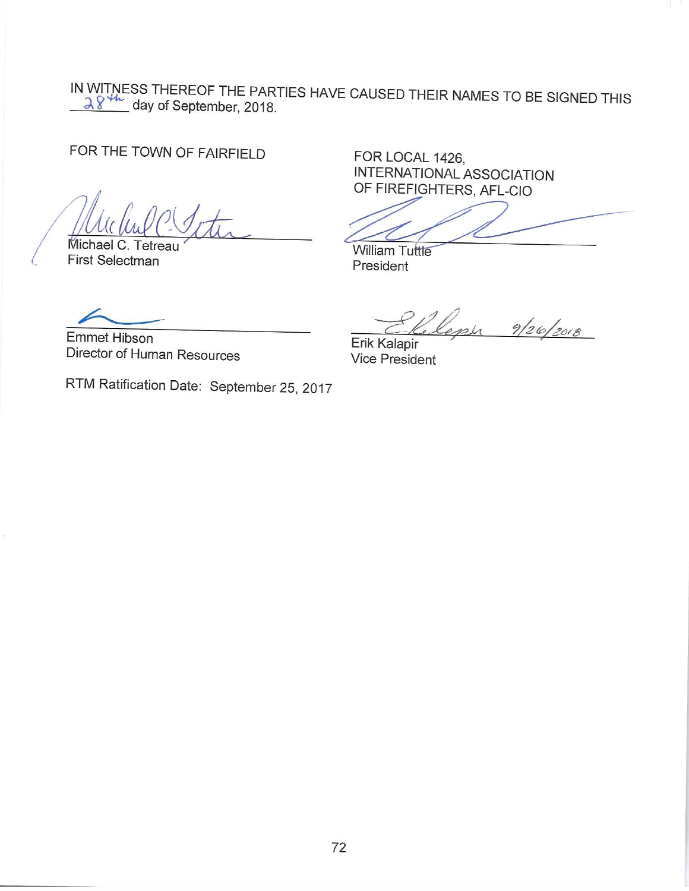IN WITNESS THEREOF THE PARTIES HAVE CAUSED THEIR NAMES TO BE SIGNED THIS 28th day of September, 2018.

FOR THE TOWN OF FAIRFIELD

Michael C. Tetreau
First Selectman

Emmet Hibson
Director of Human Resources

RTM Ratification Date: September 25, 2017

FOR LOCAL 1426,
INTERNATIONAL ASSOCIATION
OF FIREFIGHTERS, AFL-CIO

William Tuttle
President

9/26/2018

Erik Kalapir
Vice President